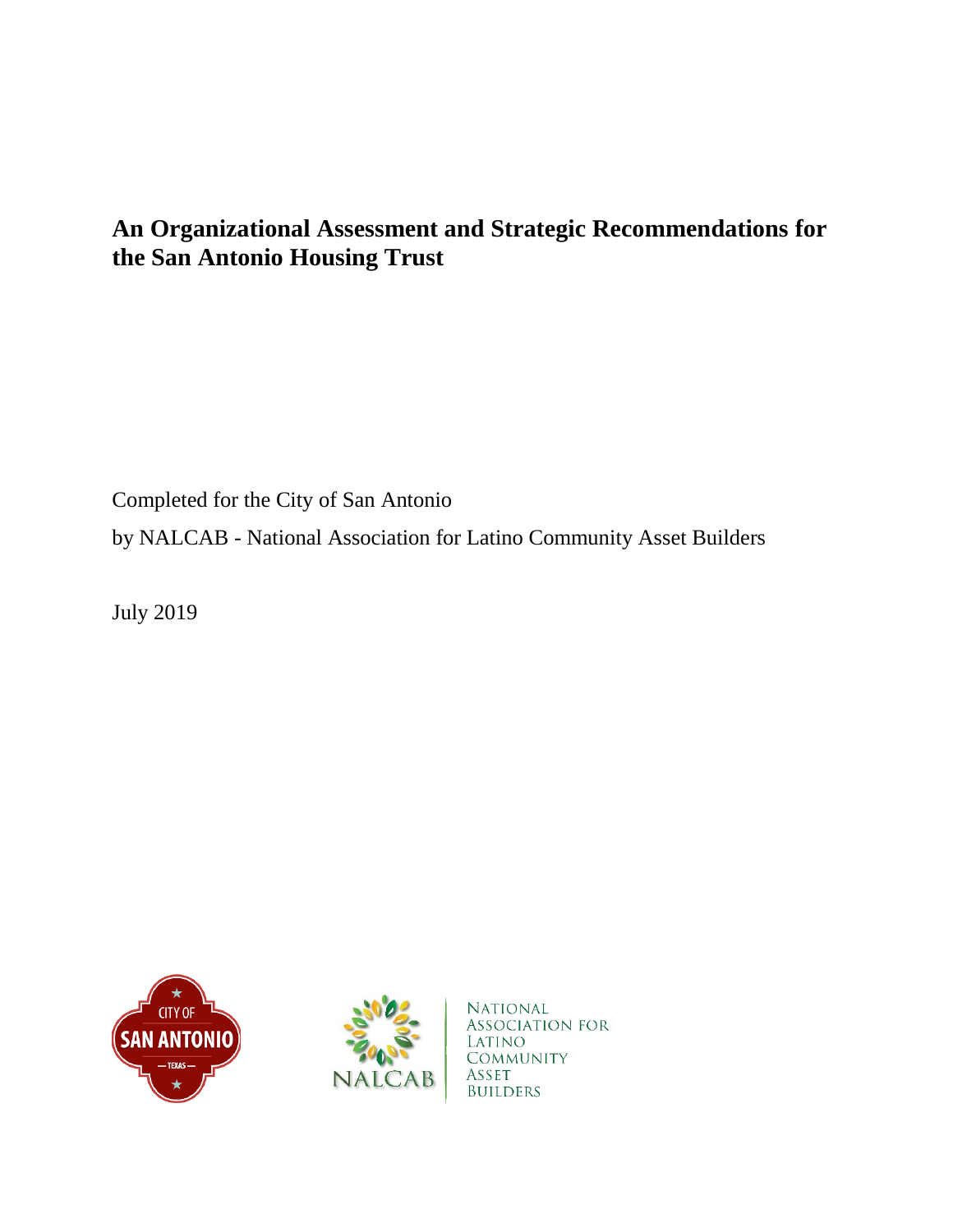# An Organizational Assessment and Strategic Recommendations for the San Antonio Housing Trust

Completed for the City of San Antonio

by NALCAB - National Association for Latino Community Asset Builders

July 2019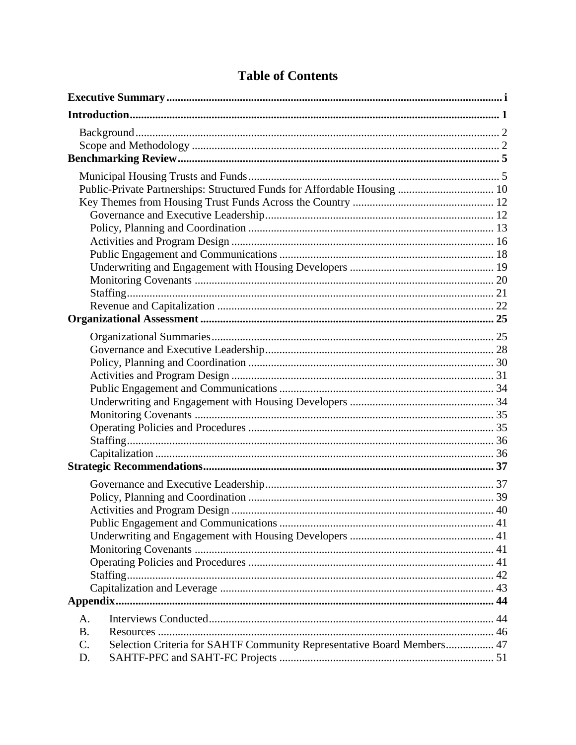# Table of Contents

**Executive Summary** ..... i

**Introduction** ..... 1

- Background ..... 2
- Scope and Methodology ..... 2

**Benchmarking Review** ..... 5

- Municipal Housing Trusts and Funds ..... 5
- Public-Private Partnerships: Structured Funds for Affordable Housing ..... 10
- Key Themes from Housing Trust Funds Across the Country ..... 12
  - Governance and Executive Leadership ..... 12
  - Policy, Planning and Coordination ..... 13
  - Activities and Program Design ..... 16
  - Public Engagement and Communications ..... 18
  - Underwriting and Engagement with Housing Developers ..... 19
  - Monitoring Covenants ..... 20
  - Staffing ..... 21
  - Revenue and Capitalization ..... 22

**Organizational Assessment** ..... 25

- Organizational Summaries ..... 25
- Governance and Executive Leadership ..... 28
- Policy, Planning and Coordination ..... 30
- Activities and Program Design ..... 31
- Public Engagement and Communications ..... 34
- Underwriting and Engagement with Housing Developers ..... 34
- Monitoring Covenants ..... 35
- Operating Policies and Procedures ..... 35
- Staffing ..... 36
- Capitalization ..... 36

**Strategic Recommendations** ..... 37

- Governance and Executive Leadership ..... 37
- Policy, Planning and Coordination ..... 39
- Activities and Program Design ..... 40
- Public Engagement and Communications ..... 41
- Underwriting and Engagement with Housing Developers ..... 41
- Monitoring Covenants ..... 41
- Operating Policies and Procedures ..... 41
- Staffing ..... 42
- Capitalization and Leverage ..... 43

**Appendix** ..... 44

- A. Interviews Conducted ..... 44
- B. Resources ..... 46
- C. Selection Criteria for SAHTF Community Representative Board Members ..... 47
- D. SAHTF-PFC and SAHT-FC Projects ..... 51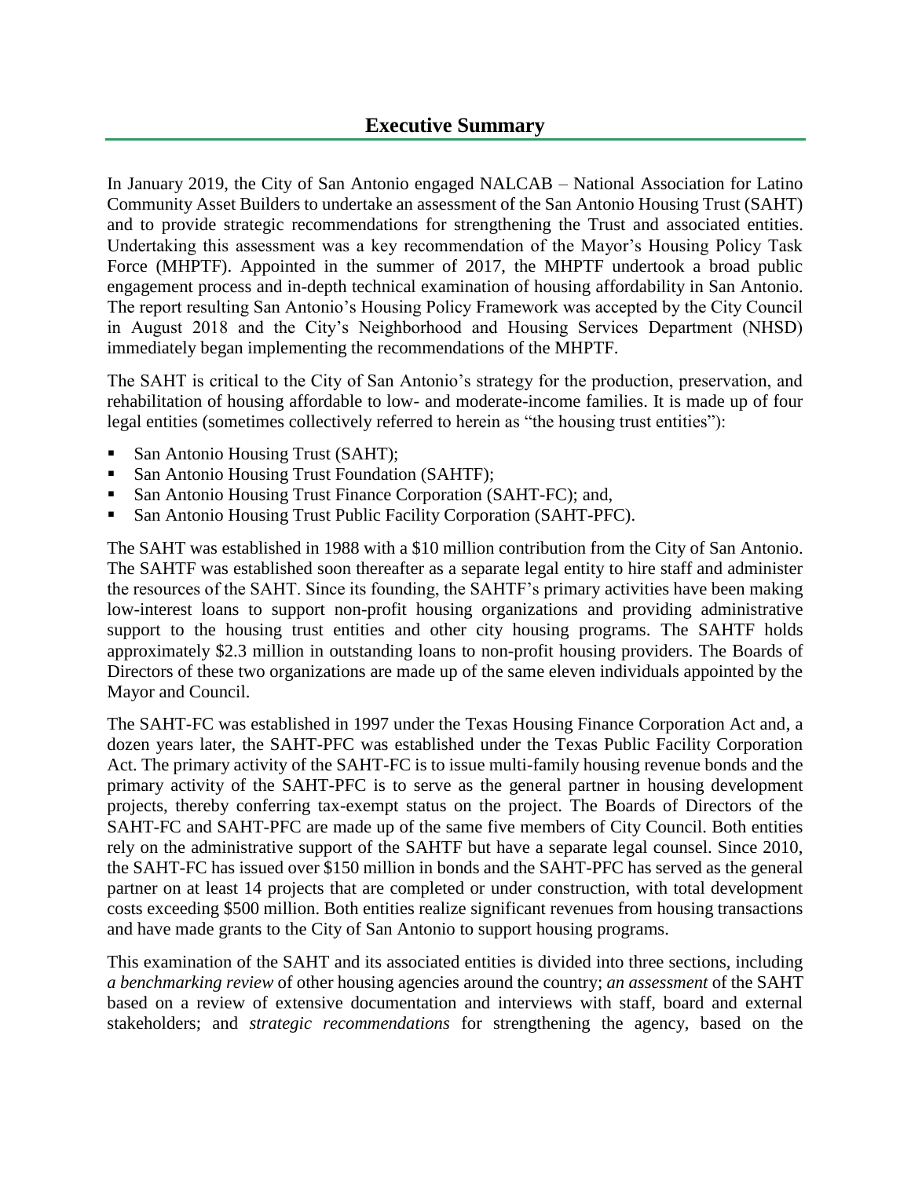# Executive Summary

In January 2019, the City of San Antonio engaged NALCAB – National Association for Latino Community Asset Builders to undertake an assessment of the San Antonio Housing Trust (SAHT) and to provide strategic recommendations for strengthening the Trust and associated entities. Undertaking this assessment was a key recommendation of the Mayor's Housing Policy Task Force (MHPTF). Appointed in the summer of 2017, the MHPTF undertook a broad public engagement process and in-depth technical examination of housing affordability in San Antonio. The report resulting San Antonio's Housing Policy Framework was accepted by the City Council in August 2018 and the City's Neighborhood and Housing Services Department (NHSD) immediately began implementing the recommendations of the MHPTF.

The SAHT is critical to the City of San Antonio's strategy for the production, preservation, and rehabilitation of housing affordable to low- and moderate-income families. It is made up of four legal entities (sometimes collectively referred to herein as "the housing trust entities"):

- San Antonio Housing Trust (SAHT);
- San Antonio Housing Trust Foundation (SAHTF);
- San Antonio Housing Trust Finance Corporation (SAHT-FC); and,
- San Antonio Housing Trust Public Facility Corporation (SAHT-PFC).

The SAHT was established in 1988 with a $10 million contribution from the City of San Antonio. The SAHTF was established soon thereafter as a separate legal entity to hire staff and administer the resources of the SAHT. Since its founding, the SAHTF's primary activities have been making low-interest loans to support non-profit housing organizations and providing administrative support to the housing trust entities and other city housing programs. The SAHTF holds approximately $2.3 million in outstanding loans to non-profit housing providers. The Boards of Directors of these two organizations are made up of the same eleven individuals appointed by the Mayor and Council.

The SAHT-FC was established in 1997 under the Texas Housing Finance Corporation Act and, a dozen years later, the SAHT-PFC was established under the Texas Public Facility Corporation Act. The primary activity of the SAHT-FC is to issue multi-family housing revenue bonds and the primary activity of the SAHT-PFC is to serve as the general partner in housing development projects, thereby conferring tax-exempt status on the project. The Boards of Directors of the SAHT-FC and SAHT-PFC are made up of the same five members of City Council. Both entities rely on the administrative support of the SAHTF but have a separate legal counsel. Since 2010, the SAHT-FC has issued over $150 million in bonds and the SAHT-PFC has served as the general partner on at least 14 projects that are completed or under construction, with total development costs exceeding $500 million. Both entities realize significant revenues from housing transactions and have made grants to the City of San Antonio to support housing programs.

This examination of the SAHT and its associated entities is divided into three sections, including *a benchmarking review* of other housing agencies around the country; *an assessment* of the SAHT based on a review of extensive documentation and interviews with staff, board and external stakeholders; and *strategic recommendations* for strengthening the agency, based on the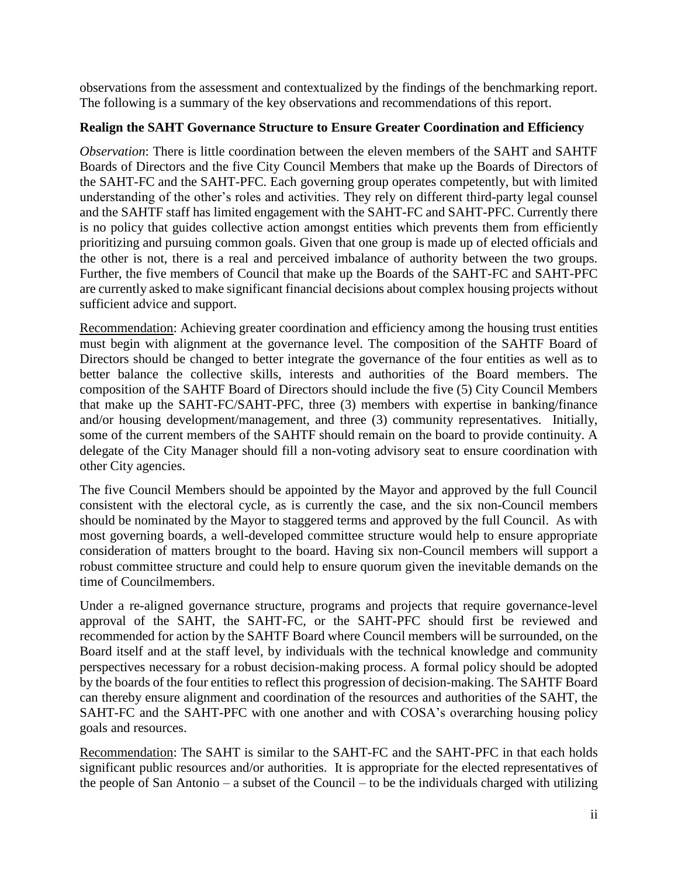observations from the assessment and contextualized by the findings of the benchmarking report. The following is a summary of the key observations and recommendations of this report.

**Realign the SAHT Governance Structure to Ensure Greater Coordination and Efficiency**

*Observation*: There is little coordination between the eleven members of the SAHT and SAHTF Boards of Directors and the five City Council Members that make up the Boards of Directors of the SAHT-FC and the SAHT-PFC. Each governing group operates competently, but with limited understanding of the other's roles and activities. They rely on different third-party legal counsel and the SAHTF staff has limited engagement with the SAHT-FC and SAHT-PFC. Currently there is no policy that guides collective action amongst entities which prevents them from efficiently prioritizing and pursuing common goals. Given that one group is made up of elected officials and the other is not, there is a real and perceived imbalance of authority between the two groups. Further, the five members of Council that make up the Boards of the SAHT-FC and SAHT-PFC are currently asked to make significant financial decisions about complex housing projects without sufficient advice and support.

Recommendation: Achieving greater coordination and efficiency among the housing trust entities must begin with alignment at the governance level. The composition of the SAHTF Board of Directors should be changed to better integrate the governance of the four entities as well as to better balance the collective skills, interests and authorities of the Board members. The composition of the SAHTF Board of Directors should include the five (5) City Council Members that make up the SAHT-FC/SAHT-PFC, three (3) members with expertise in banking/finance and/or housing development/management, and three (3) community representatives. Initially, some of the current members of the SAHTF should remain on the board to provide continuity. A delegate of the City Manager should fill a non-voting advisory seat to ensure coordination with other City agencies.

The five Council Members should be appointed by the Mayor and approved by the full Council consistent with the electoral cycle, as is currently the case, and the six non-Council members should be nominated by the Mayor to staggered terms and approved by the full Council. As with most governing boards, a well-developed committee structure would help to ensure appropriate consideration of matters brought to the board. Having six non-Council members will support a robust committee structure and could help to ensure quorum given the inevitable demands on the time of Councilmembers.

Under a re-aligned governance structure, programs and projects that require governance-level approval of the SAHT, the SAHT-FC, or the SAHT-PFC should first be reviewed and recommended for action by the SAHTF Board where Council members will be surrounded, on the Board itself and at the staff level, by individuals with the technical knowledge and community perspectives necessary for a robust decision-making process. A formal policy should be adopted by the boards of the four entities to reflect this progression of decision-making. The SAHTF Board can thereby ensure alignment and coordination of the resources and authorities of the SAHT, the SAHT-FC and the SAHT-PFC with one another and with COSA's overarching housing policy goals and resources.

Recommendation: The SAHT is similar to the SAHT-FC and the SAHT-PFC in that each holds significant public resources and/or authorities. It is appropriate for the elected representatives of the people of San Antonio – a subset of the Council – to be the individuals charged with utilizing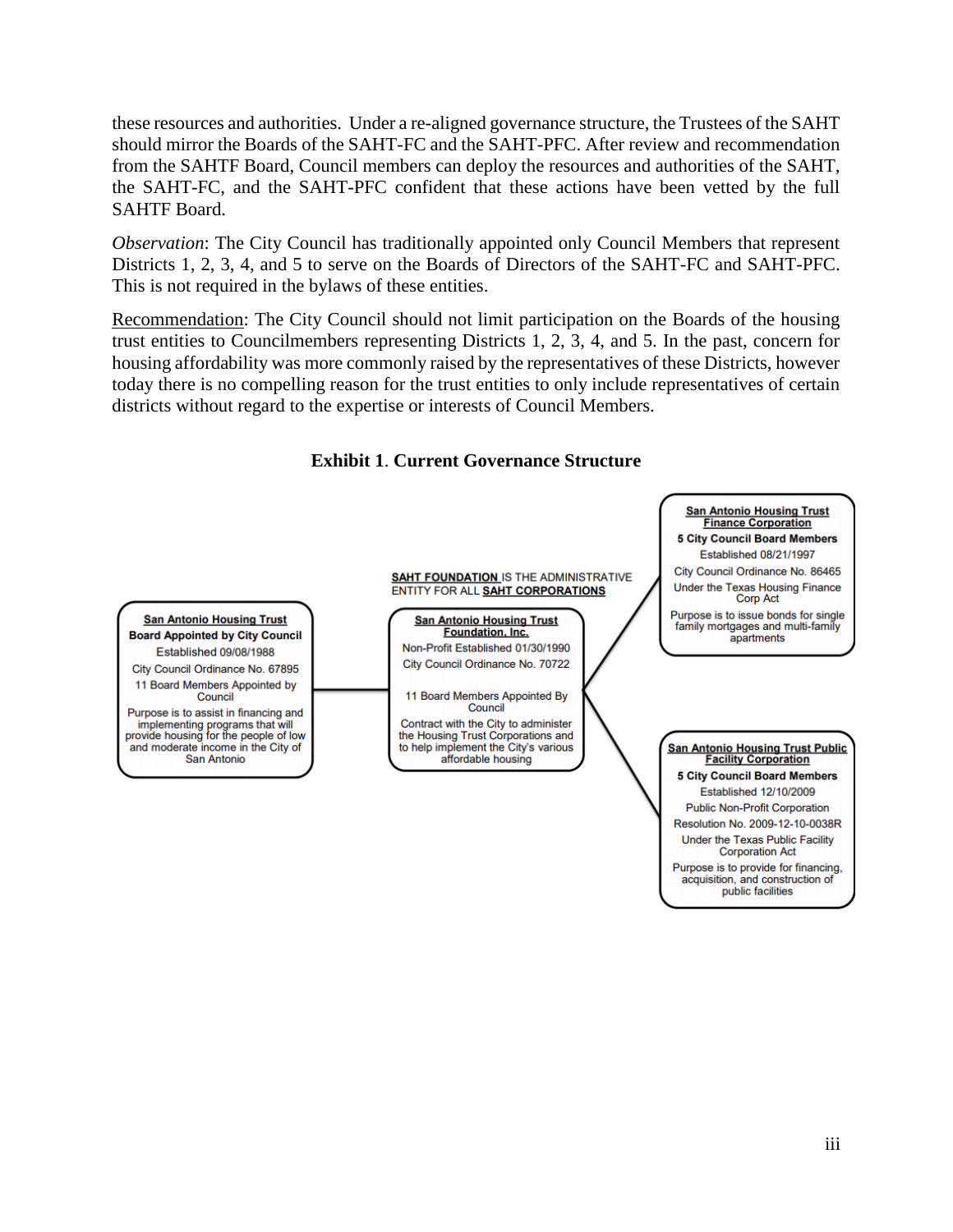these resources and authorities. Under a re-aligned governance structure, the Trustees of the SAHT should mirror the Boards of the SAHT-FC and the SAHT-PFC. After review and recommendation from the SAHTF Board, Council members can deploy the resources and authorities of the SAHT, the SAHT-FC, and the SAHT-PFC confident that these actions have been vetted by the full SAHTF Board.

*Observation*: The City Council has traditionally appointed only Council Members that represent Districts 1, 2, 3, 4, and 5 to serve on the Boards of Directors of the SAHT-FC and SAHT-PFC. This is not required in the bylaws of these entities.

Recommendation: The City Council should not limit participation on the Boards of the housing trust entities to Councilmembers representing Districts 1, 2, 3, 4, and 5. In the past, concern for housing affordability was more commonly raised by the representatives of these Districts, however today there is no compelling reason for the trust entities to only include representatives of certain districts without regard to the expertise or interests of Council Members.

**Exhibit 1**. **Current Governance Structure**

**San Antonio Housing Trust**
**Board Appointed by City Council**
Established 09/08/1988
City Council Ordinance No. 67895
11 Board Members Appointed by Council
Purpose is to assist in financing and implementing programs that will provide housing for the people of low and moderate income in the City of San Antonio

**SAHT FOUNDATION** IS THE ADMINISTRATIVE ENTITY FOR ALL **SAHT CORPORATIONS**

**San Antonio Housing Trust Foundation, Inc.**
Non-Profit Established 01/30/1990
City Council Ordinance No. 70722
11 Board Members Appointed By Council
Contract with the City to administer the Housing Trust Corporations and to help implement the City's various affordable housing

**San Antonio Housing Trust Finance Corporation**
**5 City Council Board Members**
Established 08/21/1997
City Council Ordinance No. 86465
Under the Texas Housing Finance Corp Act
Purpose is to issue bonds for single family mortgages and multi-family apartments

**San Antonio Housing Trust Public Facility Corporation**
**5 City Council Board Members**
Established 12/10/2009
Public Non-Profit Corporation
Resolution No. 2009-12-10-0038R
Under the Texas Public Facility Corporation Act
Purpose is to provide for financing, acquisition, and construction of public facilities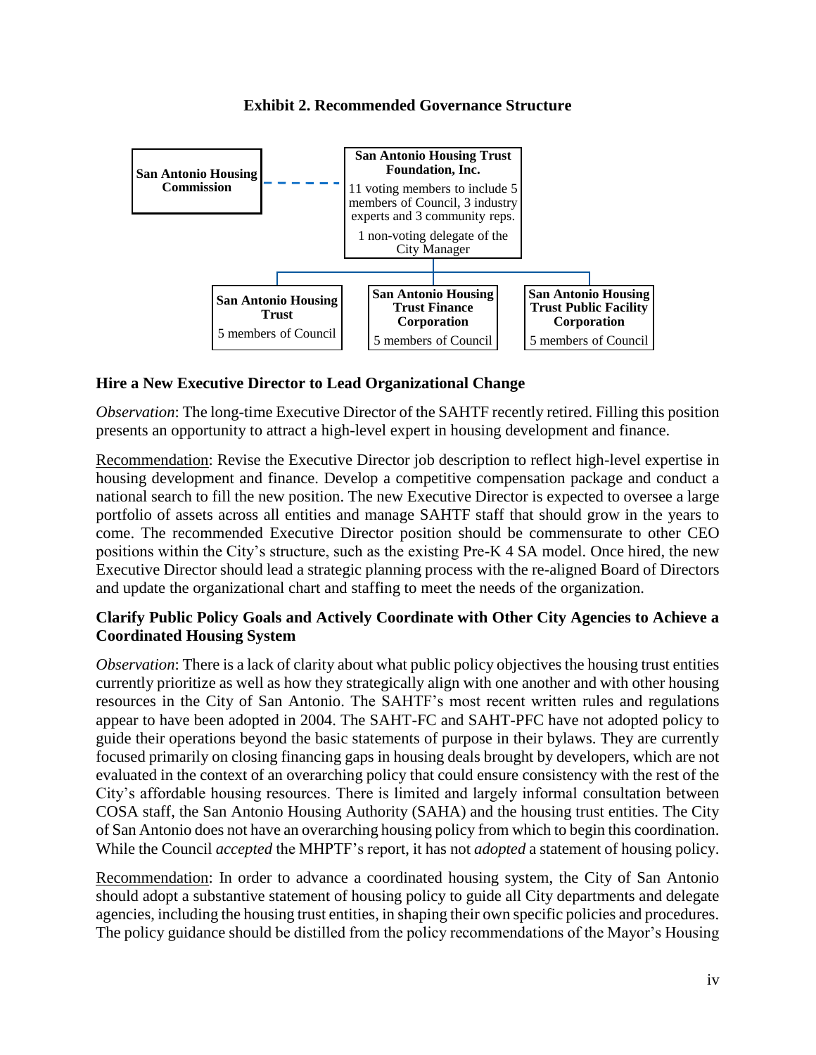**Exhibit 2. Recommended Governance Structure**

**San Antonio Housing Commission** - - - - **San Antonio Housing Trust Foundation, Inc.**

11 voting members to include 5 members of Council, 3 industry experts and 3 community reps.

1 non-voting delegate of the City Manager

- **San Antonio Housing Trust** — 5 members of Council
- **San Antonio Housing Trust Finance Corporation** — 5 members of Council
- **San Antonio Housing Trust Public Facility Corporation** — 5 members of Council

### Hire a New Executive Director to Lead Organizational Change

*Observation*: The long-time Executive Director of the SAHTF recently retired. Filling this position presents an opportunity to attract a high-level expert in housing development and finance.

<u>Recommendation</u>: Revise the Executive Director job description to reflect high-level expertise in housing development and finance. Develop a competitive compensation package and conduct a national search to fill the new position. The new Executive Director is expected to oversee a large portfolio of assets across all entities and manage SAHTF staff that should grow in the years to come. The recommended Executive Director position should be commensurate to other CEO positions within the City's structure, such as the existing Pre-K 4 SA model. Once hired, the new Executive Director should lead a strategic planning process with the re-aligned Board of Directors and update the organizational chart and staffing to meet the needs of the organization.

### Clarify Public Policy Goals and Actively Coordinate with Other City Agencies to Achieve a Coordinated Housing System

*Observation*: There is a lack of clarity about what public policy objectives the housing trust entities currently prioritize as well as how they strategically align with one another and with other housing resources in the City of San Antonio. The SAHTF's most recent written rules and regulations appear to have been adopted in 2004. The SAHT-FC and SAHT-PFC have not adopted policy to guide their operations beyond the basic statements of purpose in their bylaws. They are currently focused primarily on closing financing gaps in housing deals brought by developers, which are not evaluated in the context of an overarching policy that could ensure consistency with the rest of the City's affordable housing resources. There is limited and largely informal consultation between COSA staff, the San Antonio Housing Authority (SAHA) and the housing trust entities. The City of San Antonio does not have an overarching housing policy from which to begin this coordination. While the Council *accepted* the MHPTF's report, it has not *adopted* a statement of housing policy.

<u>Recommendation</u>: In order to advance a coordinated housing system, the City of San Antonio should adopt a substantive statement of housing policy to guide all City departments and delegate agencies, including the housing trust entities, in shaping their own specific policies and procedures. The policy guidance should be distilled from the policy recommendations of the Mayor's Housing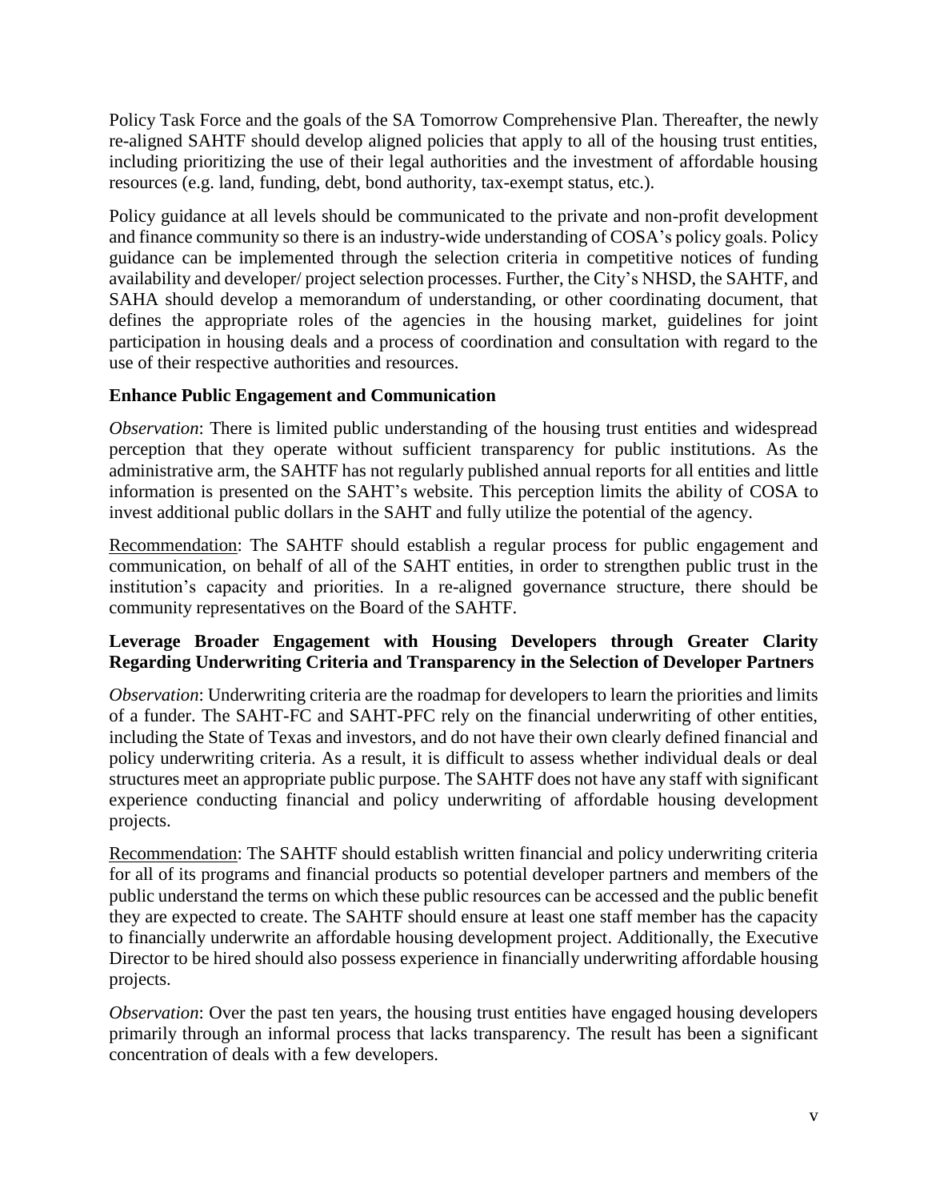Policy Task Force and the goals of the SA Tomorrow Comprehensive Plan. Thereafter, the newly re-aligned SAHTF should develop aligned policies that apply to all of the housing trust entities, including prioritizing the use of their legal authorities and the investment of affordable housing resources (e.g. land, funding, debt, bond authority, tax-exempt status, etc.).

Policy guidance at all levels should be communicated to the private and non-profit development and finance community so there is an industry-wide understanding of COSA's policy goals. Policy guidance can be implemented through the selection criteria in competitive notices of funding availability and developer/ project selection processes. Further, the City's NHSD, the SAHTF, and SAHA should develop a memorandum of understanding, or other coordinating document, that defines the appropriate roles of the agencies in the housing market, guidelines for joint participation in housing deals and a process of coordination and consultation with regard to the use of their respective authorities and resources.

**Enhance Public Engagement and Communication**

*Observation*: There is limited public understanding of the housing trust entities and widespread perception that they operate without sufficient transparency for public institutions. As the administrative arm, the SAHTF has not regularly published annual reports for all entities and little information is presented on the SAHT's website. This perception limits the ability of COSA to invest additional public dollars in the SAHT and fully utilize the potential of the agency.

<u>Recommendation</u>: The SAHTF should establish a regular process for public engagement and communication, on behalf of all of the SAHT entities, in order to strengthen public trust in the institution's capacity and priorities. In a re-aligned governance structure, there should be community representatives on the Board of the SAHTF.

**Leverage Broader Engagement with Housing Developers through Greater Clarity Regarding Underwriting Criteria and Transparency in the Selection of Developer Partners**

*Observation*: Underwriting criteria are the roadmap for developers to learn the priorities and limits of a funder. The SAHT-FC and SAHT-PFC rely on the financial underwriting of other entities, including the State of Texas and investors, and do not have their own clearly defined financial and policy underwriting criteria. As a result, it is difficult to assess whether individual deals or deal structures meet an appropriate public purpose. The SAHTF does not have any staff with significant experience conducting financial and policy underwriting of affordable housing development projects.

<u>Recommendation</u>: The SAHTF should establish written financial and policy underwriting criteria for all of its programs and financial products so potential developer partners and members of the public understand the terms on which these public resources can be accessed and the public benefit they are expected to create. The SAHTF should ensure at least one staff member has the capacity to financially underwrite an affordable housing development project. Additionally, the Executive Director to be hired should also possess experience in financially underwriting affordable housing projects.

*Observation*: Over the past ten years, the housing trust entities have engaged housing developers primarily through an informal process that lacks transparency. The result has been a significant concentration of deals with a few developers.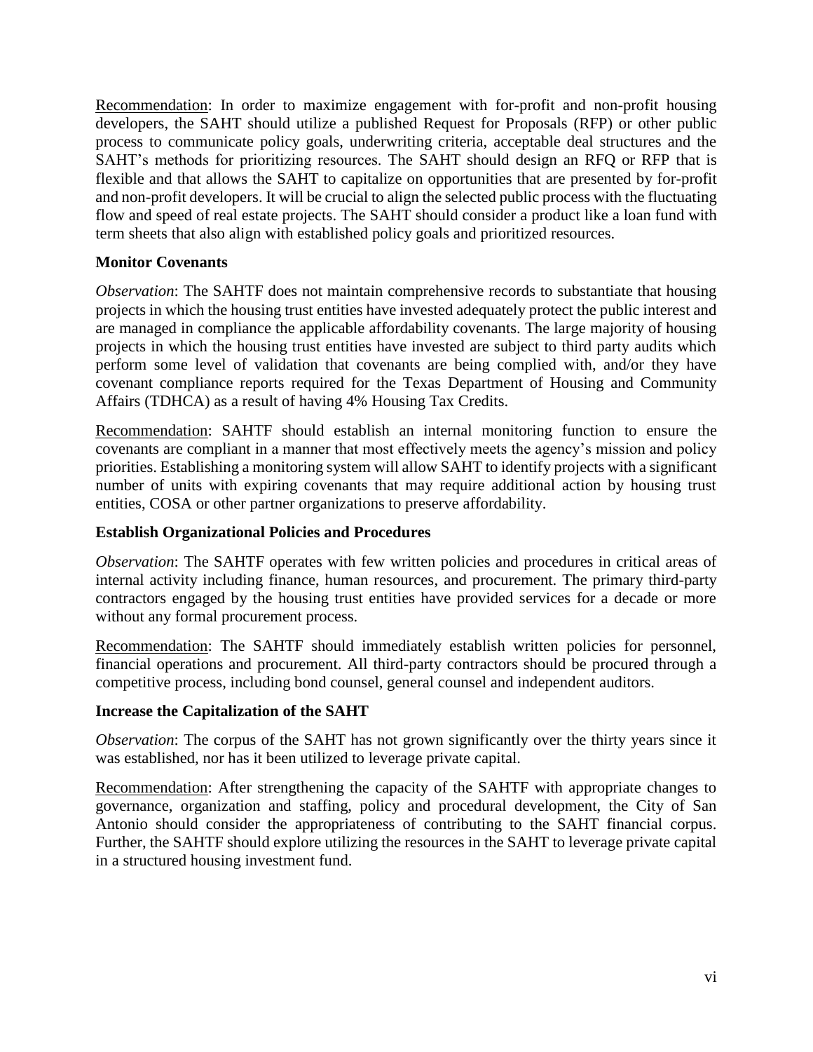Recommendation: In order to maximize engagement with for-profit and non-profit housing developers, the SAHT should utilize a published Request for Proposals (RFP) or other public process to communicate policy goals, underwriting criteria, acceptable deal structures and the SAHT's methods for prioritizing resources. The SAHT should design an RFQ or RFP that is flexible and that allows the SAHT to capitalize on opportunities that are presented by for-profit and non-profit developers. It will be crucial to align the selected public process with the fluctuating flow and speed of real estate projects. The SAHT should consider a product like a loan fund with term sheets that also align with established policy goals and prioritized resources.

**Monitor Covenants**

*Observation*: The SAHTF does not maintain comprehensive records to substantiate that housing projects in which the housing trust entities have invested adequately protect the public interest and are managed in compliance the applicable affordability covenants. The large majority of housing projects in which the housing trust entities have invested are subject to third party audits which perform some level of validation that covenants are being complied with, and/or they have covenant compliance reports required for the Texas Department of Housing and Community Affairs (TDHCA) as a result of having 4% Housing Tax Credits.

Recommendation: SAHTF should establish an internal monitoring function to ensure the covenants are compliant in a manner that most effectively meets the agency's mission and policy priorities. Establishing a monitoring system will allow SAHT to identify projects with a significant number of units with expiring covenants that may require additional action by housing trust entities, COSA or other partner organizations to preserve affordability.

**Establish Organizational Policies and Procedures**

*Observation*: The SAHTF operates with few written policies and procedures in critical areas of internal activity including finance, human resources, and procurement. The primary third-party contractors engaged by the housing trust entities have provided services for a decade or more without any formal procurement process.

Recommendation: The SAHTF should immediately establish written policies for personnel, financial operations and procurement. All third-party contractors should be procured through a competitive process, including bond counsel, general counsel and independent auditors.

**Increase the Capitalization of the SAHT**

*Observation*: The corpus of the SAHT has not grown significantly over the thirty years since it was established, nor has it been utilized to leverage private capital.

Recommendation: After strengthening the capacity of the SAHTF with appropriate changes to governance, organization and staffing, policy and procedural development, the City of San Antonio should consider the appropriateness of contributing to the SAHT financial corpus. Further, the SAHTF should explore utilizing the resources in the SAHT to leverage private capital in a structured housing investment fund.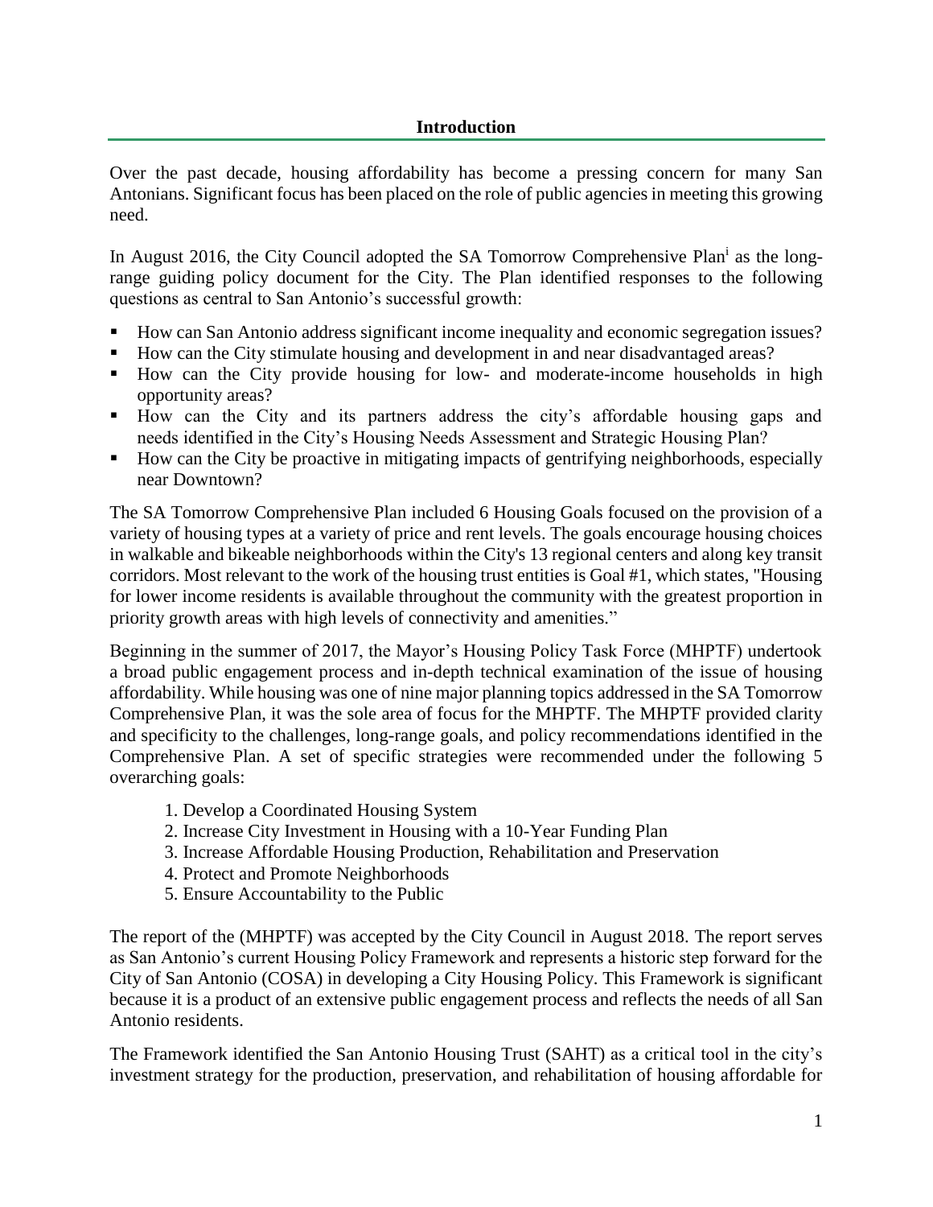## Introduction

Over the past decade, housing affordability has become a pressing concern for many San Antonians. Significant focus has been placed on the role of public agencies in meeting this growing need.

In August 2016, the City Council adopted the SA Tomorrow Comprehensive Plan[i] as the long-range guiding policy document for the City. The Plan identified responses to the following questions as central to San Antonio's successful growth:

- How can San Antonio address significant income inequality and economic segregation issues?
- How can the City stimulate housing and development in and near disadvantaged areas?
- How can the City provide housing for low- and moderate-income households in high opportunity areas?
- How can the City and its partners address the city's affordable housing gaps and needs identified in the City's Housing Needs Assessment and Strategic Housing Plan?
- How can the City be proactive in mitigating impacts of gentrifying neighborhoods, especially near Downtown?

The SA Tomorrow Comprehensive Plan included 6 Housing Goals focused on the provision of a variety of housing types at a variety of price and rent levels. The goals encourage housing choices in walkable and bikeable neighborhoods within the City's 13 regional centers and along key transit corridors. Most relevant to the work of the housing trust entities is Goal #1, which states, "Housing for lower income residents is available throughout the community with the greatest proportion in priority growth areas with high levels of connectivity and amenities."

Beginning in the summer of 2017, the Mayor's Housing Policy Task Force (MHPTF) undertook a broad public engagement process and in-depth technical examination of the issue of housing affordability. While housing was one of nine major planning topics addressed in the SA Tomorrow Comprehensive Plan, it was the sole area of focus for the MHPTF. The MHPTF provided clarity and specificity to the challenges, long-range goals, and policy recommendations identified in the Comprehensive Plan. A set of specific strategies were recommended under the following 5 overarching goals:

1. Develop a Coordinated Housing System
2. Increase City Investment in Housing with a 10-Year Funding Plan
3. Increase Affordable Housing Production, Rehabilitation and Preservation
4. Protect and Promote Neighborhoods
5. Ensure Accountability to the Public

The report of the (MHPTF) was accepted by the City Council in August 2018. The report serves as San Antonio's current Housing Policy Framework and represents a historic step forward for the City of San Antonio (COSA) in developing a City Housing Policy. This Framework is significant because it is a product of an extensive public engagement process and reflects the needs of all San Antonio residents.

The Framework identified the San Antonio Housing Trust (SAHT) as a critical tool in the city's investment strategy for the production, preservation, and rehabilitation of housing affordable for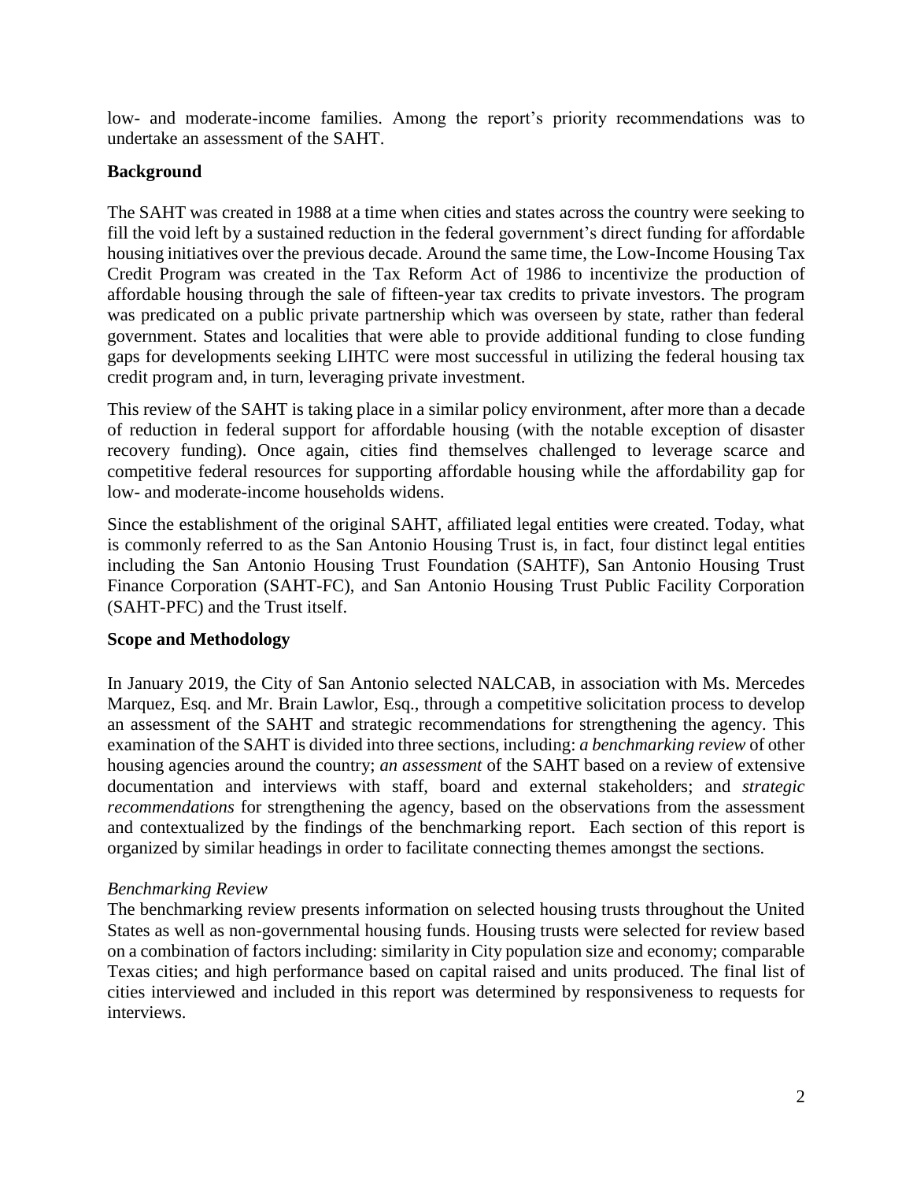low- and moderate-income families. Among the report's priority recommendations was to undertake an assessment of the SAHT.

## Background

The SAHT was created in 1988 at a time when cities and states across the country were seeking to fill the void left by a sustained reduction in the federal government's direct funding for affordable housing initiatives over the previous decade. Around the same time, the Low-Income Housing Tax Credit Program was created in the Tax Reform Act of 1986 to incentivize the production of affordable housing through the sale of fifteen-year tax credits to private investors. The program was predicated on a public private partnership which was overseen by state, rather than federal government. States and localities that were able to provide additional funding to close funding gaps for developments seeking LIHTC were most successful in utilizing the federal housing tax credit program and, in turn, leveraging private investment.

This review of the SAHT is taking place in a similar policy environment, after more than a decade of reduction in federal support for affordable housing (with the notable exception of disaster recovery funding). Once again, cities find themselves challenged to leverage scarce and competitive federal resources for supporting affordable housing while the affordability gap for low- and moderate-income households widens.

Since the establishment of the original SAHT, affiliated legal entities were created. Today, what is commonly referred to as the San Antonio Housing Trust is, in fact, four distinct legal entities including the San Antonio Housing Trust Foundation (SAHTF), San Antonio Housing Trust Finance Corporation (SAHT-FC), and San Antonio Housing Trust Public Facility Corporation (SAHT-PFC) and the Trust itself.

## Scope and Methodology

In January 2019, the City of San Antonio selected NALCAB, in association with Ms. Mercedes Marquez, Esq. and Mr. Brain Lawlor, Esq., through a competitive solicitation process to develop an assessment of the SAHT and strategic recommendations for strengthening the agency. This examination of the SAHT is divided into three sections, including: *a benchmarking review* of other housing agencies around the country; *an assessment* of the SAHT based on a review of extensive documentation and interviews with staff, board and external stakeholders; and *strategic recommendations* for strengthening the agency, based on the observations from the assessment and contextualized by the findings of the benchmarking report. Each section of this report is organized by similar headings in order to facilitate connecting themes amongst the sections.

### *Benchmarking Review*

The benchmarking review presents information on selected housing trusts throughout the United States as well as non-governmental housing funds. Housing trusts were selected for review based on a combination of factors including: similarity in City population size and economy; comparable Texas cities; and high performance based on capital raised and units produced. The final list of cities interviewed and included in this report was determined by responsiveness to requests for interviews.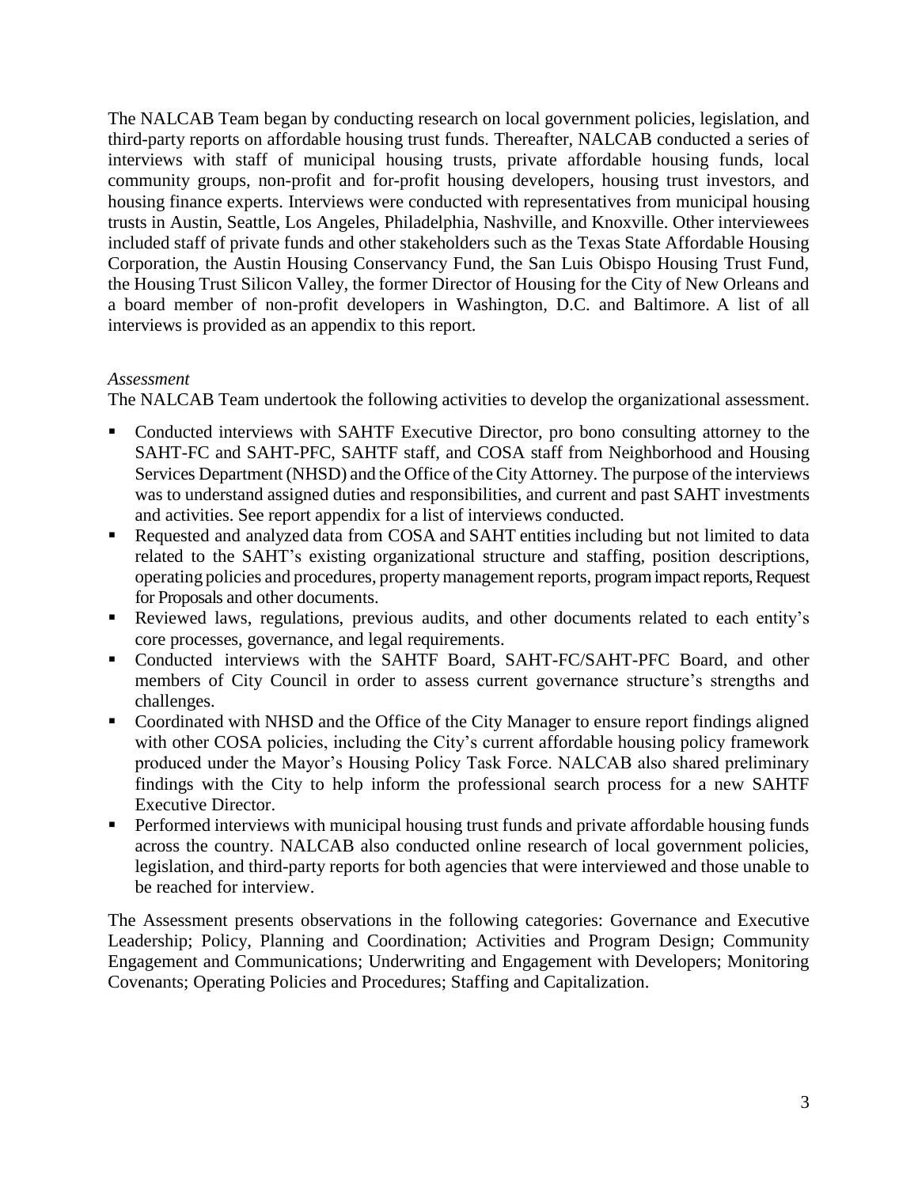The NALCAB Team began by conducting research on local government policies, legislation, and third-party reports on affordable housing trust funds. Thereafter, NALCAB conducted a series of interviews with staff of municipal housing trusts, private affordable housing funds, local community groups, non-profit and for-profit housing developers, housing trust investors, and housing finance experts. Interviews were conducted with representatives from municipal housing trusts in Austin, Seattle, Los Angeles, Philadelphia, Nashville, and Knoxville. Other interviewees included staff of private funds and other stakeholders such as the Texas State Affordable Housing Corporation, the Austin Housing Conservancy Fund, the San Luis Obispo Housing Trust Fund, the Housing Trust Silicon Valley, the former Director of Housing for the City of New Orleans and a board member of non-profit developers in Washington, D.C. and Baltimore. A list of all interviews is provided as an appendix to this report.

*Assessment*

The NALCAB Team undertook the following activities to develop the organizational assessment.

- Conducted interviews with SAHTF Executive Director, pro bono consulting attorney to the SAHT-FC and SAHT-PFC, SAHTF staff, and COSA staff from Neighborhood and Housing Services Department (NHSD) and the Office of the City Attorney. The purpose of the interviews was to understand assigned duties and responsibilities, and current and past SAHT investments and activities. See report appendix for a list of interviews conducted.
- Requested and analyzed data from COSA and SAHT entities including but not limited to data related to the SAHT's existing organizational structure and staffing, position descriptions, operating policies and procedures, property management reports, program impact reports, Request for Proposals and other documents.
- Reviewed laws, regulations, previous audits, and other documents related to each entity's core processes, governance, and legal requirements.
- Conducted interviews with the SAHTF Board, SAHT-FC/SAHT-PFC Board, and other members of City Council in order to assess current governance structure's strengths and challenges.
- Coordinated with NHSD and the Office of the City Manager to ensure report findings aligned with other COSA policies, including the City's current affordable housing policy framework produced under the Mayor's Housing Policy Task Force. NALCAB also shared preliminary findings with the City to help inform the professional search process for a new SAHTF Executive Director.
- Performed interviews with municipal housing trust funds and private affordable housing funds across the country. NALCAB also conducted online research of local government policies, legislation, and third-party reports for both agencies that were interviewed and those unable to be reached for interview.

The Assessment presents observations in the following categories: Governance and Executive Leadership; Policy, Planning and Coordination; Activities and Program Design; Community Engagement and Communications; Underwriting and Engagement with Developers; Monitoring Covenants; Operating Policies and Procedures; Staffing and Capitalization.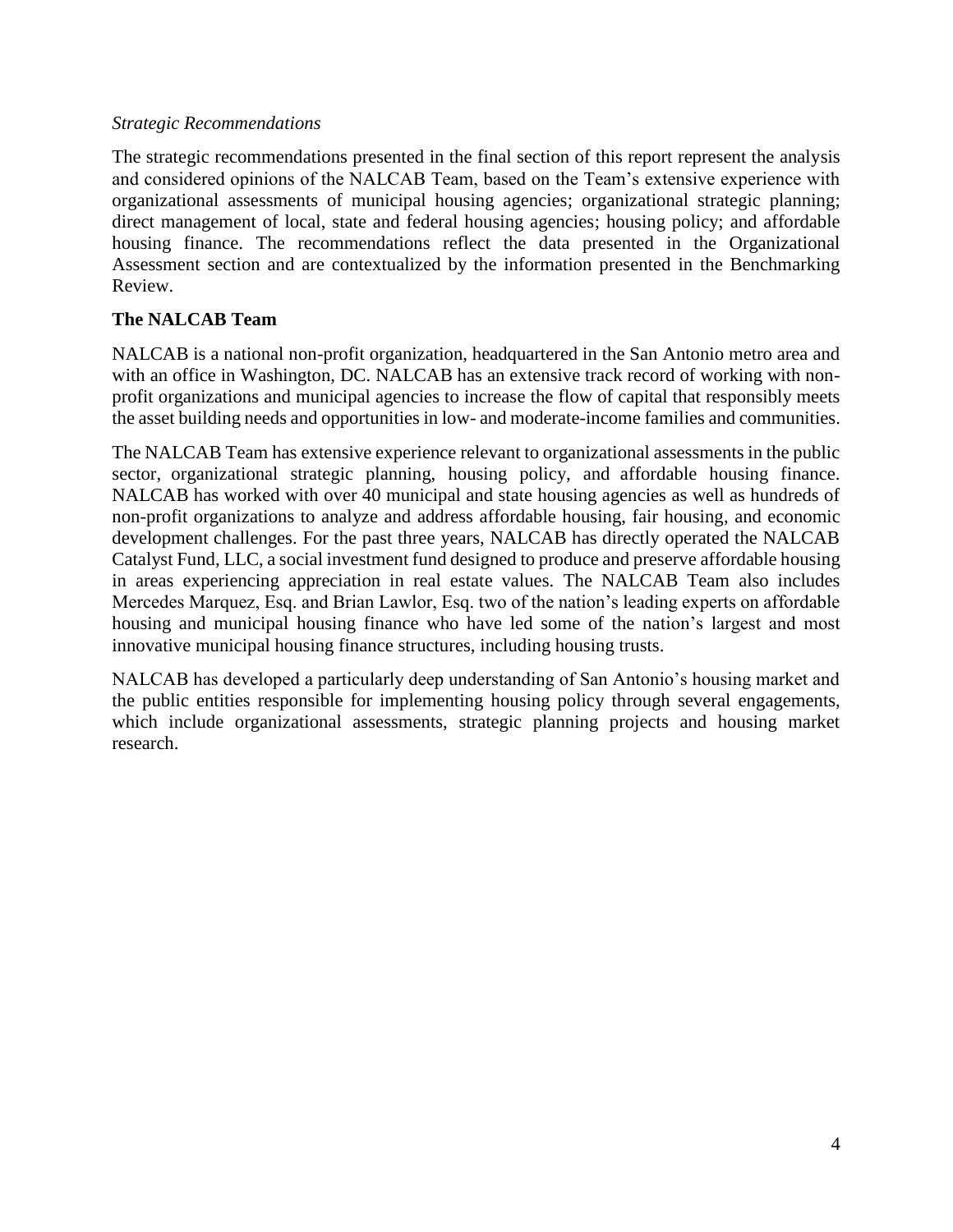*Strategic Recommendations*

The strategic recommendations presented in the final section of this report represent the analysis and considered opinions of the NALCAB Team, based on the Team's extensive experience with organizational assessments of municipal housing agencies; organizational strategic planning; direct management of local, state and federal housing agencies; housing policy; and affordable housing finance. The recommendations reflect the data presented in the Organizational Assessment section and are contextualized by the information presented in the Benchmarking Review.

**The NALCAB Team**

NALCAB is a national non-profit organization, headquartered in the San Antonio metro area and with an office in Washington, DC. NALCAB has an extensive track record of working with non-profit organizations and municipal agencies to increase the flow of capital that responsibly meets the asset building needs and opportunities in low- and moderate-income families and communities.

The NALCAB Team has extensive experience relevant to organizational assessments in the public sector, organizational strategic planning, housing policy, and affordable housing finance. NALCAB has worked with over 40 municipal and state housing agencies as well as hundreds of non-profit organizations to analyze and address affordable housing, fair housing, and economic development challenges. For the past three years, NALCAB has directly operated the NALCAB Catalyst Fund, LLC, a social investment fund designed to produce and preserve affordable housing in areas experiencing appreciation in real estate values. The NALCAB Team also includes Mercedes Marquez, Esq. and Brian Lawlor, Esq. two of the nation's leading experts on affordable housing and municipal housing finance who have led some of the nation's largest and most innovative municipal housing finance structures, including housing trusts.

NALCAB has developed a particularly deep understanding of San Antonio's housing market and the public entities responsible for implementing housing policy through several engagements, which include organizational assessments, strategic planning projects and housing market research.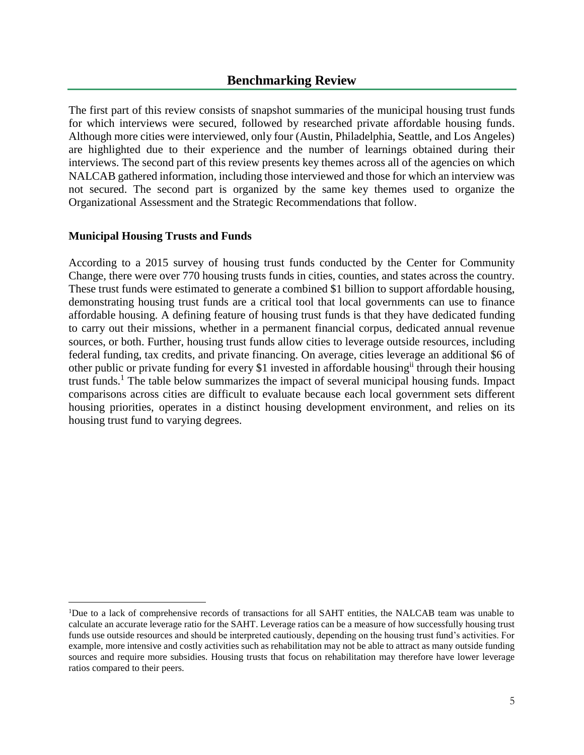## Benchmarking Review

The first part of this review consists of snapshot summaries of the municipal housing trust funds for which interviews were secured, followed by researched private affordable housing funds. Although more cities were interviewed, only four (Austin, Philadelphia, Seattle, and Los Angeles) are highlighted due to their experience and the number of learnings obtained during their interviews. The second part of this review presents key themes across all of the agencies on which NALCAB gathered information, including those interviewed and those for which an interview was not secured. The second part is organized by the same key themes used to organize the Organizational Assessment and the Strategic Recommendations that follow.

### Municipal Housing Trusts and Funds

According to a 2015 survey of housing trust funds conducted by the Center for Community Change, there were over 770 housing trusts funds in cities, counties, and states across the country. These trust funds were estimated to generate a combined $1 billion to support affordable housing, demonstrating housing trust funds are a critical tool that local governments can use to finance affordable housing. A defining feature of housing trust funds is that they have dedicated funding to carry out their missions, whether in a permanent financial corpus, dedicated annual revenue sources, or both. Further, housing trust funds allow cities to leverage outside resources, including federal funding, tax credits, and private financing. On average, cities leverage an additional $6 of other public or private funding for every $1 invested in affordable housing[ii] through their housing trust funds.[1] The table below summarizes the impact of several municipal housing funds. Impact comparisons across cities are difficult to evaluate because each local government sets different housing priorities, operates in a distinct housing development environment, and relies on its housing trust fund to varying degrees.

[1]Due to a lack of comprehensive records of transactions for all SAHT entities, the NALCAB team was unable to calculate an accurate leverage ratio for the SAHT. Leverage ratios can be a measure of how successfully housing trust funds use outside resources and should be interpreted cautiously, depending on the housing trust fund's activities. For example, more intensive and costly activities such as rehabilitation may not be able to attract as many outside funding sources and require more subsidies. Housing trusts that focus on rehabilitation may therefore have lower leverage ratios compared to their peers.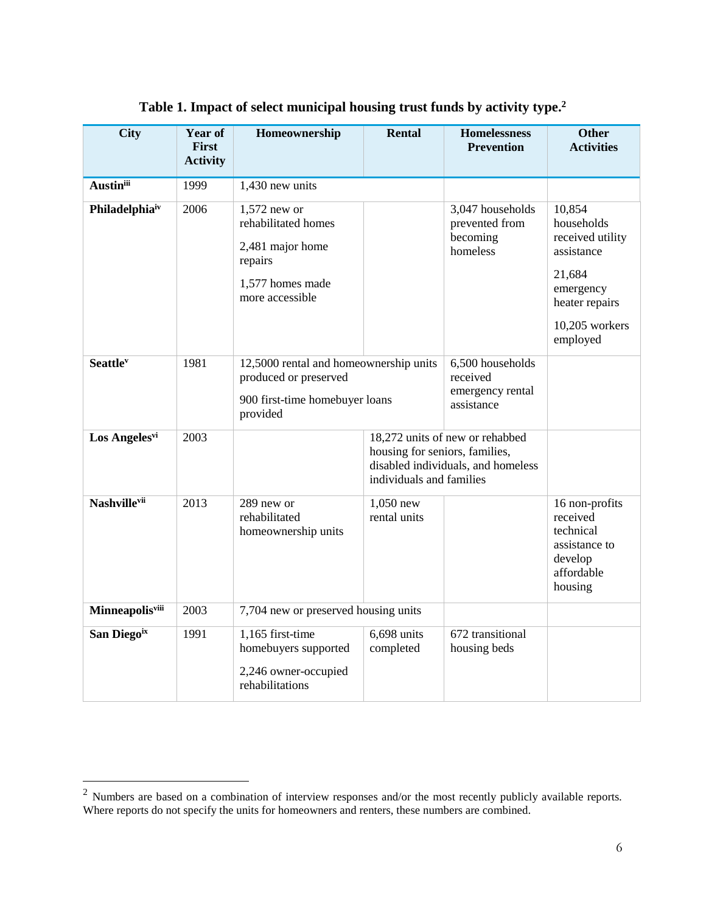**Table 1. Impact of select municipal housing trust funds by activity type.[2]**

| City | Year of First Activity | Homeownership | Rental | Homelessness Prevention | Other Activities |
|---|---|---|---|---|---|
| **Austin**[iii] | 1999 | 1,430 new units | | | |
| **Philadelphia**[iv] | 2006 | 1,572 new or rehabilitated homes<br><br>2,481 major home repairs<br><br>1,577 homes made more accessible | | 3,047 households prevented from becoming homeless | 10,854 households received utility assistance<br><br>21,684 emergency heater repairs<br><br>10,205 workers employed |
| **Seattle**[v] | 1981 | 12,5000 rental and homeownership units produced or preserved<br><br>900 first-time homebuyer loans provided | | 6,500 households received emergency rental assistance | |
| **Los Angeles**[vi] | 2003 | | 18,272 units of new or rehabbed housing for seniors, families, disabled individuals, and homeless individuals and families | | |
| **Nashville**[vii] | 2013 | 289 new or rehabilitated homeownership units | 1,050 new rental units | | 16 non-profits received technical assistance to develop affordable housing |
| **Minneapolis**[viii] | 2003 | 7,704 new or preserved housing units | | | |
| **San Diego**[ix] | 1991 | 1,165 first-time homebuyers supported<br><br>2,246 owner-occupied rehabilitations | 6,698 units completed | 672 transitional housing beds | |

[2] Numbers are based on a combination of interview responses and/or the most recently publicly available reports. Where reports do not specify the units for homeowners and renters, these numbers are combined.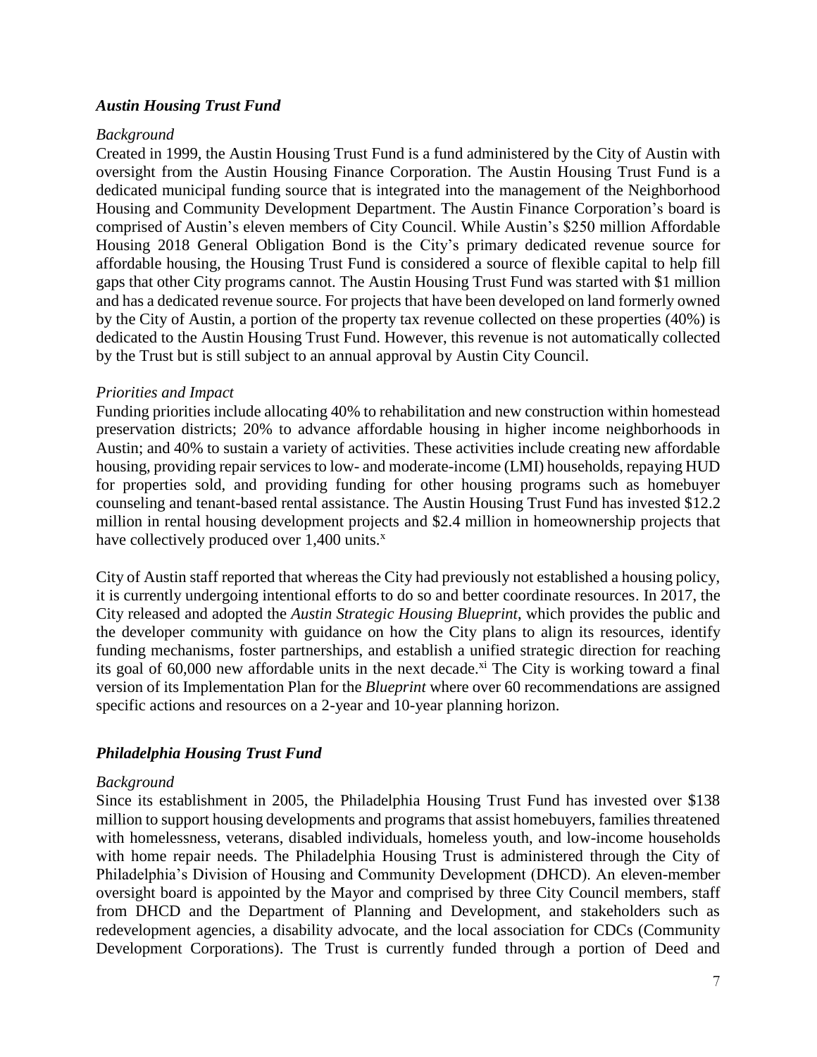### *Austin Housing Trust Fund*

*Background*

Created in 1999, the Austin Housing Trust Fund is a fund administered by the City of Austin with oversight from the Austin Housing Finance Corporation. The Austin Housing Trust Fund is a dedicated municipal funding source that is integrated into the management of the Neighborhood Housing and Community Development Department. The Austin Finance Corporation's board is comprised of Austin's eleven members of City Council. While Austin's $250 million Affordable Housing 2018 General Obligation Bond is the City's primary dedicated revenue source for affordable housing, the Housing Trust Fund is considered a source of flexible capital to help fill gaps that other City programs cannot. The Austin Housing Trust Fund was started with $1 million and has a dedicated revenue source. For projects that have been developed on land formerly owned by the City of Austin, a portion of the property tax revenue collected on these properties (40%) is dedicated to the Austin Housing Trust Fund. However, this revenue is not automatically collected by the Trust but is still subject to an annual approval by Austin City Council.

*Priorities and Impact*

Funding priorities include allocating 40% to rehabilitation and new construction within homestead preservation districts; 20% to advance affordable housing in higher income neighborhoods in Austin; and 40% to sustain a variety of activities. These activities include creating new affordable housing, providing repair services to low- and moderate-income (LMI) households, repaying HUD for properties sold, and providing funding for other housing programs such as homebuyer counseling and tenant-based rental assistance. The Austin Housing Trust Fund has invested $12.2 million in rental housing development projects and $2.4 million in homeownership projects that have collectively produced over 1,400 units.[x]

City of Austin staff reported that whereas the City had previously not established a housing policy, it is currently undergoing intentional efforts to do so and better coordinate resources. In 2017, the City released and adopted the *Austin Strategic Housing Blueprint*, which provides the public and the developer community with guidance on how the City plans to align its resources, identify funding mechanisms, foster partnerships, and establish a unified strategic direction for reaching its goal of 60,000 new affordable units in the next decade.[xi] The City is working toward a final version of its Implementation Plan for the *Blueprint* where over 60 recommendations are assigned specific actions and resources on a 2-year and 10-year planning horizon.

### *Philadelphia Housing Trust Fund*

*Background*

Since its establishment in 2005, the Philadelphia Housing Trust Fund has invested over $138 million to support housing developments and programs that assist homebuyers, families threatened with homelessness, veterans, disabled individuals, homeless youth, and low-income households with home repair needs. The Philadelphia Housing Trust is administered through the City of Philadelphia's Division of Housing and Community Development (DHCD). An eleven-member oversight board is appointed by the Mayor and comprised by three City Council members, staff from DHCD and the Department of Planning and Development, and stakeholders such as redevelopment agencies, a disability advocate, and the local association for CDCs (Community Development Corporations). The Trust is currently funded through a portion of Deed and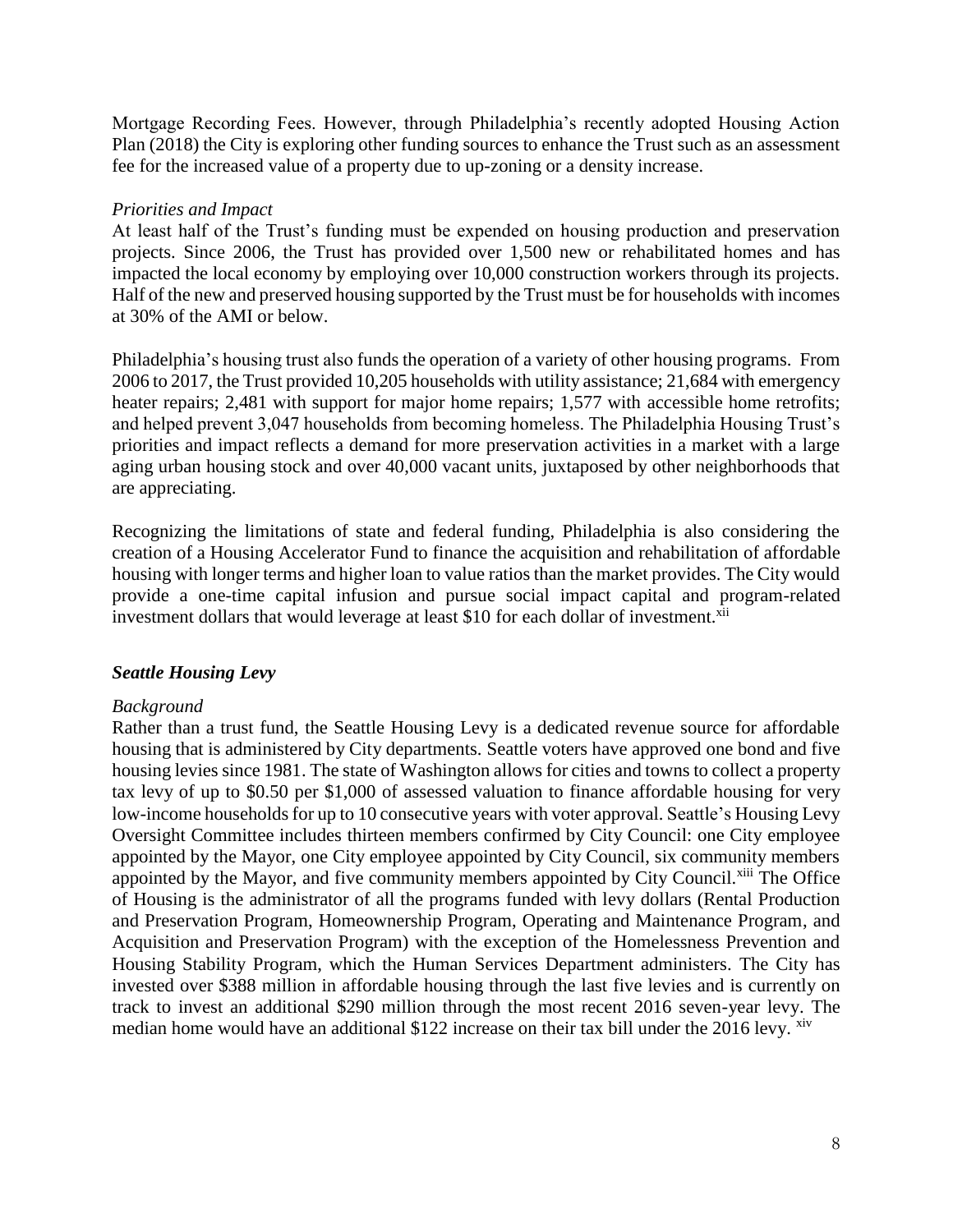Mortgage Recording Fees. However, through Philadelphia's recently adopted Housing Action Plan (2018) the City is exploring other funding sources to enhance the Trust such as an assessment fee for the increased value of a property due to up-zoning or a density increase.

*Priorities and Impact*

At least half of the Trust's funding must be expended on housing production and preservation projects. Since 2006, the Trust has provided over 1,500 new or rehabilitated homes and has impacted the local economy by employing over 10,000 construction workers through its projects. Half of the new and preserved housing supported by the Trust must be for households with incomes at 30% of the AMI or below.

Philadelphia's housing trust also funds the operation of a variety of other housing programs. From 2006 to 2017, the Trust provided 10,205 households with utility assistance; 21,684 with emergency heater repairs; 2,481 with support for major home repairs; 1,577 with accessible home retrofits; and helped prevent 3,047 households from becoming homeless. The Philadelphia Housing Trust's priorities and impact reflects a demand for more preservation activities in a market with a large aging urban housing stock and over 40,000 vacant units, juxtaposed by other neighborhoods that are appreciating.

Recognizing the limitations of state and federal funding, Philadelphia is also considering the creation of a Housing Accelerator Fund to finance the acquisition and rehabilitation of affordable housing with longer terms and higher loan to value ratios than the market provides. The City would provide a one-time capital infusion and pursue social impact capital and program-related investment dollars that would leverage at least $10 for each dollar of investment.[xii]

### *Seattle Housing Levy*

*Background*

Rather than a trust fund, the Seattle Housing Levy is a dedicated revenue source for affordable housing that is administered by City departments. Seattle voters have approved one bond and five housing levies since 1981. The state of Washington allows for cities and towns to collect a property tax levy of up to $0.50 per $1,000 of assessed valuation to finance affordable housing for very low-income households for up to 10 consecutive years with voter approval. Seattle's Housing Levy Oversight Committee includes thirteen members confirmed by City Council: one City employee appointed by the Mayor, one City employee appointed by City Council, six community members appointed by the Mayor, and five community members appointed by City Council.[xiii] The Office of Housing is the administrator of all the programs funded with levy dollars (Rental Production and Preservation Program, Homeownership Program, Operating and Maintenance Program, and Acquisition and Preservation Program) with the exception of the Homelessness Prevention and Housing Stability Program, which the Human Services Department administers. The City has invested over $388 million in affordable housing through the last five levies and is currently on track to invest an additional $290 million through the most recent 2016 seven-year levy. The median home would have an additional $122 increase on their tax bill under the 2016 levy. [xiv]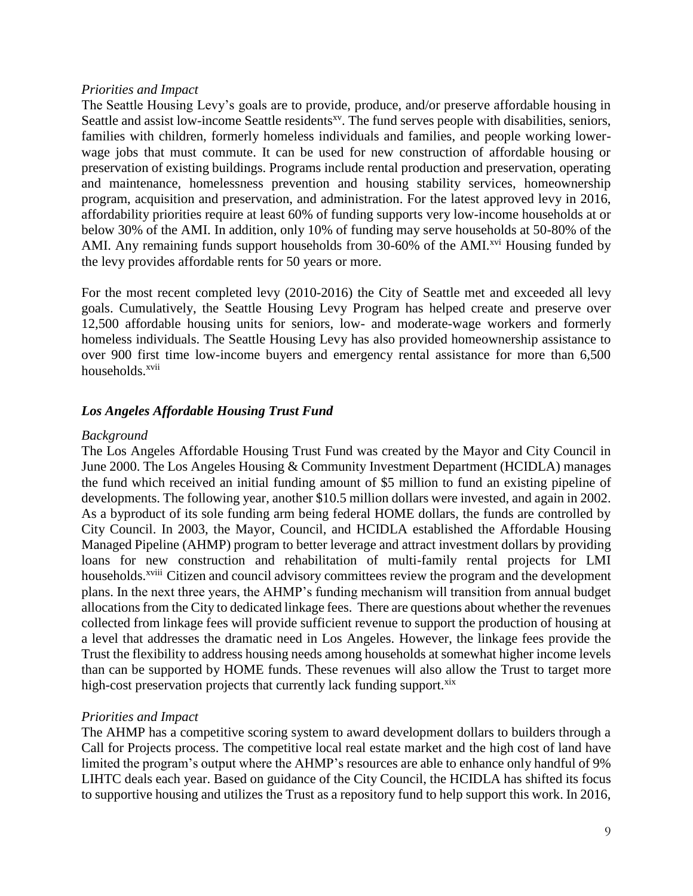*Priorities and Impact*

The Seattle Housing Levy's goals are to provide, produce, and/or preserve affordable housing in Seattle and assist low-income Seattle residents[xv]. The fund serves people with disabilities, seniors, families with children, formerly homeless individuals and families, and people working lower-wage jobs that must commute. It can be used for new construction of affordable housing or preservation of existing buildings. Programs include rental production and preservation, operating and maintenance, homelessness prevention and housing stability services, homeownership program, acquisition and preservation, and administration. For the latest approved levy in 2016, affordability priorities require at least 60% of funding supports very low-income households at or below 30% of the AMI. In addition, only 10% of funding may serve households at 50-80% of the AMI. Any remaining funds support households from 30-60% of the AMI.[xvi] Housing funded by the levy provides affordable rents for 50 years or more.

For the most recent completed levy (2010-2016) the City of Seattle met and exceeded all levy goals. Cumulatively, the Seattle Housing Levy Program has helped create and preserve over 12,500 affordable housing units for seniors, low- and moderate-wage workers and formerly homeless individuals. The Seattle Housing Levy has also provided homeownership assistance to over 900 first time low-income buyers and emergency rental assistance for more than 6,500 households.[xvii]

### *Los Angeles Affordable Housing Trust Fund*

*Background*

The Los Angeles Affordable Housing Trust Fund was created by the Mayor and City Council in June 2000. The Los Angeles Housing & Community Investment Department (HCIDLA) manages the fund which received an initial funding amount of $5 million to fund an existing pipeline of developments. The following year, another $10.5 million dollars were invested, and again in 2002. As a byproduct of its sole funding arm being federal HOME dollars, the funds are controlled by City Council. In 2003, the Mayor, Council, and HCIDLA established the Affordable Housing Managed Pipeline (AHMP) program to better leverage and attract investment dollars by providing loans for new construction and rehabilitation of multi-family rental projects for LMI households.[xviii] Citizen and council advisory committees review the program and the development plans. In the next three years, the AHMP's funding mechanism will transition from annual budget allocations from the City to dedicated linkage fees. There are questions about whether the revenues collected from linkage fees will provide sufficient revenue to support the production of housing at a level that addresses the dramatic need in Los Angeles. However, the linkage fees provide the Trust the flexibility to address housing needs among households at somewhat higher income levels than can be supported by HOME funds. These revenues will also allow the Trust to target more high-cost preservation projects that currently lack funding support.[xix]

*Priorities and Impact*

The AHMP has a competitive scoring system to award development dollars to builders through a Call for Projects process. The competitive local real estate market and the high cost of land have limited the program's output where the AHMP's resources are able to enhance only handful of 9% LIHTC deals each year. Based on guidance of the City Council, the HCIDLA has shifted its focus to supportive housing and utilizes the Trust as a repository fund to help support this work. In 2016,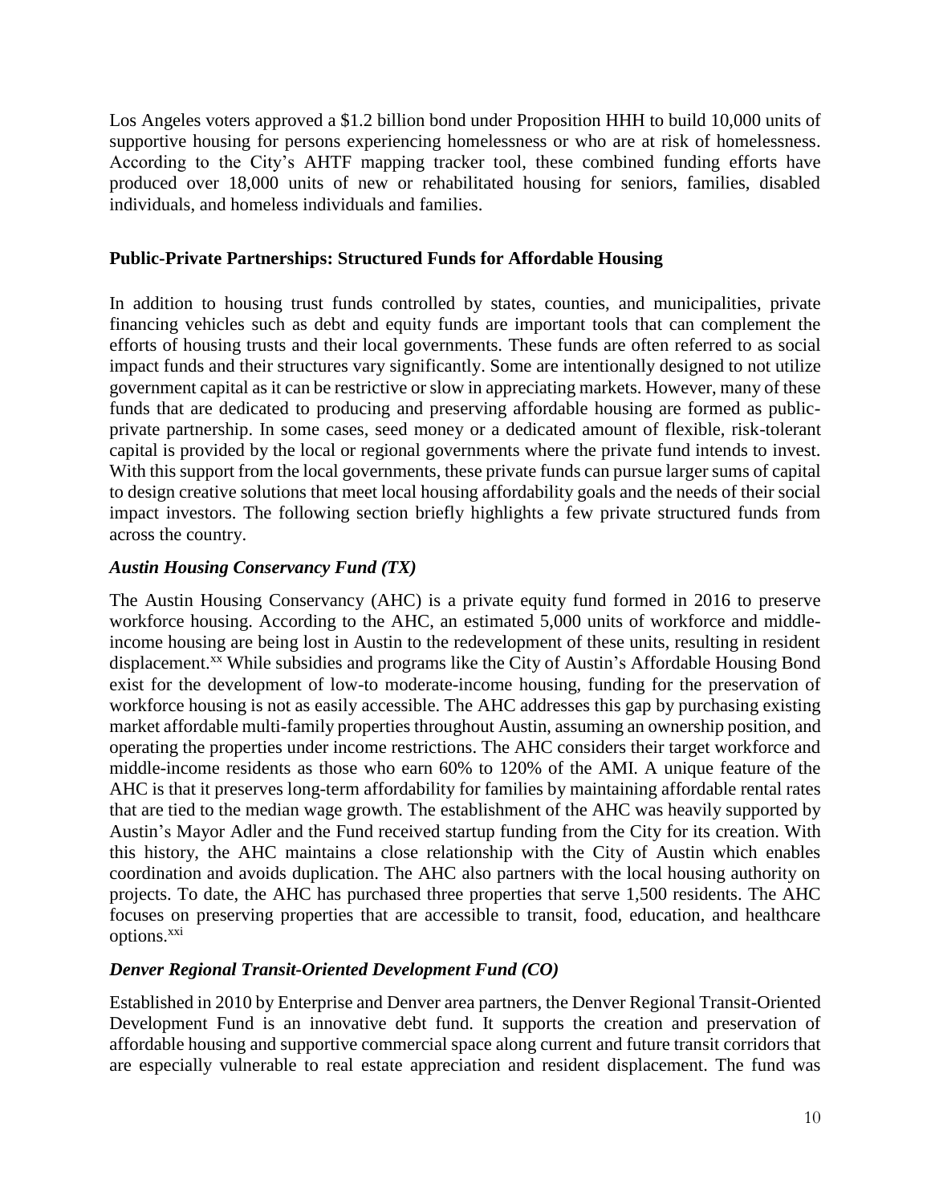Los Angeles voters approved a $1.2 billion bond under Proposition HHH to build 10,000 units of supportive housing for persons experiencing homelessness or who are at risk of homelessness. According to the City's AHTF mapping tracker tool, these combined funding efforts have produced over 18,000 units of new or rehabilitated housing for seniors, families, disabled individuals, and homeless individuals and families.

## Public-Private Partnerships: Structured Funds for Affordable Housing

In addition to housing trust funds controlled by states, counties, and municipalities, private financing vehicles such as debt and equity funds are important tools that can complement the efforts of housing trusts and their local governments. These funds are often referred to as social impact funds and their structures vary significantly. Some are intentionally designed to not utilize government capital as it can be restrictive or slow in appreciating markets. However, many of these funds that are dedicated to producing and preserving affordable housing are formed as public-private partnership. In some cases, seed money or a dedicated amount of flexible, risk-tolerant capital is provided by the local or regional governments where the private fund intends to invest. With this support from the local governments, these private funds can pursue larger sums of capital to design creative solutions that meet local housing affordability goals and the needs of their social impact investors. The following section briefly highlights a few private structured funds from across the country.

### *Austin Housing Conservancy Fund (TX)*

The Austin Housing Conservancy (AHC) is a private equity fund formed in 2016 to preserve workforce housing. According to the AHC, an estimated 5,000 units of workforce and middle-income housing are being lost in Austin to the redevelopment of these units, resulting in resident displacement.[xx] While subsidies and programs like the City of Austin's Affordable Housing Bond exist for the development of low-to moderate-income housing, funding for the preservation of workforce housing is not as easily accessible. The AHC addresses this gap by purchasing existing market affordable multi-family properties throughout Austin, assuming an ownership position, and operating the properties under income restrictions. The AHC considers their target workforce and middle-income residents as those who earn 60% to 120% of the AMI. A unique feature of the AHC is that it preserves long-term affordability for families by maintaining affordable rental rates that are tied to the median wage growth. The establishment of the AHC was heavily supported by Austin's Mayor Adler and the Fund received startup funding from the City for its creation. With this history, the AHC maintains a close relationship with the City of Austin which enables coordination and avoids duplication. The AHC also partners with the local housing authority on projects. To date, the AHC has purchased three properties that serve 1,500 residents. The AHC focuses on preserving properties that are accessible to transit, food, education, and healthcare options.[xxi]

### *Denver Regional Transit-Oriented Development Fund (CO)*

Established in 2010 by Enterprise and Denver area partners, the Denver Regional Transit-Oriented Development Fund is an innovative debt fund. It supports the creation and preservation of affordable housing and supportive commercial space along current and future transit corridors that are especially vulnerable to real estate appreciation and resident displacement. The fund was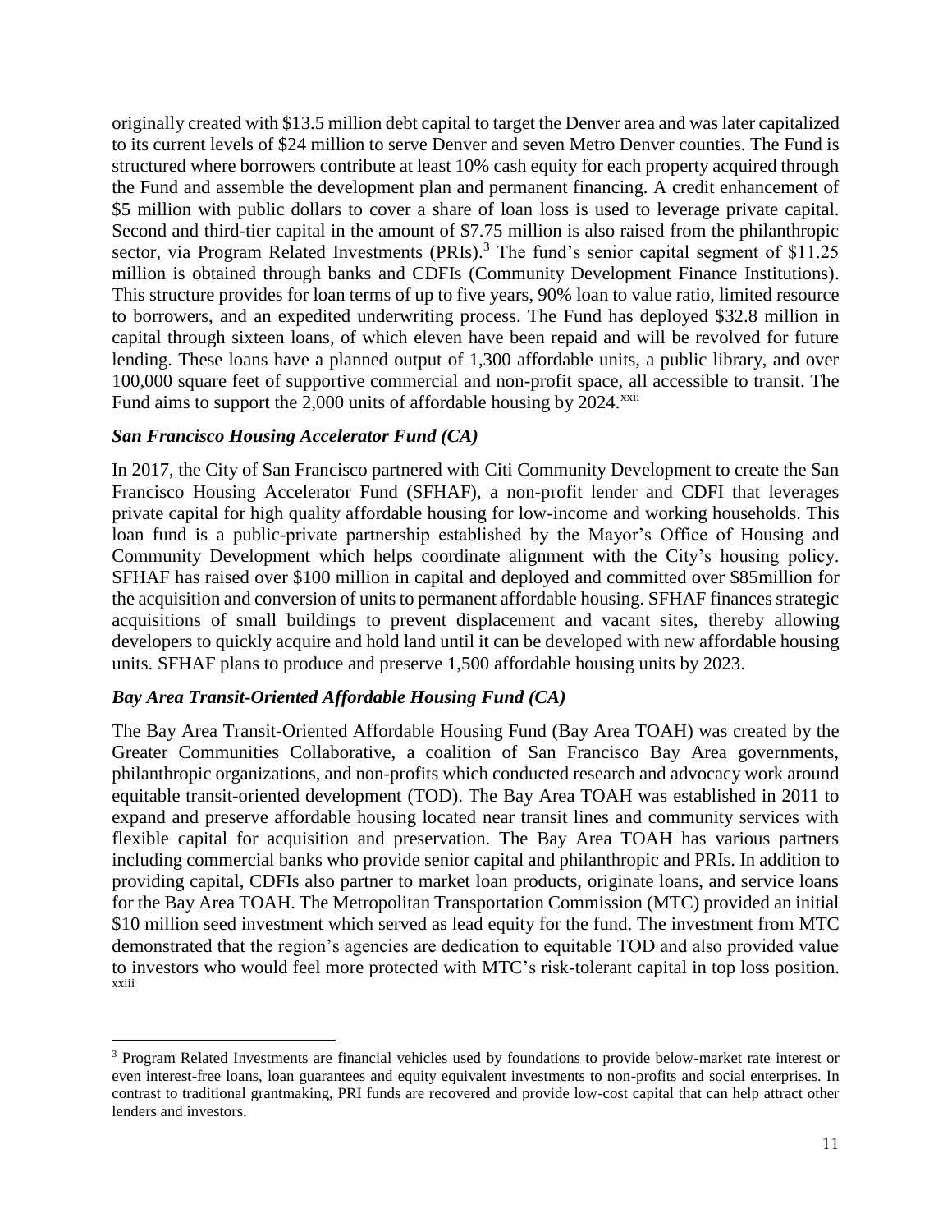originally created with $13.5 million debt capital to target the Denver area and was later capitalized to its current levels of $24 million to serve Denver and seven Metro Denver counties. The Fund is structured where borrowers contribute at least 10% cash equity for each property acquired through the Fund and assemble the development plan and permanent financing. A credit enhancement of $5 million with public dollars to cover a share of loan loss is used to leverage private capital. Second and third-tier capital in the amount of $7.75 million is also raised from the philanthropic sector, via Program Related Investments (PRIs).[3] The fund's senior capital segment of $11.25 million is obtained through banks and CDFIs (Community Development Finance Institutions). This structure provides for loan terms of up to five years, 90% loan to value ratio, limited resource to borrowers, and an expedited underwriting process. The Fund has deployed $32.8 million in capital through sixteen loans, of which eleven have been repaid and will be revolved for future lending. These loans have a planned output of 1,300 affordable units, a public library, and over 100,000 square feet of supportive commercial and non-profit space, all accessible to transit. The Fund aims to support the 2,000 units of affordable housing by 2024.[xxii]

### *San Francisco Housing Accelerator Fund (CA)*

In 2017, the City of San Francisco partnered with Citi Community Development to create the San Francisco Housing Accelerator Fund (SFHAF), a non-profit lender and CDFI that leverages private capital for high quality affordable housing for low-income and working households. This loan fund is a public-private partnership established by the Mayor's Office of Housing and Community Development which helps coordinate alignment with the City's housing policy. SFHAF has raised over $100 million in capital and deployed and committed over $85million for the acquisition and conversion of units to permanent affordable housing. SFHAF finances strategic acquisitions of small buildings to prevent displacement and vacant sites, thereby allowing developers to quickly acquire and hold land until it can be developed with new affordable housing units. SFHAF plans to produce and preserve 1,500 affordable housing units by 2023.

### *Bay Area Transit-Oriented Affordable Housing Fund (CA)*

The Bay Area Transit-Oriented Affordable Housing Fund (Bay Area TOAH) was created by the Greater Communities Collaborative, a coalition of San Francisco Bay Area governments, philanthropic organizations, and non-profits which conducted research and advocacy work around equitable transit-oriented development (TOD). The Bay Area TOAH was established in 2011 to expand and preserve affordable housing located near transit lines and community services with flexible capital for acquisition and preservation. The Bay Area TOAH has various partners including commercial banks who provide senior capital and philanthropic and PRIs. In addition to providing capital, CDFIs also partner to market loan products, originate loans, and service loans for the Bay Area TOAH. The Metropolitan Transportation Commission (MTC) provided an initial $10 million seed investment which served as lead equity for the fund. The investment from MTC demonstrated that the region's agencies are dedication to equitable TOD and also provided value to investors who would feel more protected with MTC's risk-tolerant capital in top loss position.[xxiii]

---

[3] Program Related Investments are financial vehicles used by foundations to provide below-market rate interest or even interest-free loans, loan guarantees and equity equivalent investments to non-profits and social enterprises. In contrast to traditional grantmaking, PRI funds are recovered and provide low-cost capital that can help attract other lenders and investors.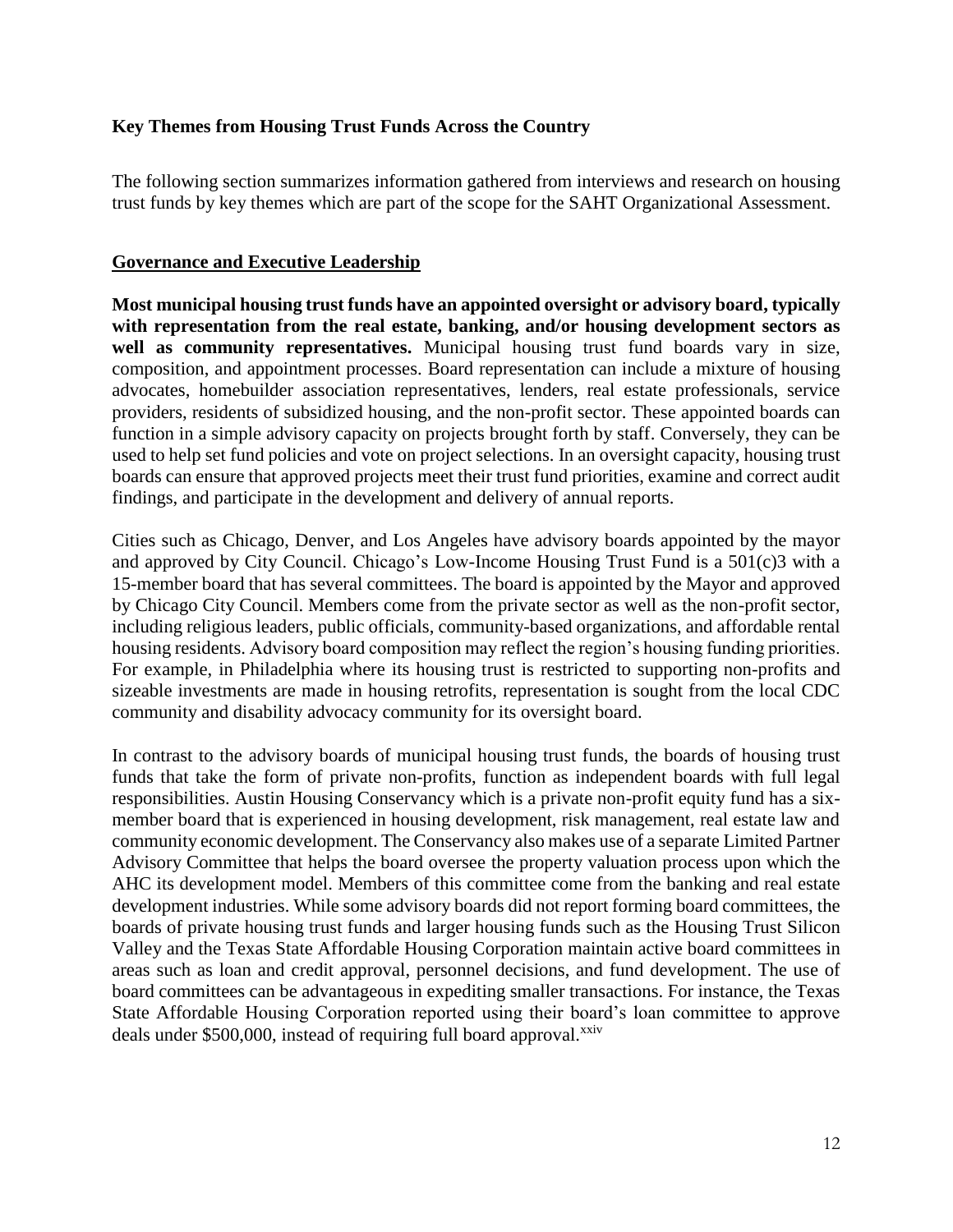**Key Themes from Housing Trust Funds Across the Country**

The following section summarizes information gathered from interviews and research on housing trust funds by key themes which are part of the scope for the SAHT Organizational Assessment.

**Governance and Executive Leadership**

**Most municipal housing trust funds have an appointed oversight or advisory board, typically with representation from the real estate, banking, and/or housing development sectors as well as community representatives.** Municipal housing trust fund boards vary in size, composition, and appointment processes. Board representation can include a mixture of housing advocates, homebuilder association representatives, lenders, real estate professionals, service providers, residents of subsidized housing, and the non-profit sector. These appointed boards can function in a simple advisory capacity on projects brought forth by staff. Conversely, they can be used to help set fund policies and vote on project selections. In an oversight capacity, housing trust boards can ensure that approved projects meet their trust fund priorities, examine and correct audit findings, and participate in the development and delivery of annual reports.

Cities such as Chicago, Denver, and Los Angeles have advisory boards appointed by the mayor and approved by City Council. Chicago's Low-Income Housing Trust Fund is a 501(c)3 with a 15-member board that has several committees. The board is appointed by the Mayor and approved by Chicago City Council. Members come from the private sector as well as the non-profit sector, including religious leaders, public officials, community-based organizations, and affordable rental housing residents. Advisory board composition may reflect the region's housing funding priorities. For example, in Philadelphia where its housing trust is restricted to supporting non-profits and sizeable investments are made in housing retrofits, representation is sought from the local CDC community and disability advocacy community for its oversight board.

In contrast to the advisory boards of municipal housing trust funds, the boards of housing trust funds that take the form of private non-profits, function as independent boards with full legal responsibilities. Austin Housing Conservancy which is a private non-profit equity fund has a six-member board that is experienced in housing development, risk management, real estate law and community economic development. The Conservancy also makes use of a separate Limited Partner Advisory Committee that helps the board oversee the property valuation process upon which the AHC its development model. Members of this committee come from the banking and real estate development industries. While some advisory boards did not report forming board committees, the boards of private housing trust funds and larger housing funds such as the Housing Trust Silicon Valley and the Texas State Affordable Housing Corporation maintain active board committees in areas such as loan and credit approval, personnel decisions, and fund development. The use of board committees can be advantageous in expediting smaller transactions. For instance, the Texas State Affordable Housing Corporation reported using their board's loan committee to approve deals under $500,000, instead of requiring full board approval.[xxiv]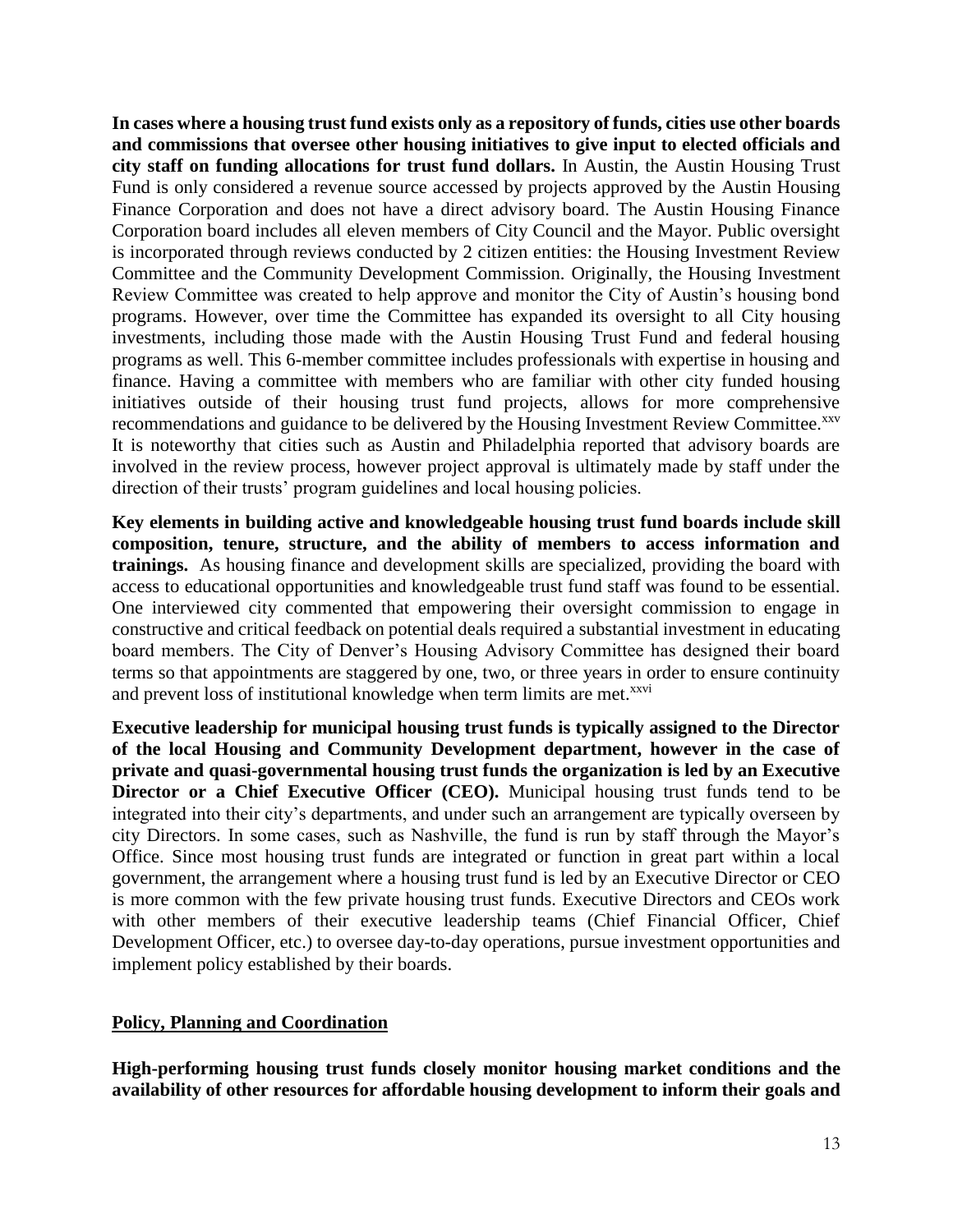**In cases where a housing trust fund exists only as a repository of funds, cities use other boards and commissions that oversee other housing initiatives to give input to elected officials and city staff on funding allocations for trust fund dollars.** In Austin, the Austin Housing Trust Fund is only considered a revenue source accessed by projects approved by the Austin Housing Finance Corporation and does not have a direct advisory board. The Austin Housing Finance Corporation board includes all eleven members of City Council and the Mayor. Public oversight is incorporated through reviews conducted by 2 citizen entities: the Housing Investment Review Committee and the Community Development Commission. Originally, the Housing Investment Review Committee was created to help approve and monitor the City of Austin's housing bond programs. However, over time the Committee has expanded its oversight to all City housing investments, including those made with the Austin Housing Trust Fund and federal housing programs as well. This 6-member committee includes professionals with expertise in housing and finance. Having a committee with members who are familiar with other city funded housing initiatives outside of their housing trust fund projects, allows for more comprehensive recommendations and guidance to be delivered by the Housing Investment Review Committee.[xxv] It is noteworthy that cities such as Austin and Philadelphia reported that advisory boards are involved in the review process, however project approval is ultimately made by staff under the direction of their trusts' program guidelines and local housing policies.

**Key elements in building active and knowledgeable housing trust fund boards include skill composition, tenure, structure, and the ability of members to access information and trainings.** As housing finance and development skills are specialized, providing the board with access to educational opportunities and knowledgeable trust fund staff was found to be essential. One interviewed city commented that empowering their oversight commission to engage in constructive and critical feedback on potential deals required a substantial investment in educating board members. The City of Denver's Housing Advisory Committee has designed their board terms so that appointments are staggered by one, two, or three years in order to ensure continuity and prevent loss of institutional knowledge when term limits are met.[xxvi]

**Executive leadership for municipal housing trust funds is typically assigned to the Director of the local Housing and Community Development department, however in the case of private and quasi-governmental housing trust funds the organization is led by an Executive Director or a Chief Executive Officer (CEO).** Municipal housing trust funds tend to be integrated into their city's departments, and under such an arrangement are typically overseen by city Directors. In some cases, such as Nashville, the fund is run by staff through the Mayor's Office. Since most housing trust funds are integrated or function in great part within a local government, the arrangement where a housing trust fund is led by an Executive Director or CEO is more common with the few private housing trust funds. Executive Directors and CEOs work with other members of their executive leadership teams (Chief Financial Officer, Chief Development Officer, etc.) to oversee day-to-day operations, pursue investment opportunities and implement policy established by their boards.

## Policy, Planning and Coordination

**High-performing housing trust funds closely monitor housing market conditions and the availability of other resources for affordable housing development to inform their goals and**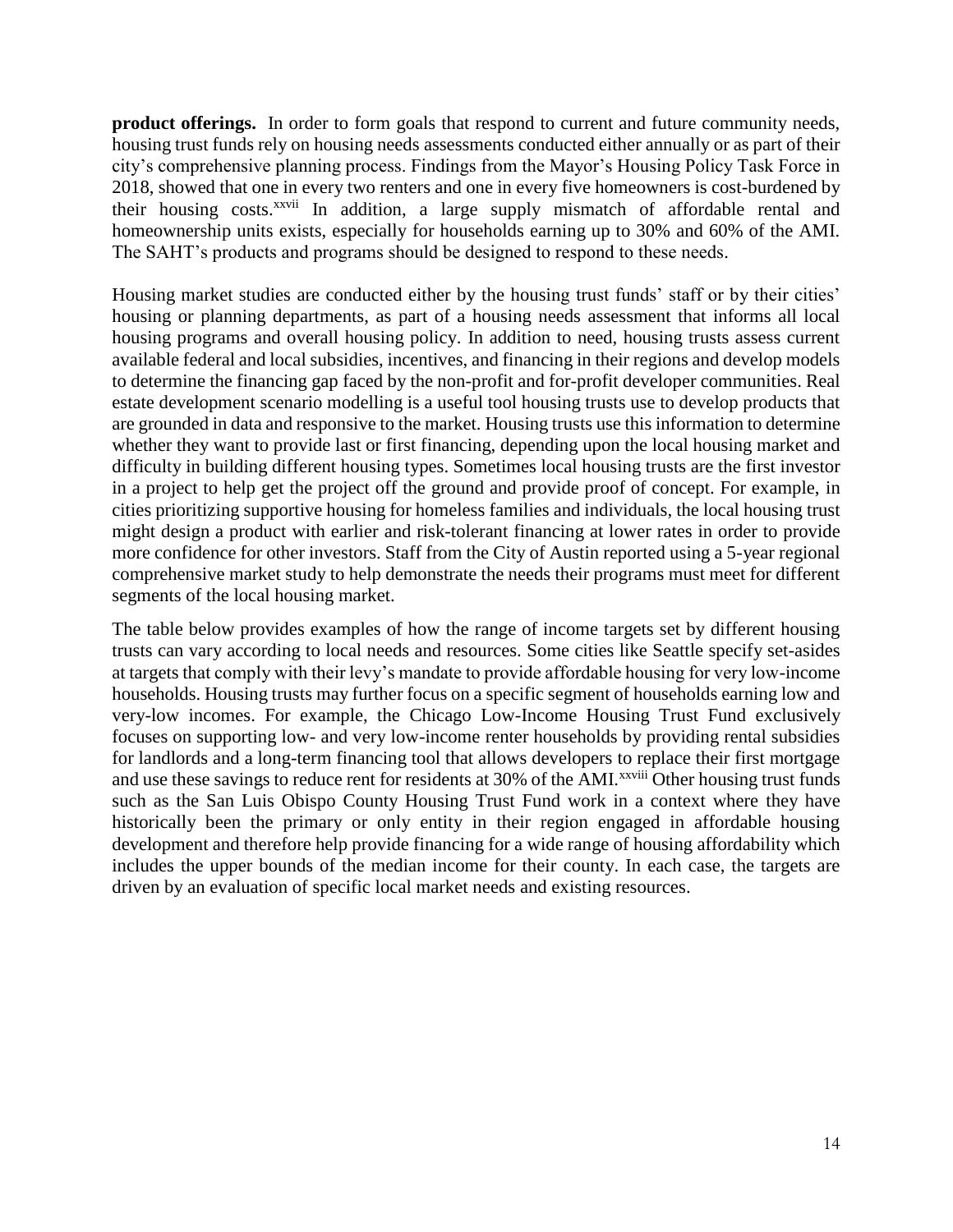**product offerings.** In order to form goals that respond to current and future community needs, housing trust funds rely on housing needs assessments conducted either annually or as part of their city's comprehensive planning process. Findings from the Mayor's Housing Policy Task Force in 2018, showed that one in every two renters and one in every five homeowners is cost-burdened by their housing costs.[xxvii] In addition, a large supply mismatch of affordable rental and homeownership units exists, especially for households earning up to 30% and 60% of the AMI. The SAHT's products and programs should be designed to respond to these needs.

Housing market studies are conducted either by the housing trust funds' staff or by their cities' housing or planning departments, as part of a housing needs assessment that informs all local housing programs and overall housing policy. In addition to need, housing trusts assess current available federal and local subsidies, incentives, and financing in their regions and develop models to determine the financing gap faced by the non-profit and for-profit developer communities. Real estate development scenario modelling is a useful tool housing trusts use to develop products that are grounded in data and responsive to the market. Housing trusts use this information to determine whether they want to provide last or first financing, depending upon the local housing market and difficulty in building different housing types. Sometimes local housing trusts are the first investor in a project to help get the project off the ground and provide proof of concept. For example, in cities prioritizing supportive housing for homeless families and individuals, the local housing trust might design a product with earlier and risk-tolerant financing at lower rates in order to provide more confidence for other investors. Staff from the City of Austin reported using a 5-year regional comprehensive market study to help demonstrate the needs their programs must meet for different segments of the local housing market.

The table below provides examples of how the range of income targets set by different housing trusts can vary according to local needs and resources. Some cities like Seattle specify set-asides at targets that comply with their levy's mandate to provide affordable housing for very low-income households. Housing trusts may further focus on a specific segment of households earning low and very-low incomes. For example, the Chicago Low-Income Housing Trust Fund exclusively focuses on supporting low- and very low-income renter households by providing rental subsidies for landlords and a long-term financing tool that allows developers to replace their first mortgage and use these savings to reduce rent for residents at 30% of the AMI.[xxviii] Other housing trust funds such as the San Luis Obispo County Housing Trust Fund work in a context where they have historically been the primary or only entity in their region engaged in affordable housing development and therefore help provide financing for a wide range of housing affordability which includes the upper bounds of the median income for their county. In each case, the targets are driven by an evaluation of specific local market needs and existing resources.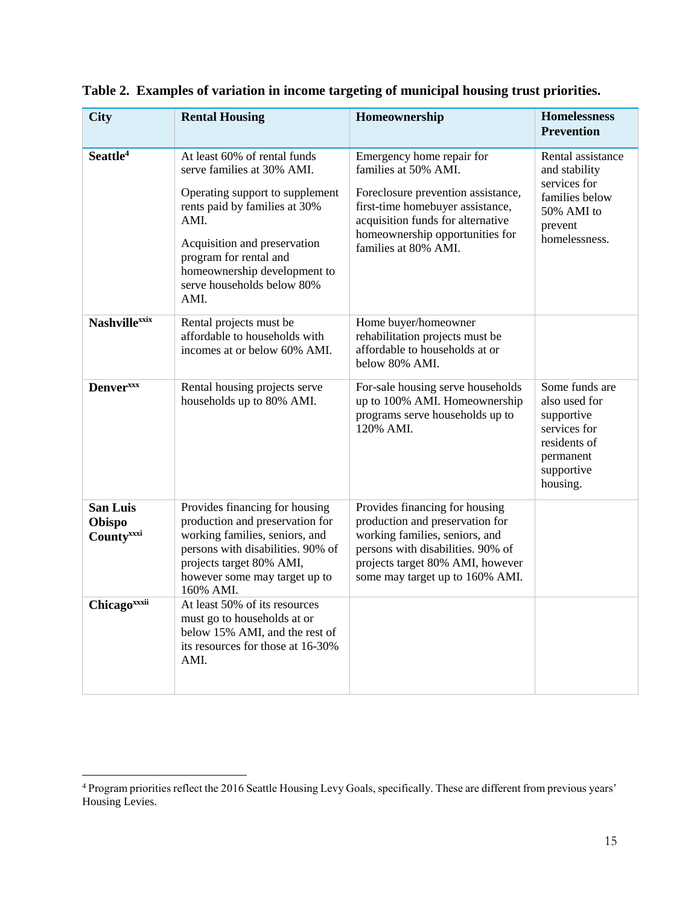**Table 2. Examples of variation in income targeting of municipal housing trust priorities.**

| City | Rental Housing | Homeownership | Homelessness Prevention |
|---|---|---|---|
| **Seattle**[4] | At least 60% of rental funds serve families at 30% AMI.<br><br>Operating support to supplement rents paid by families at 30% AMI.<br><br>Acquisition and preservation program for rental and homeownership development to serve households below 80% AMI. | Emergency home repair for families at 50% AMI.<br><br>Foreclosure prevention assistance, first-time homebuyer assistance, acquisition funds for alternative homeownership opportunities for families at 80% AMI. | Rental assistance and stability services for families below 50% AMI to prevent homelessness. |
| **Nashville**[xxix] | Rental projects must be affordable to households with incomes at or below 60% AMI. | Home buyer/homeowner rehabilitation projects must be affordable to households at or below 80% AMI. | |
| **Denver**[xxx] | Rental housing projects serve households up to 80% AMI. | For-sale housing serve households up to 100% AMI. Homeownership programs serve households up to 120% AMI. | Some funds are also used for supportive services for residents of permanent supportive housing. |
| **San Luis Obispo County**[xxxi] | Provides financing for housing production and preservation for working families, seniors, and persons with disabilities. 90% of projects target 80% AMI, however some may target up to 160% AMI. | Provides financing for housing production and preservation for working families, seniors, and persons with disabilities. 90% of projects target 80% AMI, however some may target up to 160% AMI. | |
| **Chicago**[xxxii] | At least 50% of its resources must go to households at or below 15% AMI, and the rest of its resources for those at 16-30% AMI. | | |

[4] Program priorities reflect the 2016 Seattle Housing Levy Goals, specifically. These are different from previous years' Housing Levies.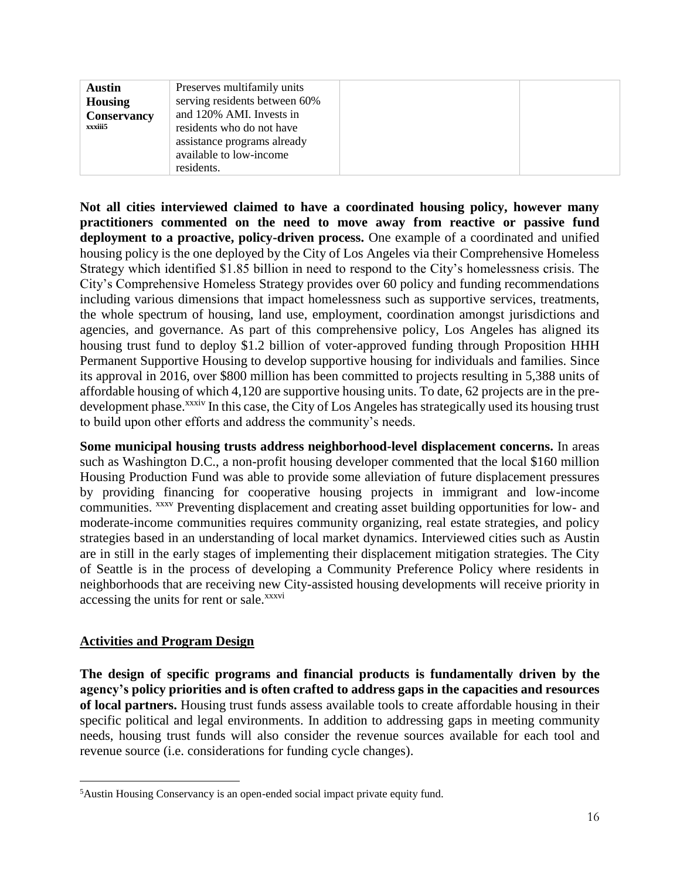| **Austin Housing Conservancy** [xxxiii5] | Preserves multifamily units serving residents between 60% and 120% AMI. Invests in residents who do not have assistance programs already available to low-income residents. | | |
|---|---|---|---|

**Not all cities interviewed claimed to have a coordinated housing policy, however many practitioners commented on the need to move away from reactive or passive fund deployment to a proactive, policy-driven process.** One example of a coordinated and unified housing policy is the one deployed by the City of Los Angeles via their Comprehensive Homeless Strategy which identified $1.85 billion in need to respond to the City's homelessness crisis. The City's Comprehensive Homeless Strategy provides over 60 policy and funding recommendations including various dimensions that impact homelessness such as supportive services, treatments, the whole spectrum of housing, land use, employment, coordination amongst jurisdictions and agencies, and governance. As part of this comprehensive policy, Los Angeles has aligned its housing trust fund to deploy $1.2 billion of voter-approved funding through Proposition HHH Permanent Supportive Housing to develop supportive housing for individuals and families. Since its approval in 2016, over $800 million has been committed to projects resulting in 5,388 units of affordable housing of which 4,120 are supportive housing units. To date, 62 projects are in the pre-development phase.[xxxiv] In this case, the City of Los Angeles has strategically used its housing trust to build upon other efforts and address the community's needs.

**Some municipal housing trusts address neighborhood-level displacement concerns.** In areas such as Washington D.C., a non-profit housing developer commented that the local $160 million Housing Production Fund was able to provide some alleviation of future displacement pressures by providing financing for cooperative housing projects in immigrant and low-income communities. [xxxv] Preventing displacement and creating asset building opportunities for low- and moderate-income communities requires community organizing, real estate strategies, and policy strategies based in an understanding of local market dynamics. Interviewed cities such as Austin are in still in the early stages of implementing their displacement mitigation strategies. The City of Seattle is in the process of developing a Community Preference Policy where residents in neighborhoods that are receiving new City-assisted housing developments will receive priority in accessing the units for rent or sale.[xxxvi]

## Activities and Program Design

**The design of specific programs and financial products is fundamentally driven by the agency's policy priorities and is often crafted to address gaps in the capacities and resources of local partners.** Housing trust funds assess available tools to create affordable housing in their specific political and legal environments. In addition to addressing gaps in meeting community needs, housing trust funds will also consider the revenue sources available for each tool and revenue source (i.e. considerations for funding cycle changes).

---

[5] Austin Housing Conservancy is an open-ended social impact private equity fund.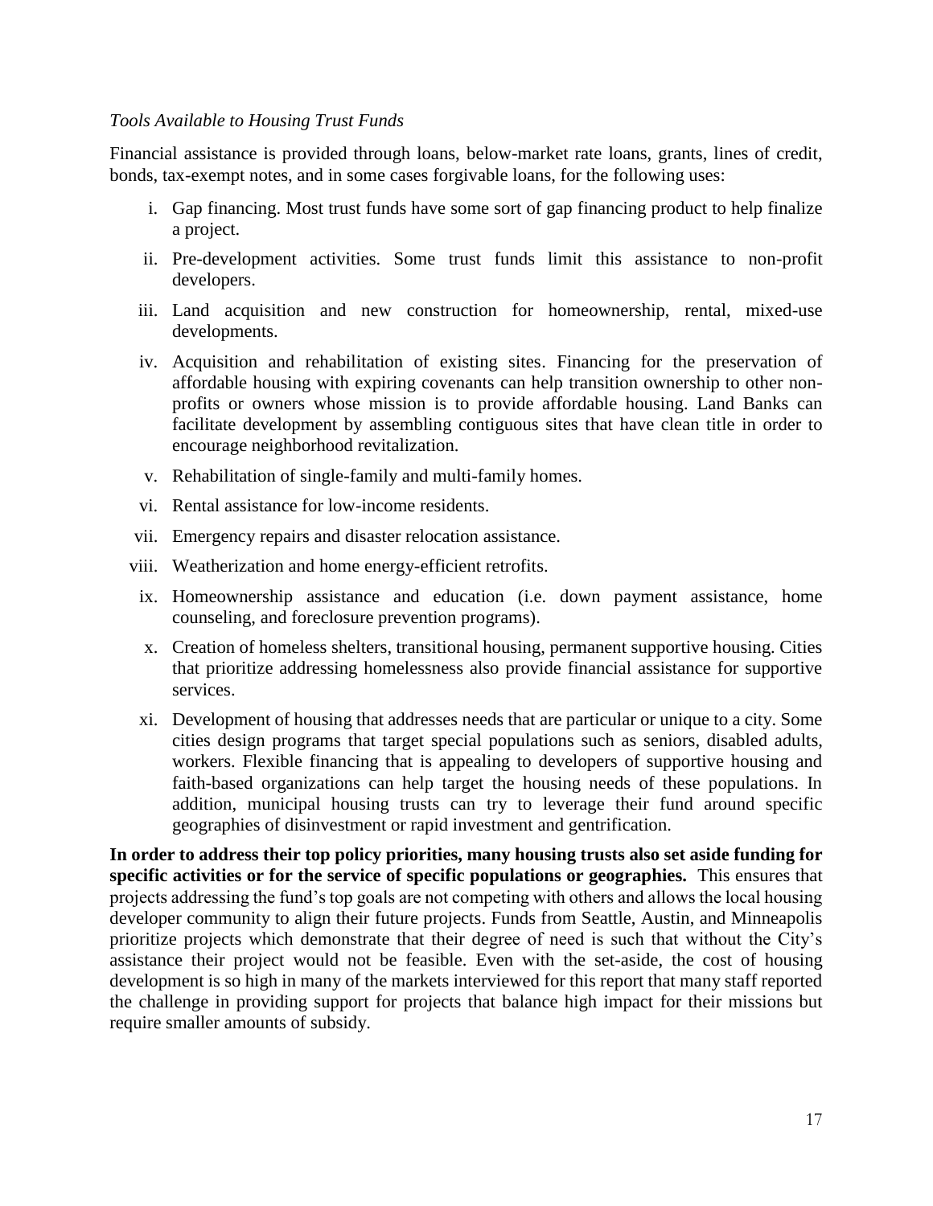*Tools Available to Housing Trust Funds*

Financial assistance is provided through loans, below-market rate loans, grants, lines of credit, bonds, tax-exempt notes, and in some cases forgivable loans, for the following uses:

i. Gap financing. Most trust funds have some sort of gap financing product to help finalize a project.

ii. Pre-development activities. Some trust funds limit this assistance to non-profit developers.

iii. Land acquisition and new construction for homeownership, rental, mixed-use developments.

iv. Acquisition and rehabilitation of existing sites. Financing for the preservation of affordable housing with expiring covenants can help transition ownership to other non-profits or owners whose mission is to provide affordable housing. Land Banks can facilitate development by assembling contiguous sites that have clean title in order to encourage neighborhood revitalization.

v. Rehabilitation of single-family and multi-family homes.

vi. Rental assistance for low-income residents.

vii. Emergency repairs and disaster relocation assistance.

viii. Weatherization and home energy-efficient retrofits.

ix. Homeownership assistance and education (i.e. down payment assistance, home counseling, and foreclosure prevention programs).

x. Creation of homeless shelters, transitional housing, permanent supportive housing. Cities that prioritize addressing homelessness also provide financial assistance for supportive services.

xi. Development of housing that addresses needs that are particular or unique to a city. Some cities design programs that target special populations such as seniors, disabled adults, workers. Flexible financing that is appealing to developers of supportive housing and faith-based organizations can help target the housing needs of these populations. In addition, municipal housing trusts can try to leverage their fund around specific geographies of disinvestment or rapid investment and gentrification.

**In order to address their top policy priorities, many housing trusts also set aside funding for specific activities or for the service of specific populations or geographies.** This ensures that projects addressing the fund's top goals are not competing with others and allows the local housing developer community to align their future projects. Funds from Seattle, Austin, and Minneapolis prioritize projects which demonstrate that their degree of need is such that without the City's assistance their project would not be feasible. Even with the set-aside, the cost of housing development is so high in many of the markets interviewed for this report that many staff reported the challenge in providing support for projects that balance high impact for their missions but require smaller amounts of subsidy.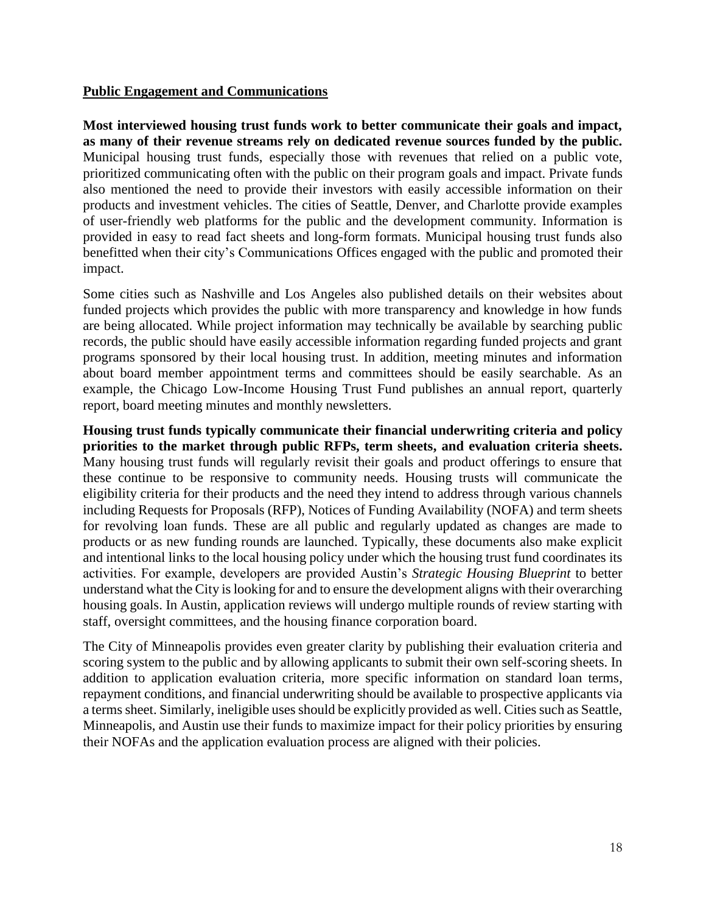## Public Engagement and Communications

**Most interviewed housing trust funds work to better communicate their goals and impact, as many of their revenue streams rely on dedicated revenue sources funded by the public.** Municipal housing trust funds, especially those with revenues that relied on a public vote, prioritized communicating often with the public on their program goals and impact. Private funds also mentioned the need to provide their investors with easily accessible information on their products and investment vehicles. The cities of Seattle, Denver, and Charlotte provide examples of user-friendly web platforms for the public and the development community. Information is provided in easy to read fact sheets and long-form formats. Municipal housing trust funds also benefitted when their city's Communications Offices engaged with the public and promoted their impact.

Some cities such as Nashville and Los Angeles also published details on their websites about funded projects which provides the public with more transparency and knowledge in how funds are being allocated. While project information may technically be available by searching public records, the public should have easily accessible information regarding funded projects and grant programs sponsored by their local housing trust. In addition, meeting minutes and information about board member appointment terms and committees should be easily searchable. As an example, the Chicago Low-Income Housing Trust Fund publishes an annual report, quarterly report, board meeting minutes and monthly newsletters.

**Housing trust funds typically communicate their financial underwriting criteria and policy priorities to the market through public RFPs, term sheets, and evaluation criteria sheets.** Many housing trust funds will regularly revisit their goals and product offerings to ensure that these continue to be responsive to community needs. Housing trusts will communicate the eligibility criteria for their products and the need they intend to address through various channels including Requests for Proposals (RFP), Notices of Funding Availability (NOFA) and term sheets for revolving loan funds. These are all public and regularly updated as changes are made to products or as new funding rounds are launched. Typically, these documents also make explicit and intentional links to the local housing policy under which the housing trust fund coordinates its activities. For example, developers are provided Austin's *Strategic Housing Blueprint* to better understand what the City is looking for and to ensure the development aligns with their overarching housing goals. In Austin, application reviews will undergo multiple rounds of review starting with staff, oversight committees, and the housing finance corporation board.

The City of Minneapolis provides even greater clarity by publishing their evaluation criteria and scoring system to the public and by allowing applicants to submit their own self-scoring sheets. In addition to application evaluation criteria, more specific information on standard loan terms, repayment conditions, and financial underwriting should be available to prospective applicants via a terms sheet. Similarly, ineligible uses should be explicitly provided as well. Cities such as Seattle, Minneapolis, and Austin use their funds to maximize impact for their policy priorities by ensuring their NOFAs and the application evaluation process are aligned with their policies.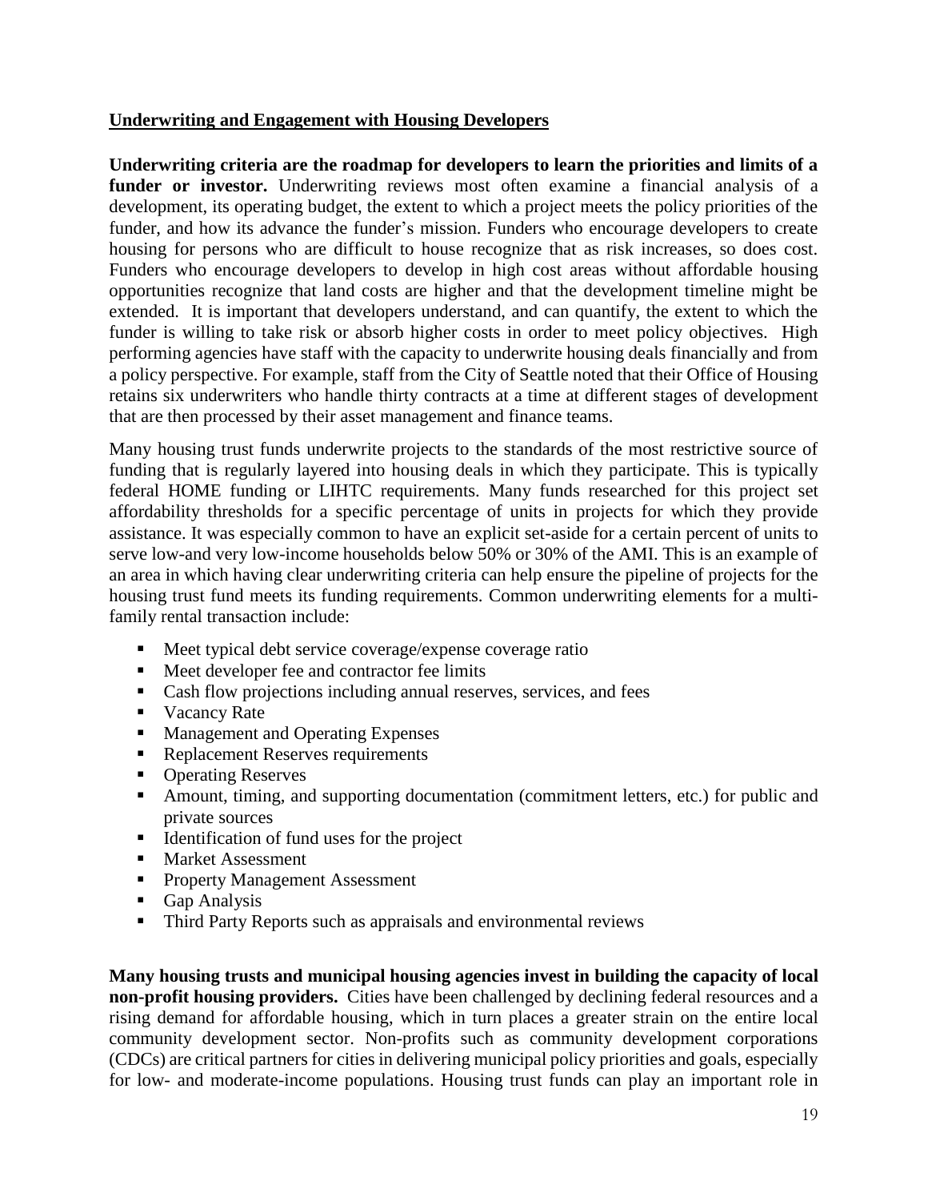## Underwriting and Engagement with Housing Developers

**Underwriting criteria are the roadmap for developers to learn the priorities and limits of a funder or investor.** Underwriting reviews most often examine a financial analysis of a development, its operating budget, the extent to which a project meets the policy priorities of the funder, and how its advance the funder's mission. Funders who encourage developers to create housing for persons who are difficult to house recognize that as risk increases, so does cost. Funders who encourage developers to develop in high cost areas without affordable housing opportunities recognize that land costs are higher and that the development timeline might be extended. It is important that developers understand, and can quantify, the extent to which the funder is willing to take risk or absorb higher costs in order to meet policy objectives. High performing agencies have staff with the capacity to underwrite housing deals financially and from a policy perspective. For example, staff from the City of Seattle noted that their Office of Housing retains six underwriters who handle thirty contracts at a time at different stages of development that are then processed by their asset management and finance teams.

Many housing trust funds underwrite projects to the standards of the most restrictive source of funding that is regularly layered into housing deals in which they participate. This is typically federal HOME funding or LIHTC requirements. Many funds researched for this project set affordability thresholds for a specific percentage of units in projects for which they provide assistance. It was especially common to have an explicit set-aside for a certain percent of units to serve low-and very low-income households below 50% or 30% of the AMI. This is an example of an area in which having clear underwriting criteria can help ensure the pipeline of projects for the housing trust fund meets its funding requirements. Common underwriting elements for a multi-family rental transaction include:

- Meet typical debt service coverage/expense coverage ratio
- Meet developer fee and contractor fee limits
- Cash flow projections including annual reserves, services, and fees
- Vacancy Rate
- Management and Operating Expenses
- Replacement Reserves requirements
- Operating Reserves
- Amount, timing, and supporting documentation (commitment letters, etc.) for public and private sources
- Identification of fund uses for the project
- Market Assessment
- Property Management Assessment
- Gap Analysis
- Third Party Reports such as appraisals and environmental reviews

**Many housing trusts and municipal housing agencies invest in building the capacity of local non-profit housing providers.** Cities have been challenged by declining federal resources and a rising demand for affordable housing, which in turn places a greater strain on the entire local community development sector. Non-profits such as community development corporations (CDCs) are critical partners for cities in delivering municipal policy priorities and goals, especially for low- and moderate-income populations. Housing trust funds can play an important role in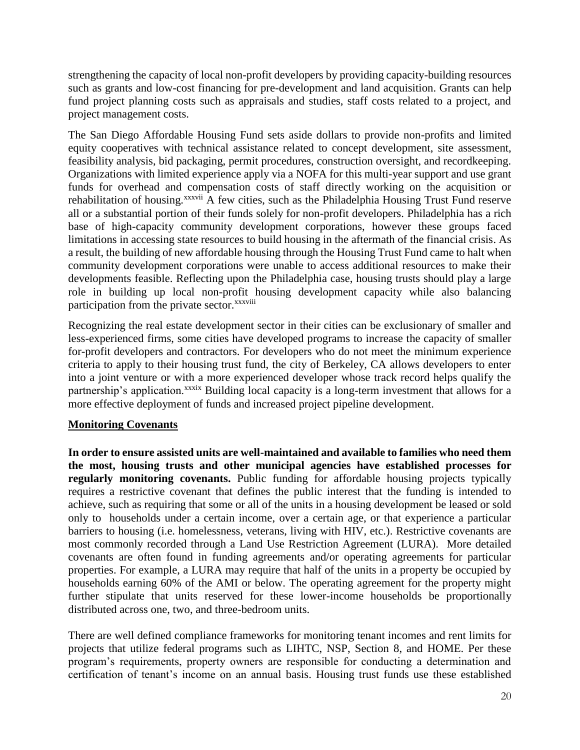strengthening the capacity of local non-profit developers by providing capacity-building resources such as grants and low-cost financing for pre-development and land acquisition. Grants can help fund project planning costs such as appraisals and studies, staff costs related to a project, and project management costs.

The San Diego Affordable Housing Fund sets aside dollars to provide non-profits and limited equity cooperatives with technical assistance related to concept development, site assessment, feasibility analysis, bid packaging, permit procedures, construction oversight, and recordkeeping. Organizations with limited experience apply via a NOFA for this multi-year support and use grant funds for overhead and compensation costs of staff directly working on the acquisition or rehabilitation of housing.[xxxvii] A few cities, such as the Philadelphia Housing Trust Fund reserve all or a substantial portion of their funds solely for non-profit developers. Philadelphia has a rich base of high-capacity community development corporations, however these groups faced limitations in accessing state resources to build housing in the aftermath of the financial crisis. As a result, the building of new affordable housing through the Housing Trust Fund came to halt when community development corporations were unable to access additional resources to make their developments feasible. Reflecting upon the Philadelphia case, housing trusts should play a large role in building up local non-profit housing development capacity while also balancing participation from the private sector.[xxxviii]

Recognizing the real estate development sector in their cities can be exclusionary of smaller and less-experienced firms, some cities have developed programs to increase the capacity of smaller for-profit developers and contractors. For developers who do not meet the minimum experience criteria to apply to their housing trust fund, the city of Berkeley, CA allows developers to enter into a joint venture or with a more experienced developer whose track record helps qualify the partnership's application.[xxxix] Building local capacity is a long-term investment that allows for a more effective deployment of funds and increased project pipeline development.

**Monitoring Covenants**

**In order to ensure assisted units are well-maintained and available to families who need them the most, housing trusts and other municipal agencies have established processes for regularly monitoring covenants.** Public funding for affordable housing projects typically requires a restrictive covenant that defines the public interest that the funding is intended to achieve, such as requiring that some or all of the units in a housing development be leased or sold only to households under a certain income, over a certain age, or that experience a particular barriers to housing (i.e. homelessness, veterans, living with HIV, etc.). Restrictive covenants are most commonly recorded through a Land Use Restriction Agreement (LURA). More detailed covenants are often found in funding agreements and/or operating agreements for particular properties. For example, a LURA may require that half of the units in a property be occupied by households earning 60% of the AMI or below. The operating agreement for the property might further stipulate that units reserved for these lower-income households be proportionally distributed across one, two, and three-bedroom units.

There are well defined compliance frameworks for monitoring tenant incomes and rent limits for projects that utilize federal programs such as LIHTC, NSP, Section 8, and HOME. Per these program's requirements, property owners are responsible for conducting a determination and certification of tenant's income on an annual basis. Housing trust funds use these established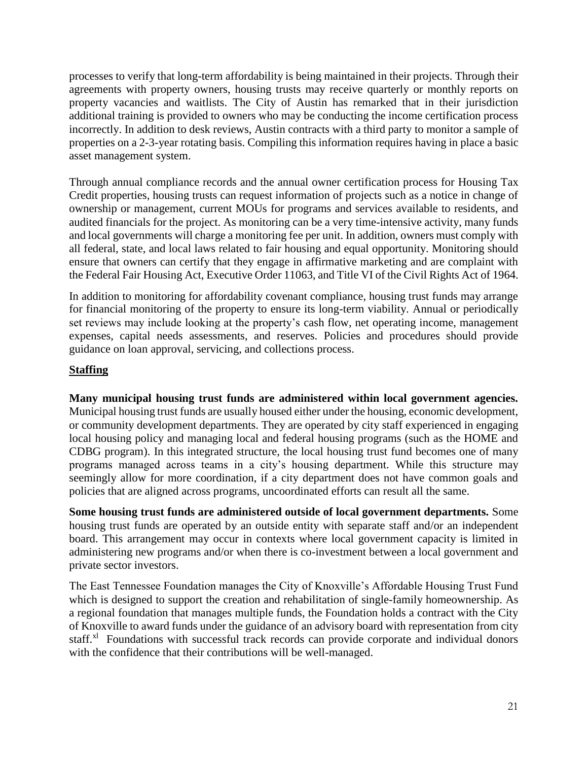processes to verify that long-term affordability is being maintained in their projects. Through their agreements with property owners, housing trusts may receive quarterly or monthly reports on property vacancies and waitlists. The City of Austin has remarked that in their jurisdiction additional training is provided to owners who may be conducting the income certification process incorrectly. In addition to desk reviews, Austin contracts with a third party to monitor a sample of properties on a 2-3-year rotating basis. Compiling this information requires having in place a basic asset management system.

Through annual compliance records and the annual owner certification process for Housing Tax Credit properties, housing trusts can request information of projects such as a notice in change of ownership or management, current MOUs for programs and services available to residents, and audited financials for the project. As monitoring can be a very time-intensive activity, many funds and local governments will charge a monitoring fee per unit. In addition, owners must comply with all federal, state, and local laws related to fair housing and equal opportunity. Monitoring should ensure that owners can certify that they engage in affirmative marketing and are complaint with the Federal Fair Housing Act, Executive Order 11063, and Title VI of the Civil Rights Act of 1964.

In addition to monitoring for affordability covenant compliance, housing trust funds may arrange for financial monitoring of the property to ensure its long-term viability. Annual or periodically set reviews may include looking at the property's cash flow, net operating income, management expenses, capital needs assessments, and reserves. Policies and procedures should provide guidance on loan approval, servicing, and collections process.

## Staffing

**Many municipal housing trust funds are administered within local government agencies.** Municipal housing trust funds are usually housed either under the housing, economic development, or community development departments. They are operated by city staff experienced in engaging local housing policy and managing local and federal housing programs (such as the HOME and CDBG program). In this integrated structure, the local housing trust fund becomes one of many programs managed across teams in a city's housing department. While this structure may seemingly allow for more coordination, if a city department does not have common goals and policies that are aligned across programs, uncoordinated efforts can result all the same.

**Some housing trust funds are administered outside of local government departments.** Some housing trust funds are operated by an outside entity with separate staff and/or an independent board. This arrangement may occur in contexts where local government capacity is limited in administering new programs and/or when there is co-investment between a local government and private sector investors.

The East Tennessee Foundation manages the City of Knoxville's Affordable Housing Trust Fund which is designed to support the creation and rehabilitation of single-family homeownership. As a regional foundation that manages multiple funds, the Foundation holds a contract with the City of Knoxville to award funds under the guidance of an advisory board with representation from city staff.[xl] Foundations with successful track records can provide corporate and individual donors with the confidence that their contributions will be well-managed.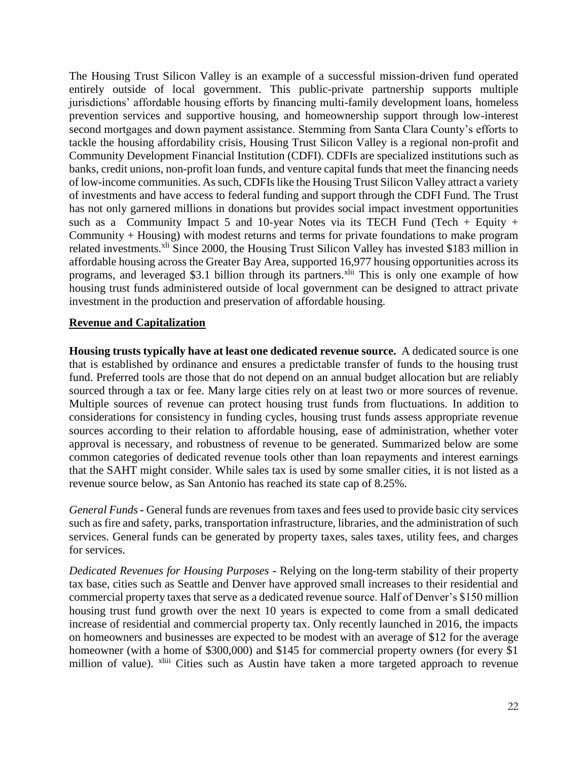The Housing Trust Silicon Valley is an example of a successful mission-driven fund operated entirely outside of local government. This public-private partnership supports multiple jurisdictions' affordable housing efforts by financing multi-family development loans, homeless prevention services and supportive housing, and homeownership support through low-interest second mortgages and down payment assistance. Stemming from Santa Clara County's efforts to tackle the housing affordability crisis, Housing Trust Silicon Valley is a regional non-profit and Community Development Financial Institution (CDFI). CDFIs are specialized institutions such as banks, credit unions, non-profit loan funds, and venture capital funds that meet the financing needs of low-income communities. As such, CDFIs like the Housing Trust Silicon Valley attract a variety of investments and have access to federal funding and support through the CDFI Fund. The Trust has not only garnered millions in donations but provides social impact investment opportunities such as a Community Impact 5 and 10-year Notes via its TECH Fund (Tech + Equity + Community + Housing) with modest returns and terms for private foundations to make program related investments.[xli] Since 2000, the Housing Trust Silicon Valley has invested $183 million in affordable housing across the Greater Bay Area, supported 16,977 housing opportunities across its programs, and leveraged $3.1 billion through its partners.[xlii] This is only one example of how housing trust funds administered outside of local government can be designed to attract private investment in the production and preservation of affordable housing.

## Revenue and Capitalization

**Housing trusts typically have at least one dedicated revenue source.** A dedicated source is one that is established by ordinance and ensures a predictable transfer of funds to the housing trust fund. Preferred tools are those that do not depend on an annual budget allocation but are reliably sourced through a tax or fee. Many large cities rely on at least two or more sources of revenue. Multiple sources of revenue can protect housing trust funds from fluctuations. In addition to considerations for consistency in funding cycles, housing trust funds assess appropriate revenue sources according to their relation to affordable housing, ease of administration, whether voter approval is necessary, and robustness of revenue to be generated. Summarized below are some common categories of dedicated revenue tools other than loan repayments and interest earnings that the SAHT might consider. While sales tax is used by some smaller cities, it is not listed as a revenue source below, as San Antonio has reached its state cap of 8.25%.

*General Funds* - General funds are revenues from taxes and fees used to provide basic city services such as fire and safety, parks, transportation infrastructure, libraries, and the administration of such services. General funds can be generated by property taxes, sales taxes, utility fees, and charges for services.

*Dedicated Revenues for Housing Purposes* - Relying on the long-term stability of their property tax base, cities such as Seattle and Denver have approved small increases to their residential and commercial property taxes that serve as a dedicated revenue source. Half of Denver's $150 million housing trust fund growth over the next 10 years is expected to come from a small dedicated increase of residential and commercial property tax. Only recently launched in 2016, the impacts on homeowners and businesses are expected to be modest with an average of $12 for the average homeowner (with a home of $300,000) and $145 for commercial property owners (for every $1 million of value). [xliii] Cities such as Austin have taken a more targeted approach to revenue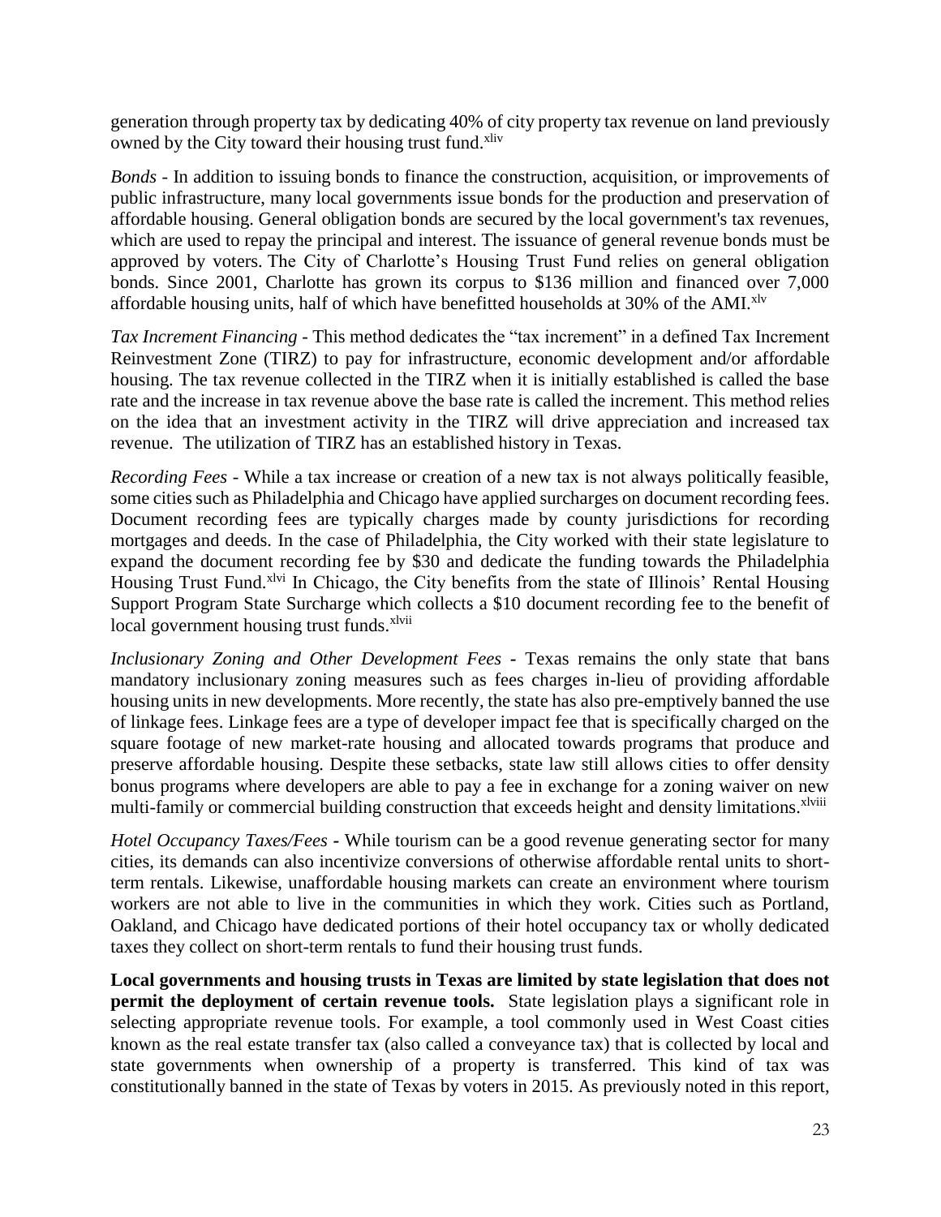generation through property tax by dedicating 40% of city property tax revenue on land previously owned by the City toward their housing trust fund.[xliv]

*Bonds* - In addition to issuing bonds to finance the construction, acquisition, or improvements of public infrastructure, many local governments issue bonds for the production and preservation of affordable housing. General obligation bonds are secured by the local government's tax revenues, which are used to repay the principal and interest. The issuance of general revenue bonds must be approved by voters. The City of Charlotte's Housing Trust Fund relies on general obligation bonds. Since 2001, Charlotte has grown its corpus to $136 million and financed over 7,000 affordable housing units, half of which have benefitted households at 30% of the AMI.[xlv]

*Tax Increment Financing* - This method dedicates the "tax increment" in a defined Tax Increment Reinvestment Zone (TIRZ) to pay for infrastructure, economic development and/or affordable housing. The tax revenue collected in the TIRZ when it is initially established is called the base rate and the increase in tax revenue above the base rate is called the increment. This method relies on the idea that an investment activity in the TIRZ will drive appreciation and increased tax revenue. The utilization of TIRZ has an established history in Texas.

*Recording Fees* - While a tax increase or creation of a new tax is not always politically feasible, some cities such as Philadelphia and Chicago have applied surcharges on document recording fees. Document recording fees are typically charges made by county jurisdictions for recording mortgages and deeds. In the case of Philadelphia, the City worked with their state legislature to expand the document recording fee by $30 and dedicate the funding towards the Philadelphia Housing Trust Fund.[xlvi] In Chicago, the City benefits from the state of Illinois' Rental Housing Support Program State Surcharge which collects a $10 document recording fee to the benefit of local government housing trust funds.[xlvii]

*Inclusionary Zoning and Other Development Fees* - Texas remains the only state that bans mandatory inclusionary zoning measures such as fees charges in-lieu of providing affordable housing units in new developments. More recently, the state has also pre-emptively banned the use of linkage fees. Linkage fees are a type of developer impact fee that is specifically charged on the square footage of new market-rate housing and allocated towards programs that produce and preserve affordable housing. Despite these setbacks, state law still allows cities to offer density bonus programs where developers are able to pay a fee in exchange for a zoning waiver on new multi-family or commercial building construction that exceeds height and density limitations.[xlviii]

*Hotel Occupancy Taxes/Fees* - While tourism can be a good revenue generating sector for many cities, its demands can also incentivize conversions of otherwise affordable rental units to short-term rentals. Likewise, unaffordable housing markets can create an environment where tourism workers are not able to live in the communities in which they work. Cities such as Portland, Oakland, and Chicago have dedicated portions of their hotel occupancy tax or wholly dedicated taxes they collect on short-term rentals to fund their housing trust funds.

**Local governments and housing trusts in Texas are limited by state legislation that does not permit the deployment of certain revenue tools.** State legislation plays a significant role in selecting appropriate revenue tools. For example, a tool commonly used in West Coast cities known as the real estate transfer tax (also called a conveyance tax) that is collected by local and state governments when ownership of a property is transferred. This kind of tax was constitutionally banned in the state of Texas by voters in 2015. As previously noted in this report,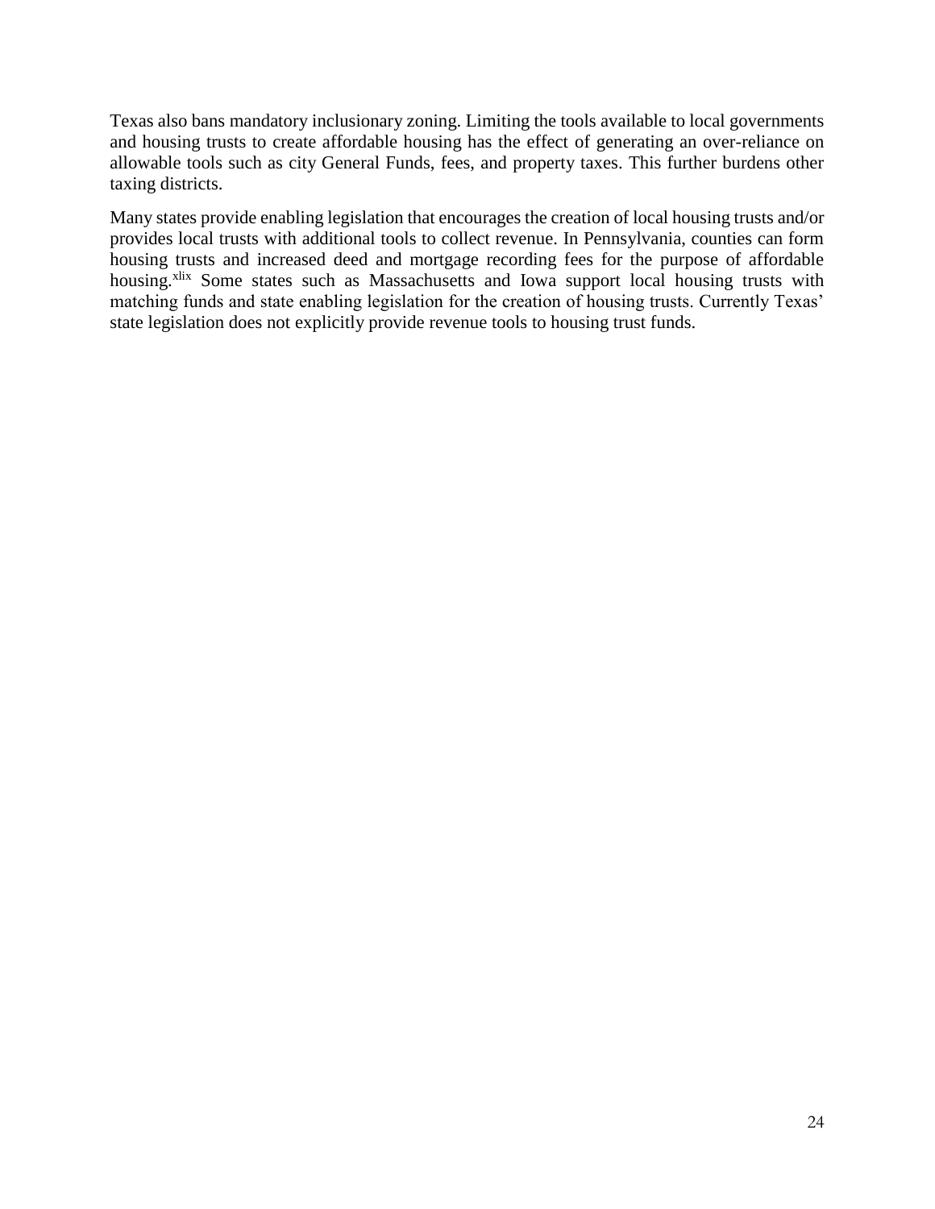Texas also bans mandatory inclusionary zoning. Limiting the tools available to local governments and housing trusts to create affordable housing has the effect of generating an over-reliance on allowable tools such as city General Funds, fees, and property taxes. This further burdens other taxing districts.

Many states provide enabling legislation that encourages the creation of local housing trusts and/or provides local trusts with additional tools to collect revenue. In Pennsylvania, counties can form housing trusts and increased deed and mortgage recording fees for the purpose of affordable housing.[xlix] Some states such as Massachusetts and Iowa support local housing trusts with matching funds and state enabling legislation for the creation of housing trusts. Currently Texas' state legislation does not explicitly provide revenue tools to housing trust funds.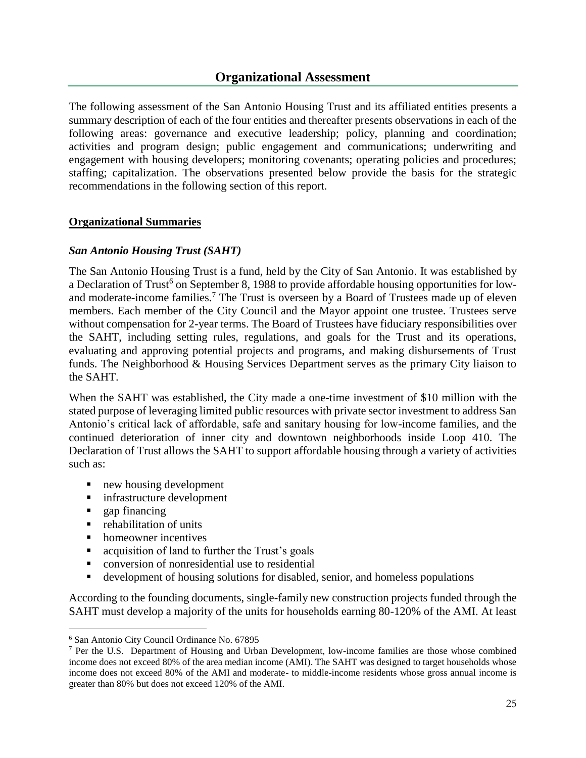## Organizational Assessment

The following assessment of the San Antonio Housing Trust and its affiliated entities presents a summary description of each of the four entities and thereafter presents observations in each of the following areas: governance and executive leadership; policy, planning and coordination; activities and program design; public engagement and communications; underwriting and engagement with housing developers; monitoring covenants; operating policies and procedures; staffing; capitalization. The observations presented below provide the basis for the strategic recommendations in the following section of this report.

**Organizational Summaries**

### *San Antonio Housing Trust (SAHT)*

The San Antonio Housing Trust is a fund, held by the City of San Antonio. It was established by a Declaration of Trust[6] on September 8, 1988 to provide affordable housing opportunities for low- and moderate-income families.[7] The Trust is overseen by a Board of Trustees made up of eleven members. Each member of the City Council and the Mayor appoint one trustee. Trustees serve without compensation for 2-year terms. The Board of Trustees have fiduciary responsibilities over the SAHT, including setting rules, regulations, and goals for the Trust and its operations, evaluating and approving potential projects and programs, and making disbursements of Trust funds. The Neighborhood & Housing Services Department serves as the primary City liaison to the SAHT.

When the SAHT was established, the City made a one-time investment of $10 million with the stated purpose of leveraging limited public resources with private sector investment to address San Antonio's critical lack of affordable, safe and sanitary housing for low-income families, and the continued deterioration of inner city and downtown neighborhoods inside Loop 410. The Declaration of Trust allows the SAHT to support affordable housing through a variety of activities such as:

- new housing development
- infrastructure development
- gap financing
- rehabilitation of units
- homeowner incentives
- acquisition of land to further the Trust's goals
- conversion of nonresidential use to residential
- development of housing solutions for disabled, senior, and homeless populations

According to the founding documents, single-family new construction projects funded through the SAHT must develop a majority of the units for households earning 80-120% of the AMI. At least

---

[6] San Antonio City Council Ordinance No. 67895

[7] Per the U.S. Department of Housing and Urban Development, low-income families are those whose combined income does not exceed 80% of the area median income (AMI). The SAHT was designed to target households whose income does not exceed 80% of the AMI and moderate- to middle-income residents whose gross annual income is greater than 80% but does not exceed 120% of the AMI.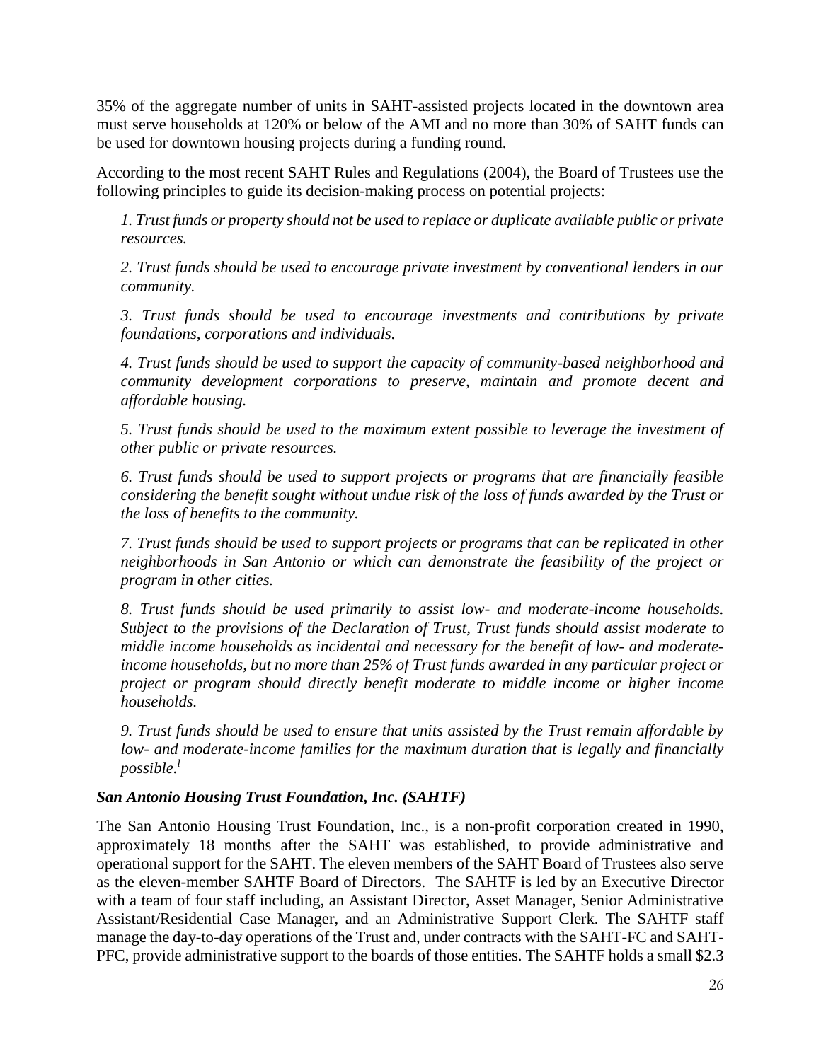35% of the aggregate number of units in SAHT-assisted projects located in the downtown area must serve households at 120% or below of the AMI and no more than 30% of SAHT funds can be used for downtown housing projects during a funding round.

According to the most recent SAHT Rules and Regulations (2004), the Board of Trustees use the following principles to guide its decision-making process on potential projects:

*1. Trust funds or property should not be used to replace or duplicate available public or private resources.*

*2. Trust funds should be used to encourage private investment by conventional lenders in our community.*

*3. Trust funds should be used to encourage investments and contributions by private foundations, corporations and individuals.*

*4. Trust funds should be used to support the capacity of community-based neighborhood and community development corporations to preserve, maintain and promote decent and affordable housing.*

*5. Trust funds should be used to the maximum extent possible to leverage the investment of other public or private resources.*

*6. Trust funds should be used to support projects or programs that are financially feasible considering the benefit sought without undue risk of the loss of funds awarded by the Trust or the loss of benefits to the community.*

*7. Trust funds should be used to support projects or programs that can be replicated in other neighborhoods in San Antonio or which can demonstrate the feasibility of the project or program in other cities.*

*8. Trust funds should be used primarily to assist low- and moderate-income households. Subject to the provisions of the Declaration of Trust, Trust funds should assist moderate to middle income households as incidental and necessary for the benefit of low- and moderate-income households, but no more than 25% of Trust funds awarded in any particular project or project or program should directly benefit moderate to middle income or higher income households.*

*9. Trust funds should be used to ensure that units assisted by the Trust remain affordable by low- and moderate-income families for the maximum duration that is legally and financially possible.*[1]

### *San Antonio Housing Trust Foundation, Inc. (SAHTF)*

The San Antonio Housing Trust Foundation, Inc., is a non-profit corporation created in 1990, approximately 18 months after the SAHT was established, to provide administrative and operational support for the SAHT. The eleven members of the SAHT Board of Trustees also serve as the eleven-member SAHTF Board of Directors. The SAHTF is led by an Executive Director with a team of four staff including, an Assistant Director, Asset Manager, Senior Administrative Assistant/Residential Case Manager, and an Administrative Support Clerk. The SAHTF staff manage the day-to-day operations of the Trust and, under contracts with the SAHT-FC and SAHT-PFC, provide administrative support to the boards of those entities. The SAHTF holds a small $2.3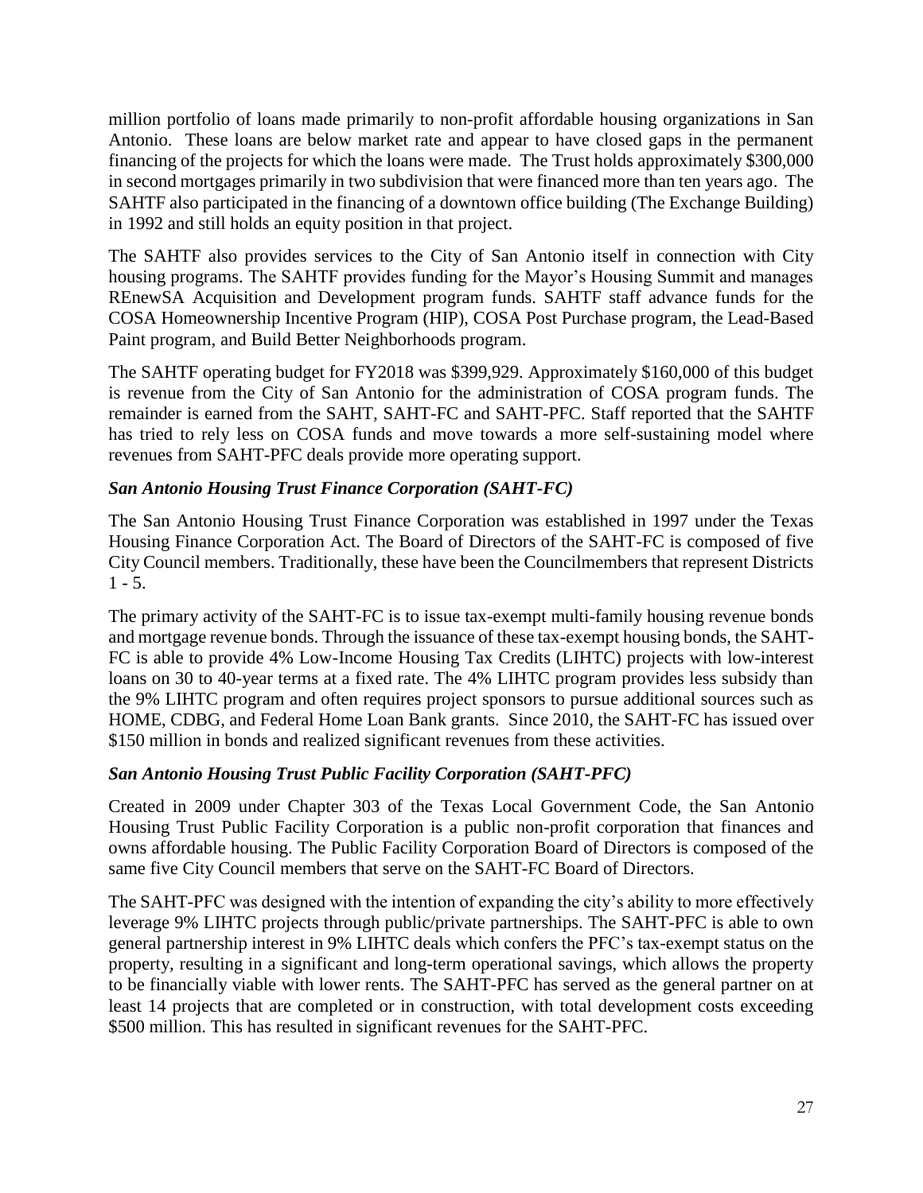million portfolio of loans made primarily to non-profit affordable housing organizations in San Antonio. These loans are below market rate and appear to have closed gaps in the permanent financing of the projects for which the loans were made. The Trust holds approximately $300,000 in second mortgages primarily in two subdivision that were financed more than ten years ago. The SAHTF also participated in the financing of a downtown office building (The Exchange Building) in 1992 and still holds an equity position in that project.

The SAHTF also provides services to the City of San Antonio itself in connection with City housing programs. The SAHTF provides funding for the Mayor's Housing Summit and manages REnewSA Acquisition and Development program funds. SAHTF staff advance funds for the COSA Homeownership Incentive Program (HIP), COSA Post Purchase program, the Lead-Based Paint program, and Build Better Neighborhoods program.

The SAHTF operating budget for FY2018 was $399,929. Approximately $160,000 of this budget is revenue from the City of San Antonio for the administration of COSA program funds. The remainder is earned from the SAHT, SAHT-FC and SAHT-PFC. Staff reported that the SAHTF has tried to rely less on COSA funds and move towards a more self-sustaining model where revenues from SAHT-PFC deals provide more operating support.

### *San Antonio Housing Trust Finance Corporation (SAHT-FC)*

The San Antonio Housing Trust Finance Corporation was established in 1997 under the Texas Housing Finance Corporation Act. The Board of Directors of the SAHT-FC is composed of five City Council members. Traditionally, these have been the Councilmembers that represent Districts 1 - 5.

The primary activity of the SAHT-FC is to issue tax-exempt multi-family housing revenue bonds and mortgage revenue bonds. Through the issuance of these tax-exempt housing bonds, the SAHT-FC is able to provide 4% Low-Income Housing Tax Credits (LIHTC) projects with low-interest loans on 30 to 40-year terms at a fixed rate. The 4% LIHTC program provides less subsidy than the 9% LIHTC program and often requires project sponsors to pursue additional sources such as HOME, CDBG, and Federal Home Loan Bank grants. Since 2010, the SAHT-FC has issued over $150 million in bonds and realized significant revenues from these activities.

### *San Antonio Housing Trust Public Facility Corporation (SAHT-PFC)*

Created in 2009 under Chapter 303 of the Texas Local Government Code, the San Antonio Housing Trust Public Facility Corporation is a public non-profit corporation that finances and owns affordable housing. The Public Facility Corporation Board of Directors is composed of the same five City Council members that serve on the SAHT-FC Board of Directors.

The SAHT-PFC was designed with the intention of expanding the city's ability to more effectively leverage 9% LIHTC projects through public/private partnerships. The SAHT-PFC is able to own general partnership interest in 9% LIHTC deals which confers the PFC's tax-exempt status on the property, resulting in a significant and long-term operational savings, which allows the property to be financially viable with lower rents. The SAHT-PFC has served as the general partner on at least 14 projects that are completed or in construction, with total development costs exceeding $500 million. This has resulted in significant revenues for the SAHT-PFC.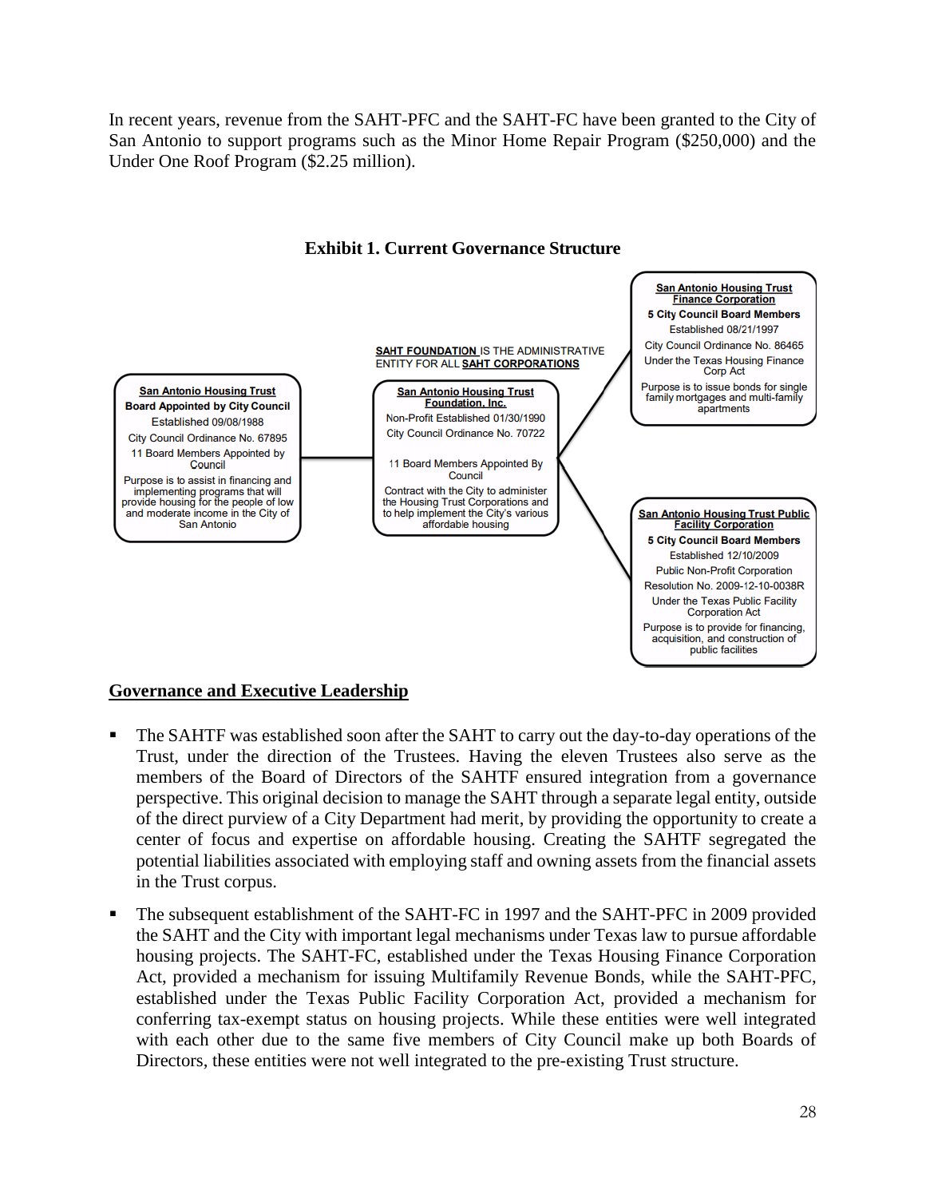In recent years, revenue from the SAHT-PFC and the SAHT-FC have been granted to the City of San Antonio to support programs such as the Minor Home Repair Program ($250,000) and the Under One Roof Program ($2.25 million).

**Exhibit 1. Current Governance Structure**

**San Antonio Housing Trust**
**Board Appointed by City Council**
Established 09/08/1988
City Council Ordinance No. 67895
11 Board Members Appointed by Council
Purpose is to assist in financing and implementing programs that will provide housing for the people of low and moderate income in the City of San Antonio

SAHT FOUNDATION IS THE ADMINISTRATIVE ENTITY FOR ALL SAHT CORPORATIONS

**San Antonio Housing Trust Foundation, Inc.**
Non-Profit Established 01/30/1990
City Council Ordinance No. 70722
11 Board Members Appointed By Council
Contract with the City to administer the Housing Trust Corporations and to help implement the City's various affordable housing

**San Antonio Housing Trust Finance Corporation**
**5 City Council Board Members**
Established 08/21/1997
City Council Ordinance No. 86465
Under the Texas Housing Finance Corp Act
Purpose is to issue bonds for single family mortgages and multi-family apartments

**San Antonio Housing Trust Public Facility Corporation**
**5 City Council Board Members**
Established 12/10/2009
Public Non-Profit Corporation
Resolution No. 2009-12-10-0038R
Under the Texas Public Facility Corporation Act
Purpose is to provide for financing, acquisition, and construction of public facilities

## Governance and Executive Leadership

- The SAHTF was established soon after the SAHT to carry out the day-to-day operations of the Trust, under the direction of the Trustees. Having the eleven Trustees also serve as the members of the Board of Directors of the SAHTF ensured integration from a governance perspective. This original decision to manage the SAHT through a separate legal entity, outside of the direct purview of a City Department had merit, by providing the opportunity to create a center of focus and expertise on affordable housing. Creating the SAHTF segregated the potential liabilities associated with employing staff and owning assets from the financial assets in the Trust corpus.
- The subsequent establishment of the SAHT-FC in 1997 and the SAHT-PFC in 2009 provided the SAHT and the City with important legal mechanisms under Texas law to pursue affordable housing projects. The SAHT-FC, established under the Texas Housing Finance Corporation Act, provided a mechanism for issuing Multifamily Revenue Bonds, while the SAHT-PFC, established under the Texas Public Facility Corporation Act, provided a mechanism for conferring tax-exempt status on housing projects. While these entities were well integrated with each other due to the same five members of City Council make up both Boards of Directors, these entities were not well integrated to the pre-existing Trust structure.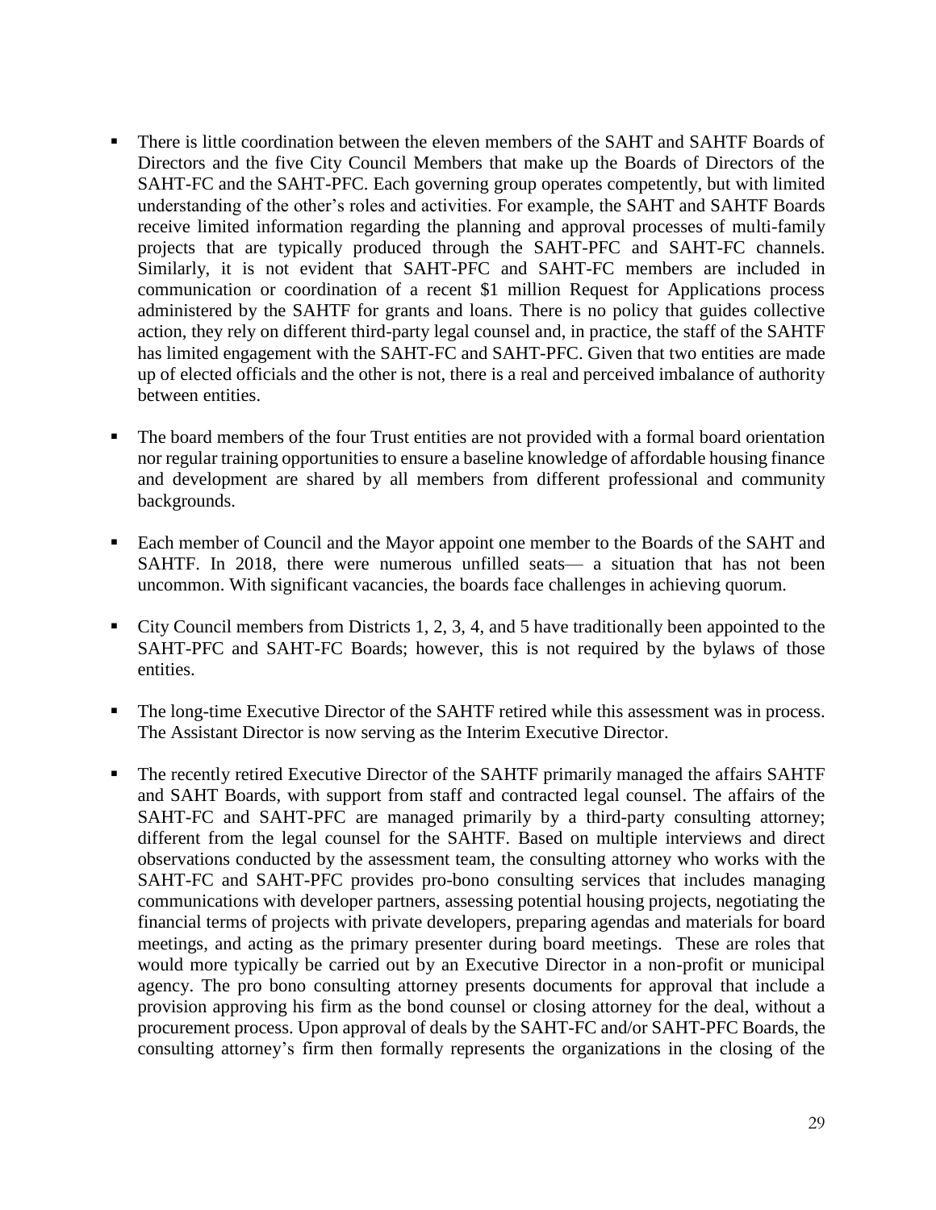- There is little coordination between the eleven members of the SAHT and SAHTF Boards of Directors and the five City Council Members that make up the Boards of Directors of the SAHT-FC and the SAHT-PFC. Each governing group operates competently, but with limited understanding of the other's roles and activities. For example, the SAHT and SAHTF Boards receive limited information regarding the planning and approval processes of multi-family projects that are typically produced through the SAHT-PFC and SAHT-FC channels. Similarly, it is not evident that SAHT-PFC and SAHT-FC members are included in communication or coordination of a recent $1 million Request for Applications process administered by the SAHTF for grants and loans. There is no policy that guides collective action, they rely on different third-party legal counsel and, in practice, the staff of the SAHTF has limited engagement with the SAHT-FC and SAHT-PFC. Given that two entities are made up of elected officials and the other is not, there is a real and perceived imbalance of authority between entities.

- The board members of the four Trust entities are not provided with a formal board orientation nor regular training opportunities to ensure a baseline knowledge of affordable housing finance and development are shared by all members from different professional and community backgrounds.

- Each member of Council and the Mayor appoint one member to the Boards of the SAHT and SAHTF. In 2018, there were numerous unfilled seats— a situation that has not been uncommon. With significant vacancies, the boards face challenges in achieving quorum.

- City Council members from Districts 1, 2, 3, 4, and 5 have traditionally been appointed to the SAHT-PFC and SAHT-FC Boards; however, this is not required by the bylaws of those entities.

- The long-time Executive Director of the SAHTF retired while this assessment was in process. The Assistant Director is now serving as the Interim Executive Director.

- The recently retired Executive Director of the SAHTF primarily managed the affairs SAHTF and SAHT Boards, with support from staff and contracted legal counsel. The affairs of the SAHT-FC and SAHT-PFC are managed primarily by a third-party consulting attorney; different from the legal counsel for the SAHTF. Based on multiple interviews and direct observations conducted by the assessment team, the consulting attorney who works with the SAHT-FC and SAHT-PFC provides pro-bono consulting services that includes managing communications with developer partners, assessing potential housing projects, negotiating the financial terms of projects with private developers, preparing agendas and materials for board meetings, and acting as the primary presenter during board meetings. These are roles that would more typically be carried out by an Executive Director in a non-profit or municipal agency. The pro bono consulting attorney presents documents for approval that include a provision approving his firm as the bond counsel or closing attorney for the deal, without a procurement process. Upon approval of deals by the SAHT-FC and/or SAHT-PFC Boards, the consulting attorney's firm then formally represents the organizations in the closing of the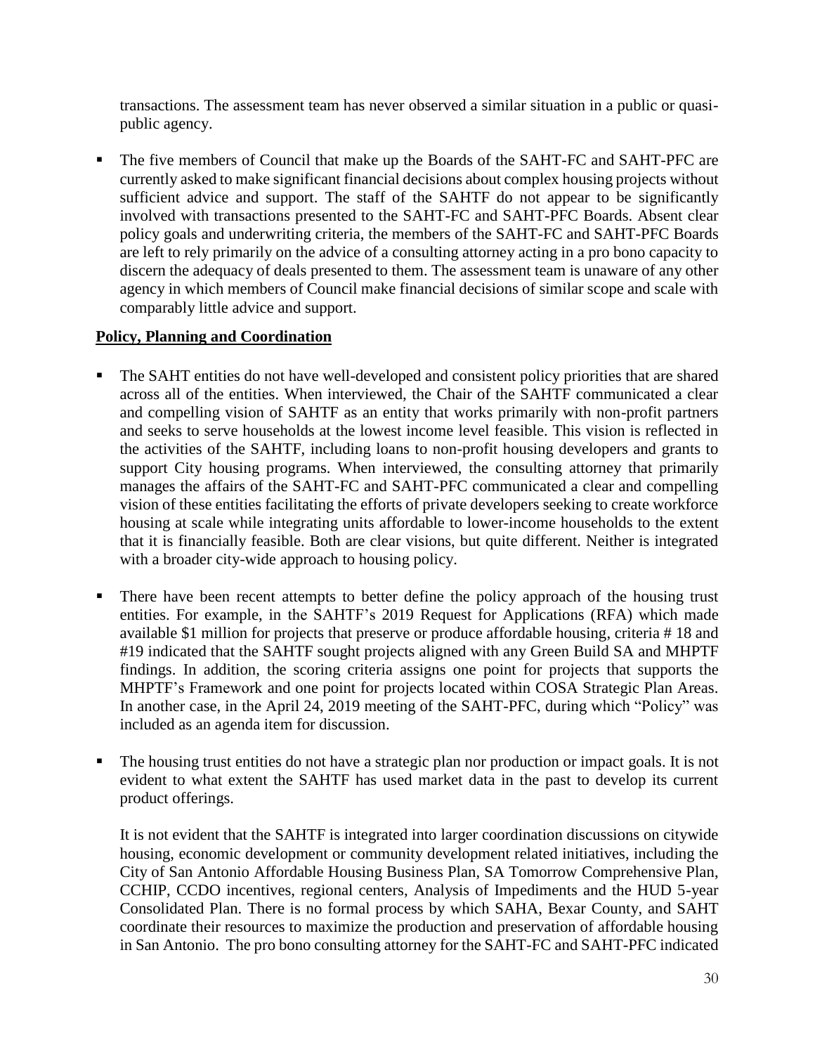transactions. The assessment team has never observed a similar situation in a public or quasi-public agency.

- The five members of Council that make up the Boards of the SAHT-FC and SAHT-PFC are currently asked to make significant financial decisions about complex housing projects without sufficient advice and support. The staff of the SAHTF do not appear to be significantly involved with transactions presented to the SAHT-FC and SAHT-PFC Boards. Absent clear policy goals and underwriting criteria, the members of the SAHT-FC and SAHT-PFC Boards are left to rely primarily on the advice of a consulting attorney acting in a pro bono capacity to discern the adequacy of deals presented to them. The assessment team is unaware of any other agency in which members of Council make financial decisions of similar scope and scale with comparably little advice and support.

**Policy, Planning and Coordination**

- The SAHT entities do not have well-developed and consistent policy priorities that are shared across all of the entities. When interviewed, the Chair of the SAHTF communicated a clear and compelling vision of SAHTF as an entity that works primarily with non-profit partners and seeks to serve households at the lowest income level feasible. This vision is reflected in the activities of the SAHTF, including loans to non-profit housing developers and grants to support City housing programs. When interviewed, the consulting attorney that primarily manages the affairs of the SAHT-FC and SAHT-PFC communicated a clear and compelling vision of these entities facilitating the efforts of private developers seeking to create workforce housing at scale while integrating units affordable to lower-income households to the extent that it is financially feasible. Both are clear visions, but quite different. Neither is integrated with a broader city-wide approach to housing policy.

- There have been recent attempts to better define the policy approach of the housing trust entities. For example, in the SAHTF's 2019 Request for Applications (RFA) which made available $1 million for projects that preserve or produce affordable housing, criteria # 18 and #19 indicated that the SAHTF sought projects aligned with any Green Build SA and MHPTF findings. In addition, the scoring criteria assigns one point for projects that supports the MHPTF's Framework and one point for projects located within COSA Strategic Plan Areas. In another case, in the April 24, 2019 meeting of the SAHT-PFC, during which "Policy" was included as an agenda item for discussion.

- The housing trust entities do not have a strategic plan nor production or impact goals. It is not evident to what extent the SAHTF has used market data in the past to develop its current product offerings.

  It is not evident that the SAHTF is integrated into larger coordination discussions on citywide housing, economic development or community development related initiatives, including the City of San Antonio Affordable Housing Business Plan, SA Tomorrow Comprehensive Plan, CCHIP, CCDO incentives, regional centers, Analysis of Impediments and the HUD 5-year Consolidated Plan. There is no formal process by which SAHA, Bexar County, and SAHT coordinate their resources to maximize the production and preservation of affordable housing in San Antonio. The pro bono consulting attorney for the SAHT-FC and SAHT-PFC indicated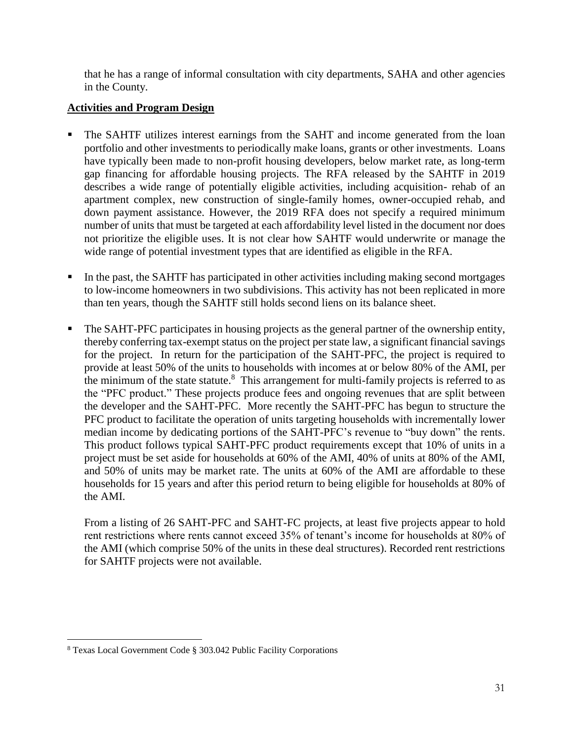that he has a range of informal consultation with city departments, SAHA and other agencies in the County.

## Activities and Program Design

- The SAHTF utilizes interest earnings from the SAHT and income generated from the loan portfolio and other investments to periodically make loans, grants or other investments. Loans have typically been made to non-profit housing developers, below market rate, as long-term gap financing for affordable housing projects. The RFA released by the SAHTF in 2019 describes a wide range of potentially eligible activities, including acquisition- rehab of an apartment complex, new construction of single-family homes, owner-occupied rehab, and down payment assistance. However, the 2019 RFA does not specify a required minimum number of units that must be targeted at each affordability level listed in the document nor does not prioritize the eligible uses. It is not clear how SAHTF would underwrite or manage the wide range of potential investment types that are identified as eligible in the RFA.

- In the past, the SAHTF has participated in other activities including making second mortgages to low-income homeowners in two subdivisions. This activity has not been replicated in more than ten years, though the SAHTF still holds second liens on its balance sheet.

- The SAHT-PFC participates in housing projects as the general partner of the ownership entity, thereby conferring tax-exempt status on the project per state law, a significant financial savings for the project. In return for the participation of the SAHT-PFC, the project is required to provide at least 50% of the units to households with incomes at or below 80% of the AMI, per the minimum of the state statute.[8] This arrangement for multi-family projects is referred to as the "PFC product." These projects produce fees and ongoing revenues that are split between the developer and the SAHT-PFC. More recently the SAHT-PFC has begun to structure the PFC product to facilitate the operation of units targeting households with incrementally lower median income by dedicating portions of the SAHT-PFC's revenue to "buy down" the rents. This product follows typical SAHT-PFC product requirements except that 10% of units in a project must be set aside for households at 60% of the AMI, 40% of units at 80% of the AMI, and 50% of units may be market rate. The units at 60% of the AMI are affordable to these households for 15 years and after this period return to being eligible for households at 80% of the AMI.

  From a listing of 26 SAHT-PFC and SAHT-FC projects, at least five projects appear to hold rent restrictions where rents cannot exceed 35% of tenant's income for households at 80% of the AMI (which comprise 50% of the units in these deal structures). Recorded rent restrictions for SAHTF projects were not available.

[8] Texas Local Government Code § 303.042 Public Facility Corporations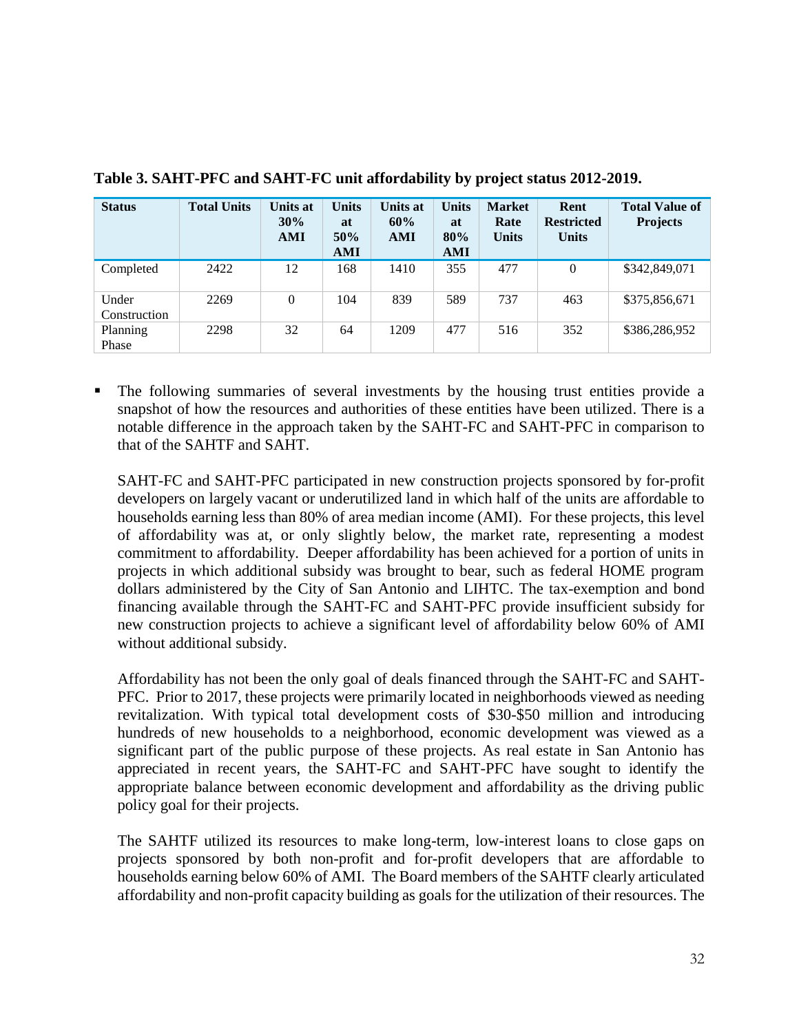**Table 3. SAHT-PFC and SAHT-FC unit affordability by project status 2012-2019.**

| Status | Total Units | Units at 30% AMI | Units at 50% AMI | Units at 60% AMI | Units at 80% AMI | Market Rate Units | Rent Restricted Units | Total Value of Projects |
|---|---|---|---|---|---|---|---|---|
| Completed | 2422 | 12 | 168 | 1410 | 355 | 477 | 0 | $342,849,071 |
| Under Construction | 2269 | 0 | 104 | 839 | 589 | 737 | 463 | $375,856,671 |
| Planning Phase | 2298 | 32 | 64 | 1209 | 477 | 516 | 352 | $386,286,952 |

- The following summaries of several investments by the housing trust entities provide a snapshot of how the resources and authorities of these entities have been utilized. There is a notable difference in the approach taken by the SAHT-FC and SAHT-PFC in comparison to that of the SAHTF and SAHT.

  SAHT-FC and SAHT-PFC participated in new construction projects sponsored by for-profit developers on largely vacant or underutilized land in which half of the units are affordable to households earning less than 80% of area median income (AMI). For these projects, this level of affordability was at, or only slightly below, the market rate, representing a modest commitment to affordability. Deeper affordability has been achieved for a portion of units in projects in which additional subsidy was brought to bear, such as federal HOME program dollars administered by the City of San Antonio and LIHTC. The tax-exemption and bond financing available through the SAHT-FC and SAHT-PFC provide insufficient subsidy for new construction projects to achieve a significant level of affordability below 60% of AMI without additional subsidy.

  Affordability has not been the only goal of deals financed through the SAHT-FC and SAHT-PFC. Prior to 2017, these projects were primarily located in neighborhoods viewed as needing revitalization. With typical total development costs of $30-$50 million and introducing hundreds of new households to a neighborhood, economic development was viewed as a significant part of the public purpose of these projects. As real estate in San Antonio has appreciated in recent years, the SAHT-FC and SAHT-PFC have sought to identify the appropriate balance between economic development and affordability as the driving public policy goal for their projects.

  The SAHTF utilized its resources to make long-term, low-interest loans to close gaps on projects sponsored by both non-profit and for-profit developers that are affordable to households earning below 60% of AMI. The Board members of the SAHTF clearly articulated affordability and non-profit capacity building as goals for the utilization of their resources. The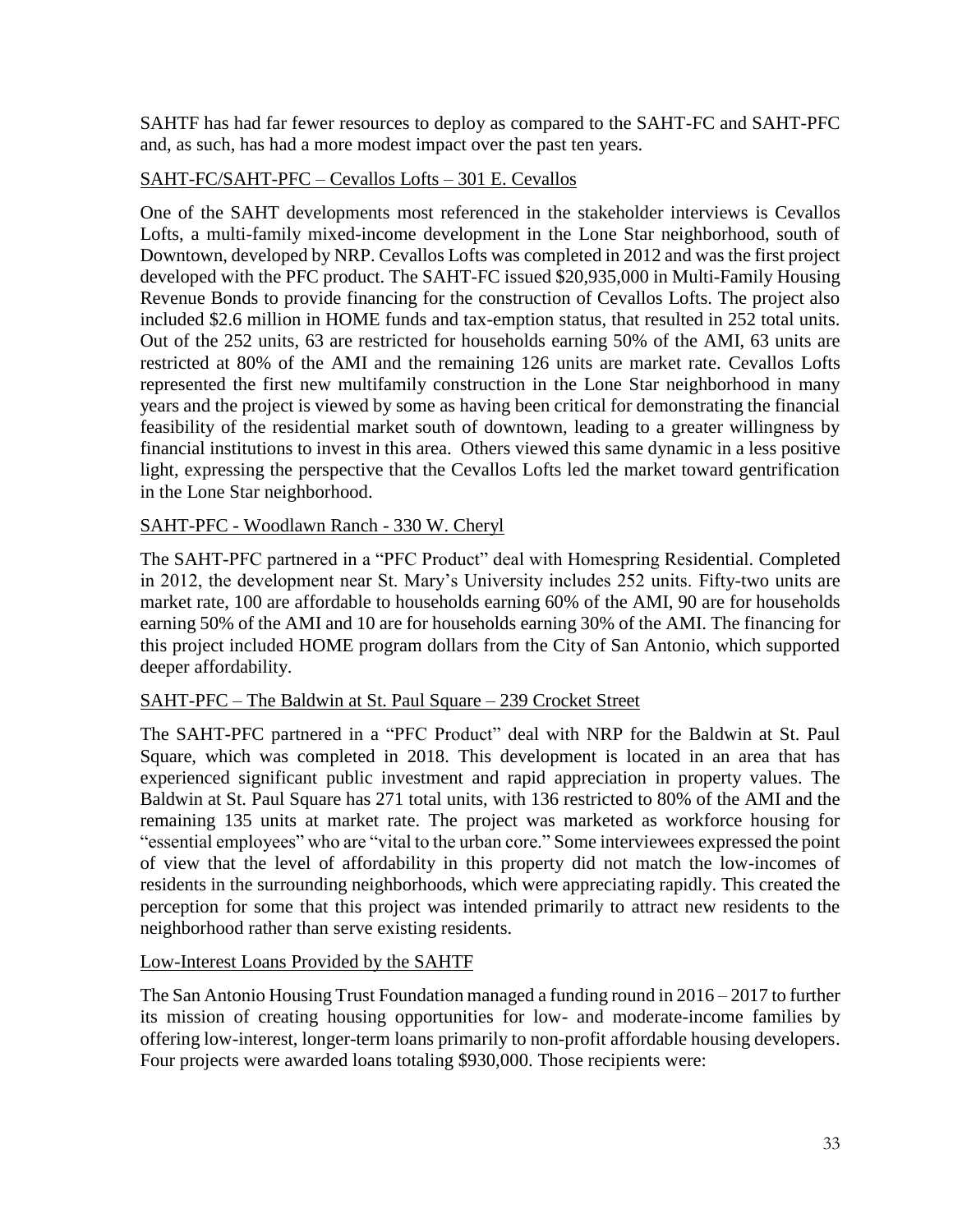SAHTF has had far fewer resources to deploy as compared to the SAHT-FC and SAHT-PFC and, as such, has had a more modest impact over the past ten years.

<u>SAHT-FC/SAHT-PFC – Cevallos Lofts – 301 E. Cevallos</u>

One of the SAHT developments most referenced in the stakeholder interviews is Cevallos Lofts, a multi-family mixed-income development in the Lone Star neighborhood, south of Downtown, developed by NRP. Cevallos Lofts was completed in 2012 and was the first project developed with the PFC product. The SAHT-FC issued $20,935,000 in Multi-Family Housing Revenue Bonds to provide financing for the construction of Cevallos Lofts. The project also included $2.6 million in HOME funds and tax-emption status, that resulted in 252 total units. Out of the 252 units, 63 are restricted for households earning 50% of the AMI, 63 units are restricted at 80% of the AMI and the remaining 126 units are market rate. Cevallos Lofts represented the first new multifamily construction in the Lone Star neighborhood in many years and the project is viewed by some as having been critical for demonstrating the financial feasibility of the residential market south of downtown, leading to a greater willingness by financial institutions to invest in this area. Others viewed this same dynamic in a less positive light, expressing the perspective that the Cevallos Lofts led the market toward gentrification in the Lone Star neighborhood.

<u>SAHT-PFC - Woodlawn Ranch - 330 W. Cheryl</u>

The SAHT-PFC partnered in a "PFC Product" deal with Homespring Residential. Completed in 2012, the development near St. Mary's University includes 252 units. Fifty-two units are market rate, 100 are affordable to households earning 60% of the AMI, 90 are for households earning 50% of the AMI and 10 are for households earning 30% of the AMI. The financing for this project included HOME program dollars from the City of San Antonio, which supported deeper affordability.

<u>SAHT-PFC – The Baldwin at St. Paul Square – 239 Crocket Street</u>

The SAHT-PFC partnered in a "PFC Product" deal with NRP for the Baldwin at St. Paul Square, which was completed in 2018. This development is located in an area that has experienced significant public investment and rapid appreciation in property values. The Baldwin at St. Paul Square has 271 total units, with 136 restricted to 80% of the AMI and the remaining 135 units at market rate. The project was marketed as workforce housing for "essential employees" who are "vital to the urban core." Some interviewees expressed the point of view that the level of affordability in this property did not match the low-incomes of residents in the surrounding neighborhoods, which were appreciating rapidly. This created the perception for some that this project was intended primarily to attract new residents to the neighborhood rather than serve existing residents.

<u>Low-Interest Loans Provided by the SAHTF</u>

The San Antonio Housing Trust Foundation managed a funding round in 2016 – 2017 to further its mission of creating housing opportunities for low- and moderate-income families by offering low-interest, longer-term loans primarily to non-profit affordable housing developers. Four projects were awarded loans totaling $930,000. Those recipients were: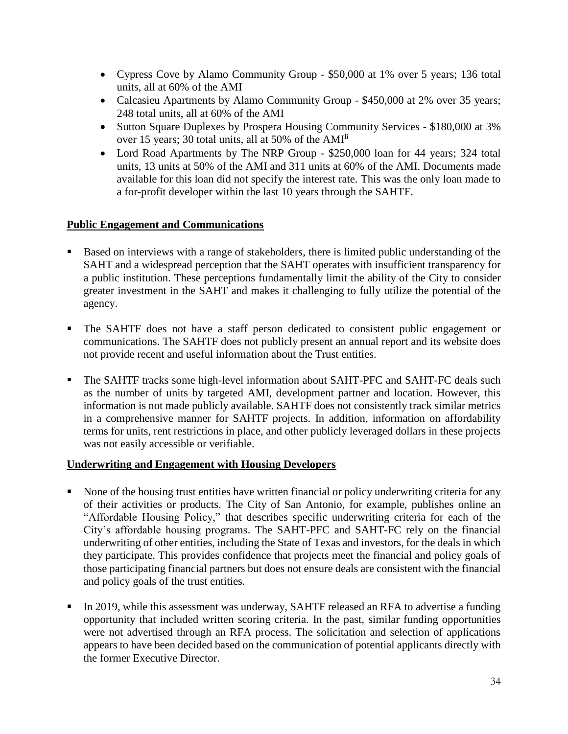- Cypress Cove by Alamo Community Group - $50,000 at 1% over 5 years; 136 total units, all at 60% of the AMI
- Calcasieu Apartments by Alamo Community Group - $450,000 at 2% over 35 years; 248 total units, all at 60% of the AMI
- Sutton Square Duplexes by Prospera Housing Community Services - $180,000 at 3% over 15 years; 30 total units, all at 50% of the AMI[li]
- Lord Road Apartments by The NRP Group - $250,000 loan for 44 years; 324 total units, 13 units at 50% of the AMI and 311 units at 60% of the AMI. Documents made available for this loan did not specify the interest rate. This was the only loan made to a for-profit developer within the last 10 years through the SAHTF.

**Public Engagement and Communications**

- Based on interviews with a range of stakeholders, there is limited public understanding of the SAHT and a widespread perception that the SAHT operates with insufficient transparency for a public institution. These perceptions fundamentally limit the ability of the City to consider greater investment in the SAHT and makes it challenging to fully utilize the potential of the agency.
- The SAHTF does not have a staff person dedicated to consistent public engagement or communications. The SAHTF does not publicly present an annual report and its website does not provide recent and useful information about the Trust entities.
- The SAHTF tracks some high-level information about SAHT-PFC and SAHT-FC deals such as the number of units by targeted AMI, development partner and location. However, this information is not made publicly available. SAHTF does not consistently track similar metrics in a comprehensive manner for SAHTF projects. In addition, information on affordability terms for units, rent restrictions in place, and other publicly leveraged dollars in these projects was not easily accessible or verifiable.

**Underwriting and Engagement with Housing Developers**

- None of the housing trust entities have written financial or policy underwriting criteria for any of their activities or products. The City of San Antonio, for example, publishes online an "Affordable Housing Policy," that describes specific underwriting criteria for each of the City's affordable housing programs. The SAHT-PFC and SAHT-FC rely on the financial underwriting of other entities, including the State of Texas and investors, for the deals in which they participate. This provides confidence that projects meet the financial and policy goals of those participating financial partners but does not ensure deals are consistent with the financial and policy goals of the trust entities.
- In 2019, while this assessment was underway, SAHTF released an RFA to advertise a funding opportunity that included written scoring criteria. In the past, similar funding opportunities were not advertised through an RFA process. The solicitation and selection of applications appears to have been decided based on the communication of potential applicants directly with the former Executive Director.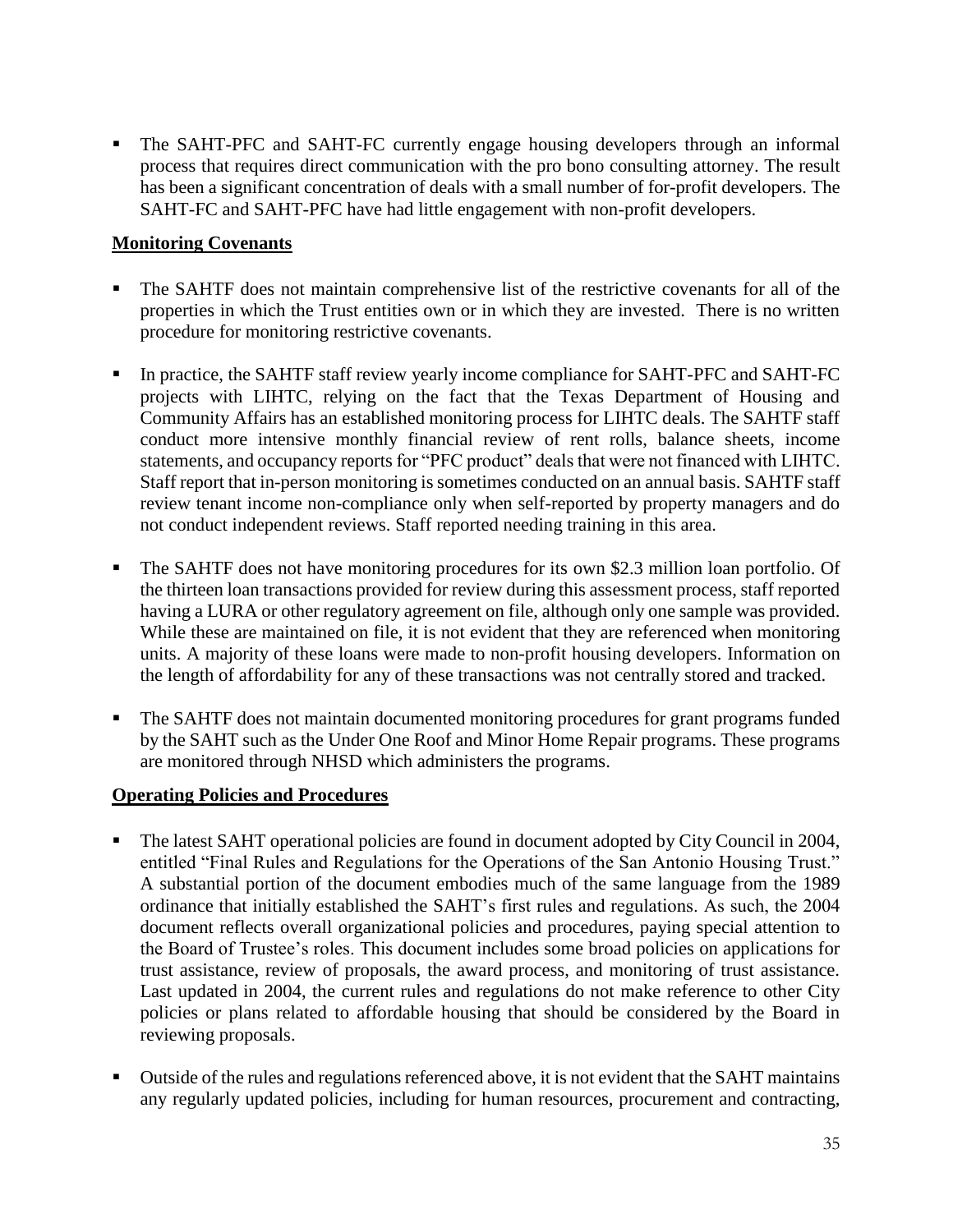- The SAHT-PFC and SAHT-FC currently engage housing developers through an informal process that requires direct communication with the pro bono consulting attorney. The result has been a significant concentration of deals with a small number of for-profit developers. The SAHT-FC and SAHT-PFC have had little engagement with non-profit developers.

**Monitoring Covenants**

- The SAHTF does not maintain comprehensive list of the restrictive covenants for all of the properties in which the Trust entities own or in which they are invested. There is no written procedure for monitoring restrictive covenants.

- In practice, the SAHTF staff review yearly income compliance for SAHT-PFC and SAHT-FC projects with LIHTC, relying on the fact that the Texas Department of Housing and Community Affairs has an established monitoring process for LIHTC deals. The SAHTF staff conduct more intensive monthly financial review of rent rolls, balance sheets, income statements, and occupancy reports for "PFC product" deals that were not financed with LIHTC. Staff report that in-person monitoring is sometimes conducted on an annual basis. SAHTF staff review tenant income non-compliance only when self-reported by property managers and do not conduct independent reviews. Staff reported needing training in this area.

- The SAHTF does not have monitoring procedures for its own \$2.3 million loan portfolio. Of the thirteen loan transactions provided for review during this assessment process, staff reported having a LURA or other regulatory agreement on file, although only one sample was provided. While these are maintained on file, it is not evident that they are referenced when monitoring units. A majority of these loans were made to non-profit housing developers. Information on the length of affordability for any of these transactions was not centrally stored and tracked.

- The SAHTF does not maintain documented monitoring procedures for grant programs funded by the SAHT such as the Under One Roof and Minor Home Repair programs. These programs are monitored through NHSD which administers the programs.

**Operating Policies and Procedures**

- The latest SAHT operational policies are found in document adopted by City Council in 2004, entitled "Final Rules and Regulations for the Operations of the San Antonio Housing Trust." A substantial portion of the document embodies much of the same language from the 1989 ordinance that initially established the SAHT's first rules and regulations. As such, the 2004 document reflects overall organizational policies and procedures, paying special attention to the Board of Trustee's roles. This document includes some broad policies on applications for trust assistance, review of proposals, the award process, and monitoring of trust assistance. Last updated in 2004, the current rules and regulations do not make reference to other City policies or plans related to affordable housing that should be considered by the Board in reviewing proposals.

- Outside of the rules and regulations referenced above, it is not evident that the SAHT maintains any regularly updated policies, including for human resources, procurement and contracting,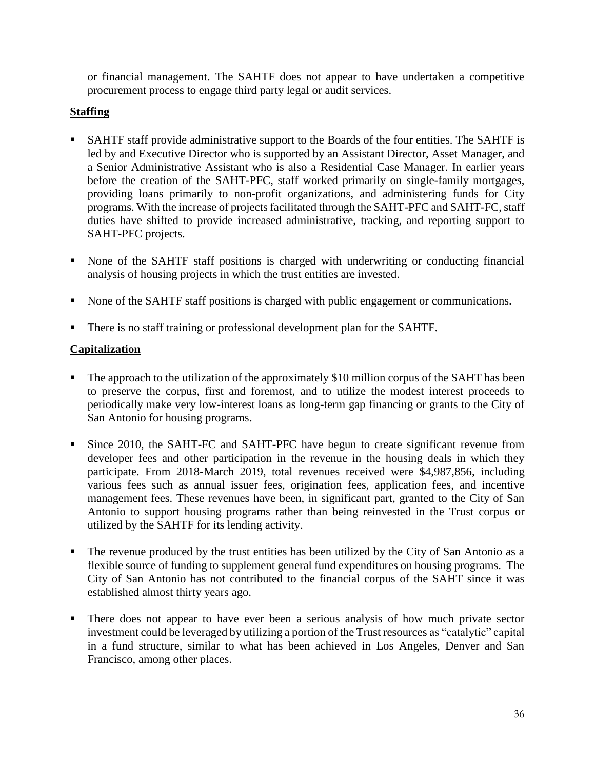or financial management. The SAHTF does not appear to have undertaken a competitive procurement process to engage third party legal or audit services.

**Staffing**

- SAHTF staff provide administrative support to the Boards of the four entities. The SAHTF is led by and Executive Director who is supported by an Assistant Director, Asset Manager, and a Senior Administrative Assistant who is also a Residential Case Manager. In earlier years before the creation of the SAHT-PFC, staff worked primarily on single-family mortgages, providing loans primarily to non-profit organizations, and administering funds for City programs. With the increase of projects facilitated through the SAHT-PFC and SAHT-FC, staff duties have shifted to provide increased administrative, tracking, and reporting support to SAHT-PFC projects.

- None of the SAHTF staff positions is charged with underwriting or conducting financial analysis of housing projects in which the trust entities are invested.

- None of the SAHTF staff positions is charged with public engagement or communications.

- There is no staff training or professional development plan for the SAHTF.

**Capitalization**

- The approach to the utilization of the approximately $10 million corpus of the SAHT has been to preserve the corpus, first and foremost, and to utilize the modest interest proceeds to periodically make very low-interest loans as long-term gap financing or grants to the City of San Antonio for housing programs.

- Since 2010, the SAHT-FC and SAHT-PFC have begun to create significant revenue from developer fees and other participation in the revenue in the housing deals in which they participate. From 2018-March 2019, total revenues received were $4,987,856, including various fees such as annual issuer fees, origination fees, application fees, and incentive management fees. These revenues have been, in significant part, granted to the City of San Antonio to support housing programs rather than being reinvested in the Trust corpus or utilized by the SAHTF for its lending activity.

- The revenue produced by the trust entities has been utilized by the City of San Antonio as a flexible source of funding to supplement general fund expenditures on housing programs. The City of San Antonio has not contributed to the financial corpus of the SAHT since it was established almost thirty years ago.

- There does not appear to have ever been a serious analysis of how much private sector investment could be leveraged by utilizing a portion of the Trust resources as "catalytic" capital in a fund structure, similar to what has been achieved in Los Angeles, Denver and San Francisco, among other places.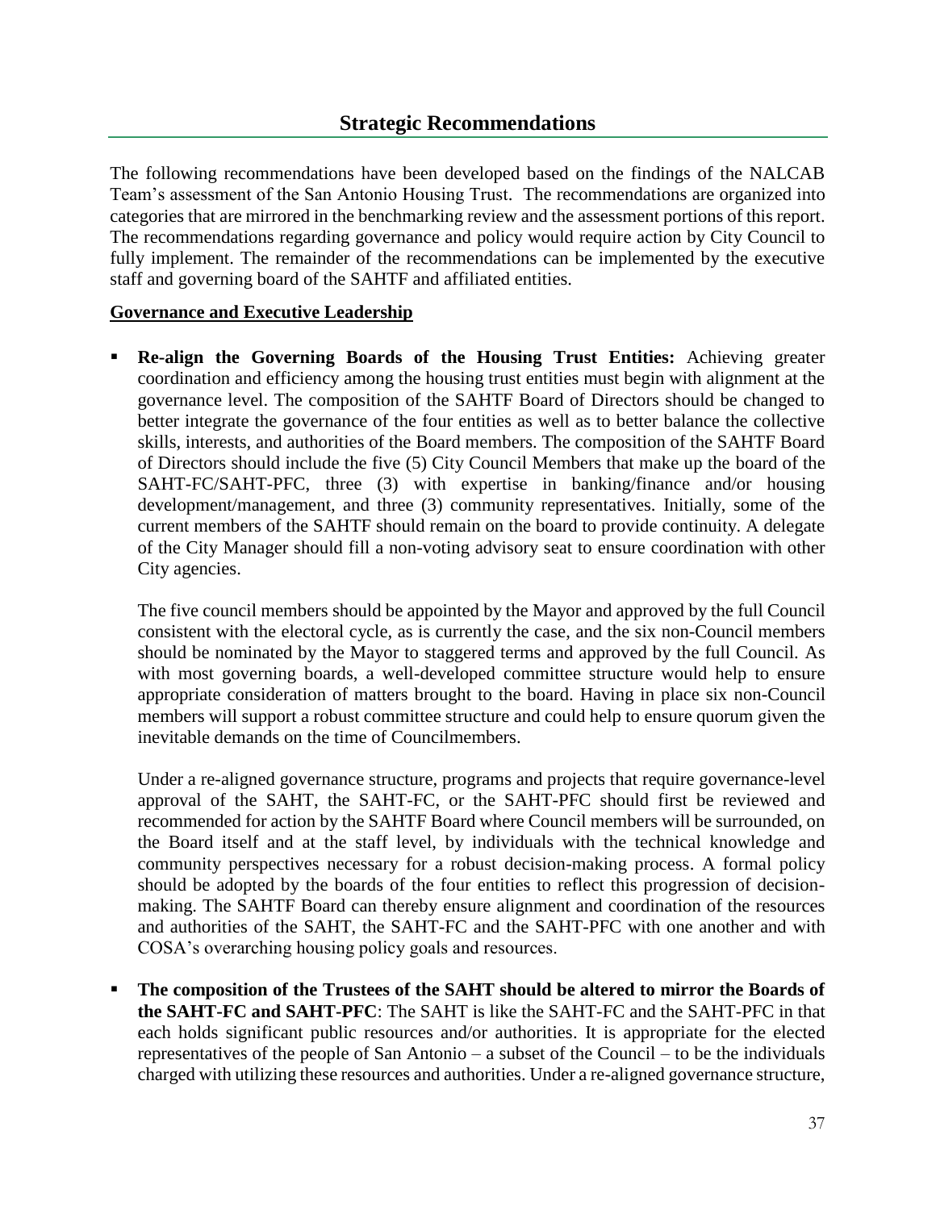## Strategic Recommendations

The following recommendations have been developed based on the findings of the NALCAB Team's assessment of the San Antonio Housing Trust. The recommendations are organized into categories that are mirrored in the benchmarking review and the assessment portions of this report. The recommendations regarding governance and policy would require action by City Council to fully implement. The remainder of the recommendations can be implemented by the executive staff and governing board of the SAHTF and affiliated entities.

**Governance and Executive Leadership**

- **Re-align the Governing Boards of the Housing Trust Entities:** Achieving greater coordination and efficiency among the housing trust entities must begin with alignment at the governance level. The composition of the SAHTF Board of Directors should be changed to better integrate the governance of the four entities as well as to better balance the collective skills, interests, and authorities of the Board members. The composition of the SAHTF Board of Directors should include the five (5) City Council Members that make up the board of the SAHT-FC/SAHT-PFC, three (3) with expertise in banking/finance and/or housing development/management, and three (3) community representatives. Initially, some of the current members of the SAHTF should remain on the board to provide continuity. A delegate of the City Manager should fill a non-voting advisory seat to ensure coordination with other City agencies.

  The five council members should be appointed by the Mayor and approved by the full Council consistent with the electoral cycle, as is currently the case, and the six non-Council members should be nominated by the Mayor to staggered terms and approved by the full Council. As with most governing boards, a well-developed committee structure would help to ensure appropriate consideration of matters brought to the board. Having in place six non-Council members will support a robust committee structure and could help to ensure quorum given the inevitable demands on the time of Councilmembers.

  Under a re-aligned governance structure, programs and projects that require governance-level approval of the SAHT, the SAHT-FC, or the SAHT-PFC should first be reviewed and recommended for action by the SAHTF Board where Council members will be surrounded, on the Board itself and at the staff level, by individuals with the technical knowledge and community perspectives necessary for a robust decision-making process. A formal policy should be adopted by the boards of the four entities to reflect this progression of decision-making. The SAHTF Board can thereby ensure alignment and coordination of the resources and authorities of the SAHT, the SAHT-FC and the SAHT-PFC with one another and with COSA's overarching housing policy goals and resources.

- **The composition of the Trustees of the SAHT should be altered to mirror the Boards of the SAHT-FC and SAHT-PFC**: The SAHT is like the SAHT-FC and the SAHT-PFC in that each holds significant public resources and/or authorities. It is appropriate for the elected representatives of the people of San Antonio – a subset of the Council – to be the individuals charged with utilizing these resources and authorities. Under a re-aligned governance structure,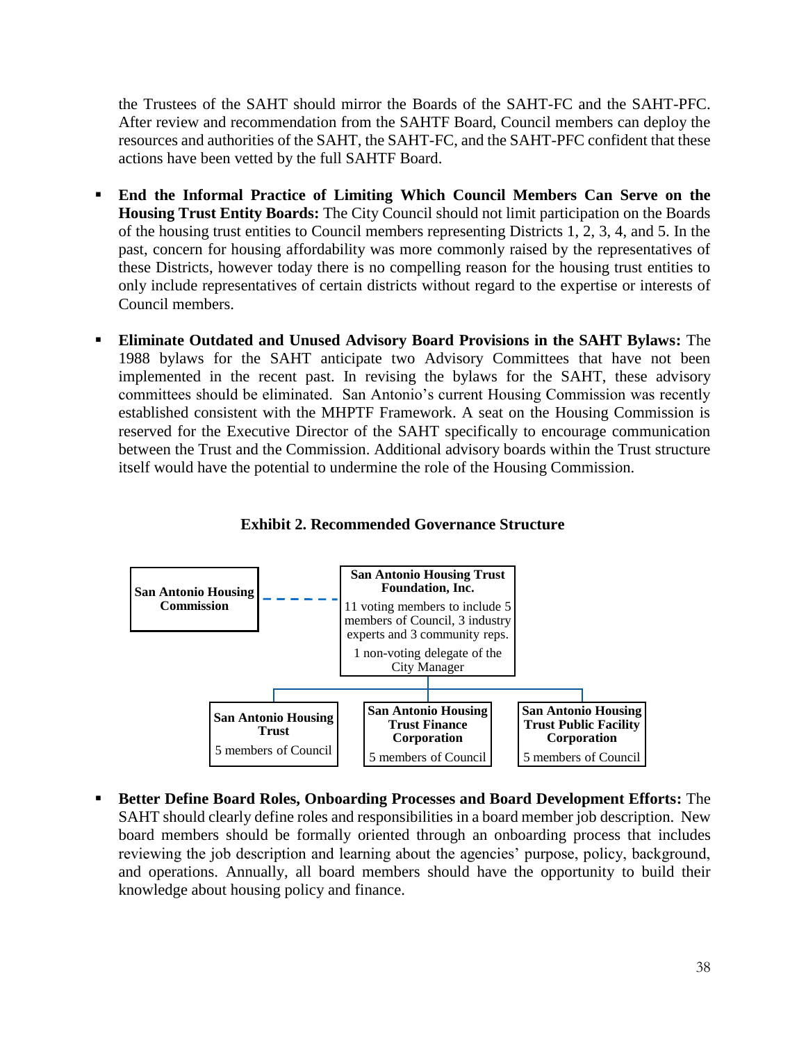the Trustees of the SAHT should mirror the Boards of the SAHT-FC and the SAHT-PFC. After review and recommendation from the SAHTF Board, Council members can deploy the resources and authorities of the SAHT, the SAHT-FC, and the SAHT-PFC confident that these actions have been vetted by the full SAHTF Board.

- **End the Informal Practice of Limiting Which Council Members Can Serve on the Housing Trust Entity Boards:** The City Council should not limit participation on the Boards of the housing trust entities to Council members representing Districts 1, 2, 3, 4, and 5. In the past, concern for housing affordability was more commonly raised by the representatives of these Districts, however today there is no compelling reason for the housing trust entities to only include representatives of certain districts without regard to the expertise or interests of Council members.

- **Eliminate Outdated and Unused Advisory Board Provisions in the SAHT Bylaws:** The 1988 bylaws for the SAHT anticipate two Advisory Committees that have not been implemented in the recent past. In revising the bylaws for the SAHT, these advisory committees should be eliminated. San Antonio's current Housing Commission was recently established consistent with the MHPTF Framework. A seat on the Housing Commission is reserved for the Executive Director of the SAHT specifically to encourage communication between the Trust and the Commission. Additional advisory boards within the Trust structure itself would have the potential to undermine the role of the Housing Commission.

**Exhibit 2. Recommended Governance Structure**

**San Antonio Housing Commission** - - - **San Antonio Housing Trust Foundation, Inc.**
11 voting members to include 5 members of Council, 3 industry experts and 3 community reps.
1 non-voting delegate of the City Manager

- **San Antonio Housing Trust** — 5 members of Council
- **San Antonio Housing Trust Finance Corporation** — 5 members of Council
- **San Antonio Housing Trust Public Facility Corporation** — 5 members of Council

- **Better Define Board Roles, Onboarding Processes and Board Development Efforts:** The SAHT should clearly define roles and responsibilities in a board member job description. New board members should be formally oriented through an onboarding process that includes reviewing the job description and learning about the agencies' purpose, policy, background, and operations. Annually, all board members should have the opportunity to build their knowledge about housing policy and finance.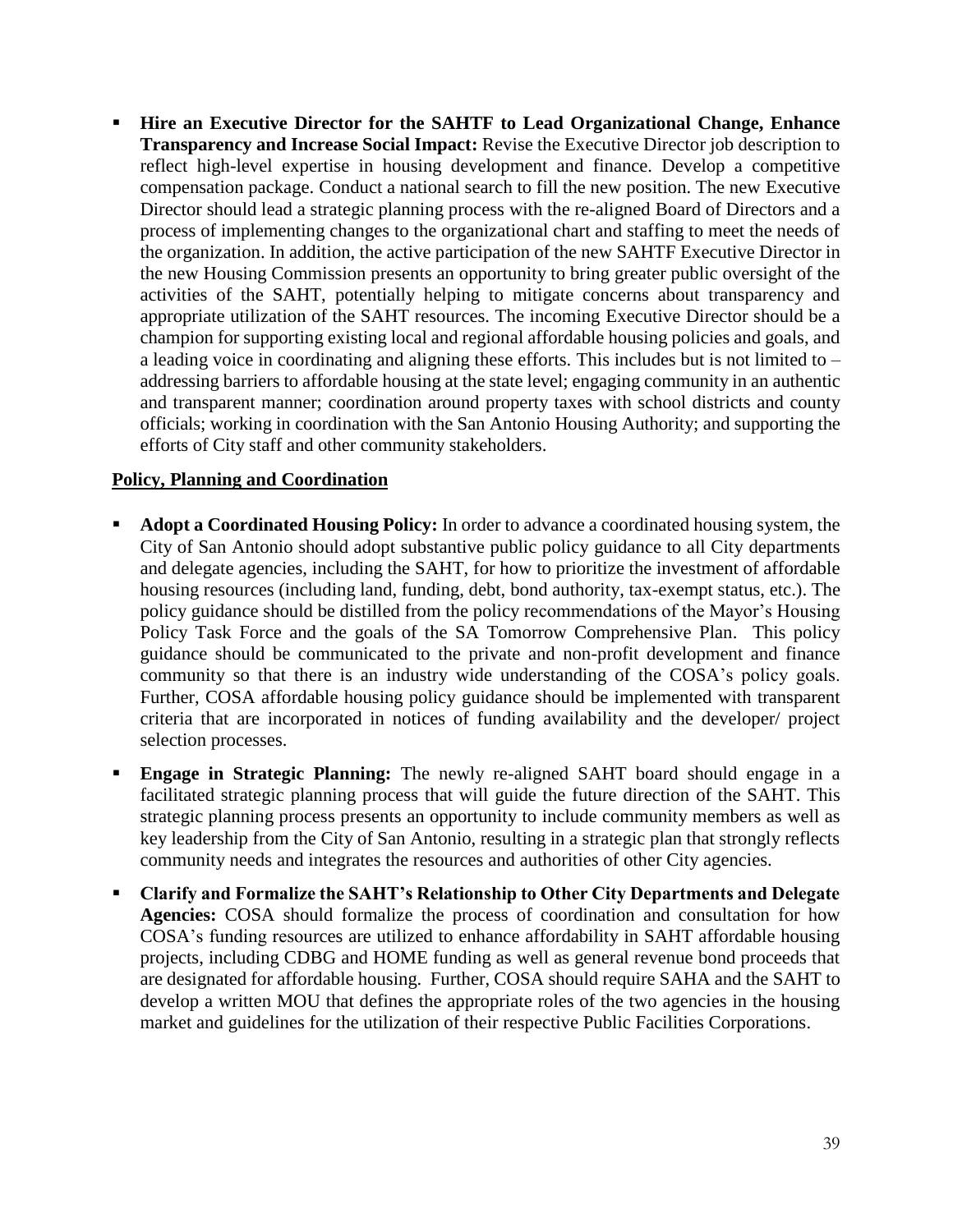- **Hire an Executive Director for the SAHTF to Lead Organizational Change, Enhance Transparency and Increase Social Impact:** Revise the Executive Director job description to reflect high-level expertise in housing development and finance. Develop a competitive compensation package. Conduct a national search to fill the new position. The new Executive Director should lead a strategic planning process with the re-aligned Board of Directors and a process of implementing changes to the organizational chart and staffing to meet the needs of the organization. In addition, the active participation of the new SAHTF Executive Director in the new Housing Commission presents an opportunity to bring greater public oversight of the activities of the SAHT, potentially helping to mitigate concerns about transparency and appropriate utilization of the SAHT resources. The incoming Executive Director should be a champion for supporting existing local and regional affordable housing policies and goals, and a leading voice in coordinating and aligning these efforts. This includes but is not limited to – addressing barriers to affordable housing at the state level; engaging community in an authentic and transparent manner; coordination around property taxes with school districts and county officials; working in coordination with the San Antonio Housing Authority; and supporting the efforts of City staff and other community stakeholders.

**<u>Policy, Planning and Coordination</u>**

- **Adopt a Coordinated Housing Policy:** In order to advance a coordinated housing system, the City of San Antonio should adopt substantive public policy guidance to all City departments and delegate agencies, including the SAHT, for how to prioritize the investment of affordable housing resources (including land, funding, debt, bond authority, tax-exempt status, etc.). The policy guidance should be distilled from the policy recommendations of the Mayor's Housing Policy Task Force and the goals of the SA Tomorrow Comprehensive Plan. This policy guidance should be communicated to the private and non-profit development and finance community so that there is an industry wide understanding of the COSA's policy goals. Further, COSA affordable housing policy guidance should be implemented with transparent criteria that are incorporated in notices of funding availability and the developer/ project selection processes.
- **Engage in Strategic Planning:** The newly re-aligned SAHT board should engage in a facilitated strategic planning process that will guide the future direction of the SAHT. This strategic planning process presents an opportunity to include community members as well as key leadership from the City of San Antonio, resulting in a strategic plan that strongly reflects community needs and integrates the resources and authorities of other City agencies.
- **Clarify and Formalize the SAHT's Relationship to Other City Departments and Delegate Agencies:** COSA should formalize the process of coordination and consultation for how COSA's funding resources are utilized to enhance affordability in SAHT affordable housing projects, including CDBG and HOME funding as well as general revenue bond proceeds that are designated for affordable housing. Further, COSA should require SAHA and the SAHT to develop a written MOU that defines the appropriate roles of the two agencies in the housing market and guidelines for the utilization of their respective Public Facilities Corporations.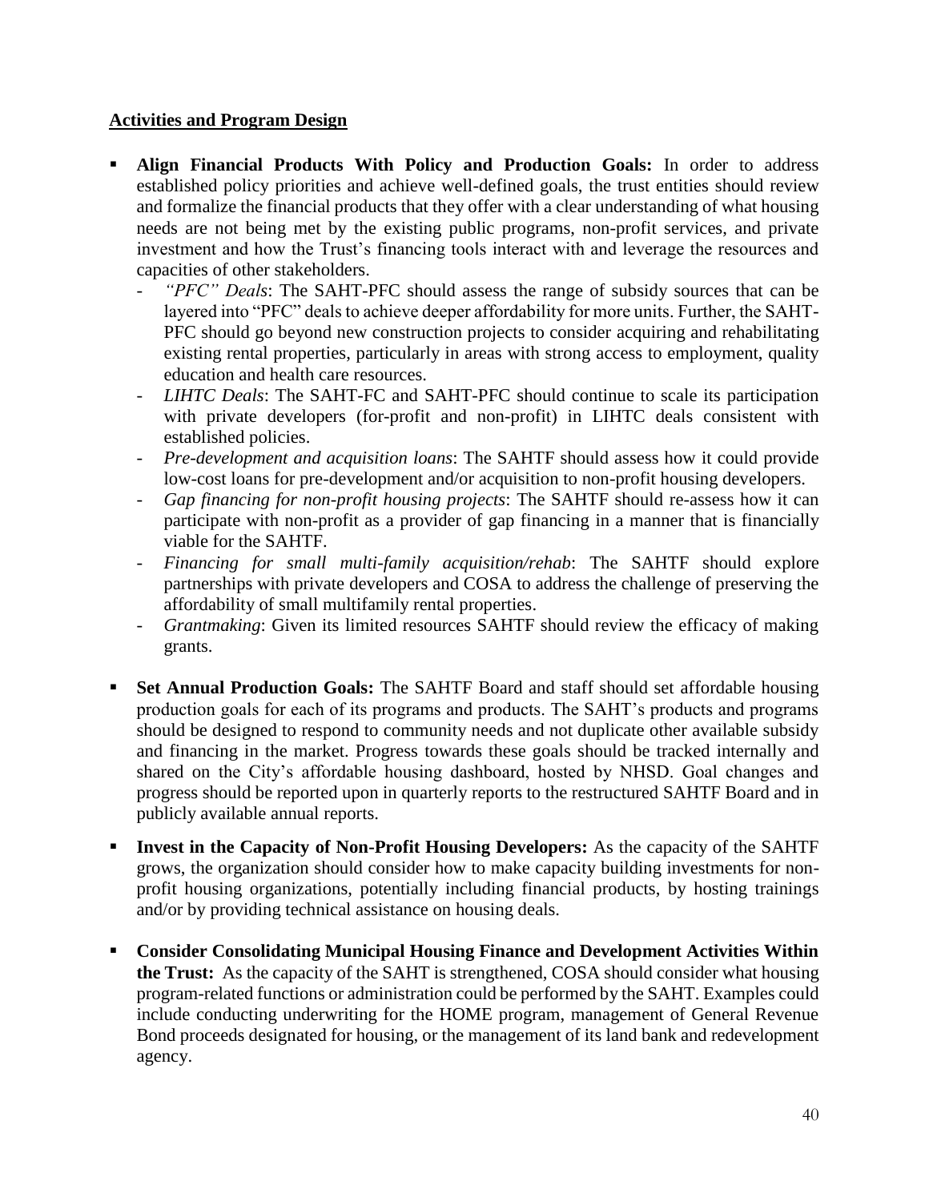**Activities and Program Design**

- **Align Financial Products With Policy and Production Goals:** In order to address established policy priorities and achieve well-defined goals, the trust entities should review and formalize the financial products that they offer with a clear understanding of what housing needs are not being met by the existing public programs, non-profit services, and private investment and how the Trust's financing tools interact with and leverage the resources and capacities of other stakeholders.
    - *"PFC" Deals*: The SAHT-PFC should assess the range of subsidy sources that can be layered into "PFC" deals to achieve deeper affordability for more units. Further, the SAHT-PFC should go beyond new construction projects to consider acquiring and rehabilitating existing rental properties, particularly in areas with strong access to employment, quality education and health care resources.
    - *LIHTC Deals*: The SAHT-FC and SAHT-PFC should continue to scale its participation with private developers (for-profit and non-profit) in LIHTC deals consistent with established policies.
    - *Pre-development and acquisition loans*: The SAHTF should assess how it could provide low-cost loans for pre-development and/or acquisition to non-profit housing developers.
    - *Gap financing for non-profit housing projects*: The SAHTF should re-assess how it can participate with non-profit as a provider of gap financing in a manner that is financially viable for the SAHTF.
    - *Financing for small multi-family acquisition/rehab*: The SAHTF should explore partnerships with private developers and COSA to address the challenge of preserving the affordability of small multifamily rental properties.
    - *Grantmaking*: Given its limited resources SAHTF should review the efficacy of making grants.

- **Set Annual Production Goals:** The SAHTF Board and staff should set affordable housing production goals for each of its programs and products. The SAHT's products and programs should be designed to respond to community needs and not duplicate other available subsidy and financing in the market. Progress towards these goals should be tracked internally and shared on the City's affordable housing dashboard, hosted by NHSD. Goal changes and progress should be reported upon in quarterly reports to the restructured SAHTF Board and in publicly available annual reports.

- **Invest in the Capacity of Non-Profit Housing Developers:** As the capacity of the SAHTF grows, the organization should consider how to make capacity building investments for non-profit housing organizations, potentially including financial products, by hosting trainings and/or by providing technical assistance on housing deals.

- **Consider Consolidating Municipal Housing Finance and Development Activities Within the Trust:** As the capacity of the SAHT is strengthened, COSA should consider what housing program-related functions or administration could be performed by the SAHT. Examples could include conducting underwriting for the HOME program, management of General Revenue Bond proceeds designated for housing, or the management of its land bank and redevelopment agency.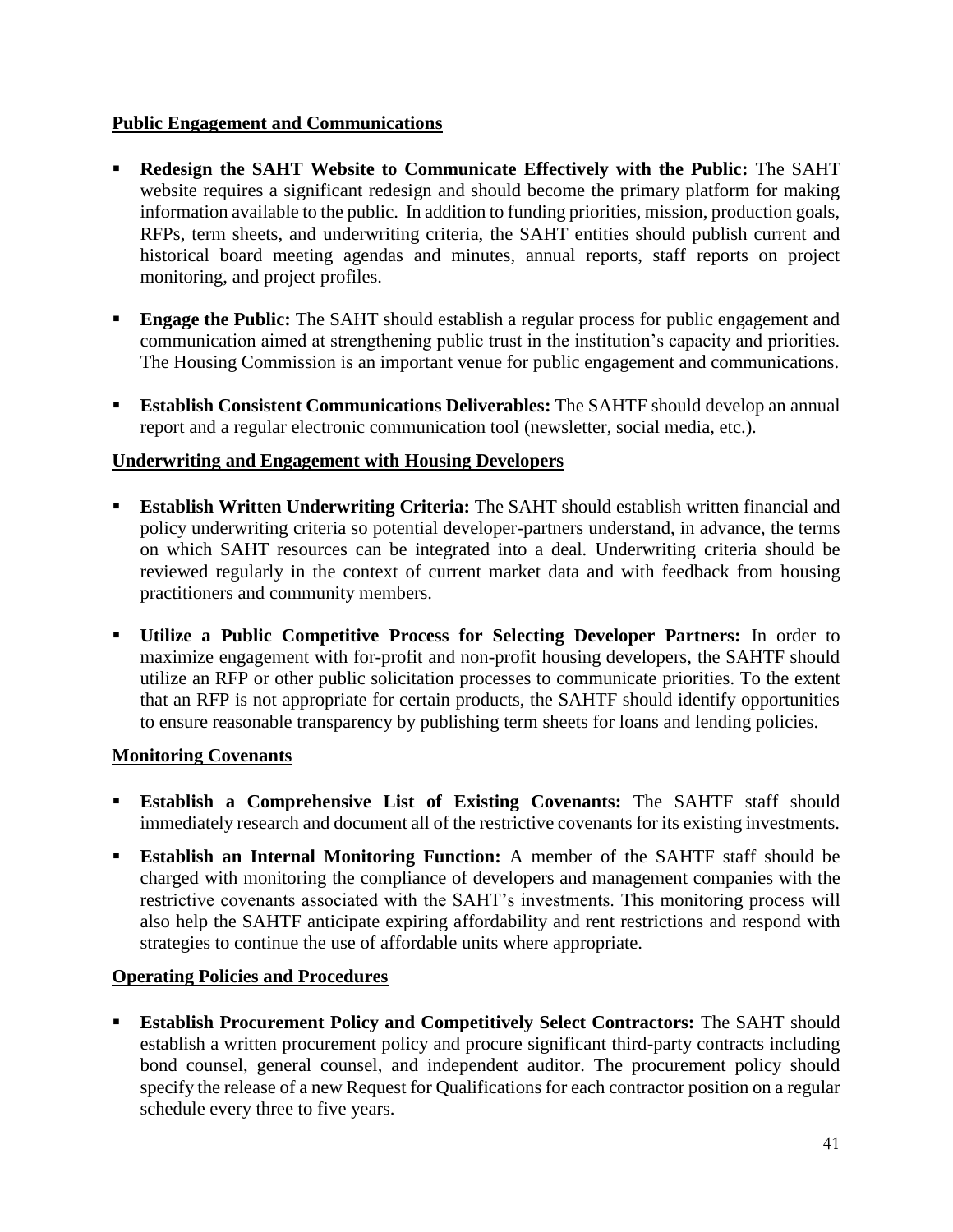**Public Engagement and Communications**

- **Redesign the SAHT Website to Communicate Effectively with the Public:** The SAHT website requires a significant redesign and should become the primary platform for making information available to the public. In addition to funding priorities, mission, production goals, RFPs, term sheets, and underwriting criteria, the SAHT entities should publish current and historical board meeting agendas and minutes, annual reports, staff reports on project monitoring, and project profiles.
- **Engage the Public:** The SAHT should establish a regular process for public engagement and communication aimed at strengthening public trust in the institution's capacity and priorities. The Housing Commission is an important venue for public engagement and communications.
- **Establish Consistent Communications Deliverables:** The SAHTF should develop an annual report and a regular electronic communication tool (newsletter, social media, etc.).

**Underwriting and Engagement with Housing Developers**

- **Establish Written Underwriting Criteria:** The SAHT should establish written financial and policy underwriting criteria so potential developer-partners understand, in advance, the terms on which SAHT resources can be integrated into a deal. Underwriting criteria should be reviewed regularly in the context of current market data and with feedback from housing practitioners and community members.
- **Utilize a Public Competitive Process for Selecting Developer Partners:** In order to maximize engagement with for-profit and non-profit housing developers, the SAHTF should utilize an RFP or other public solicitation processes to communicate priorities. To the extent that an RFP is not appropriate for certain products, the SAHTF should identify opportunities to ensure reasonable transparency by publishing term sheets for loans and lending policies.

**Monitoring Covenants**

- **Establish a Comprehensive List of Existing Covenants:** The SAHTF staff should immediately research and document all of the restrictive covenants for its existing investments.
- **Establish an Internal Monitoring Function:** A member of the SAHTF staff should be charged with monitoring the compliance of developers and management companies with the restrictive covenants associated with the SAHT's investments. This monitoring process will also help the SAHTF anticipate expiring affordability and rent restrictions and respond with strategies to continue the use of affordable units where appropriate.

**Operating Policies and Procedures**

- **Establish Procurement Policy and Competitively Select Contractors:** The SAHT should establish a written procurement policy and procure significant third-party contracts including bond counsel, general counsel, and independent auditor. The procurement policy should specify the release of a new Request for Qualifications for each contractor position on a regular schedule every three to five years.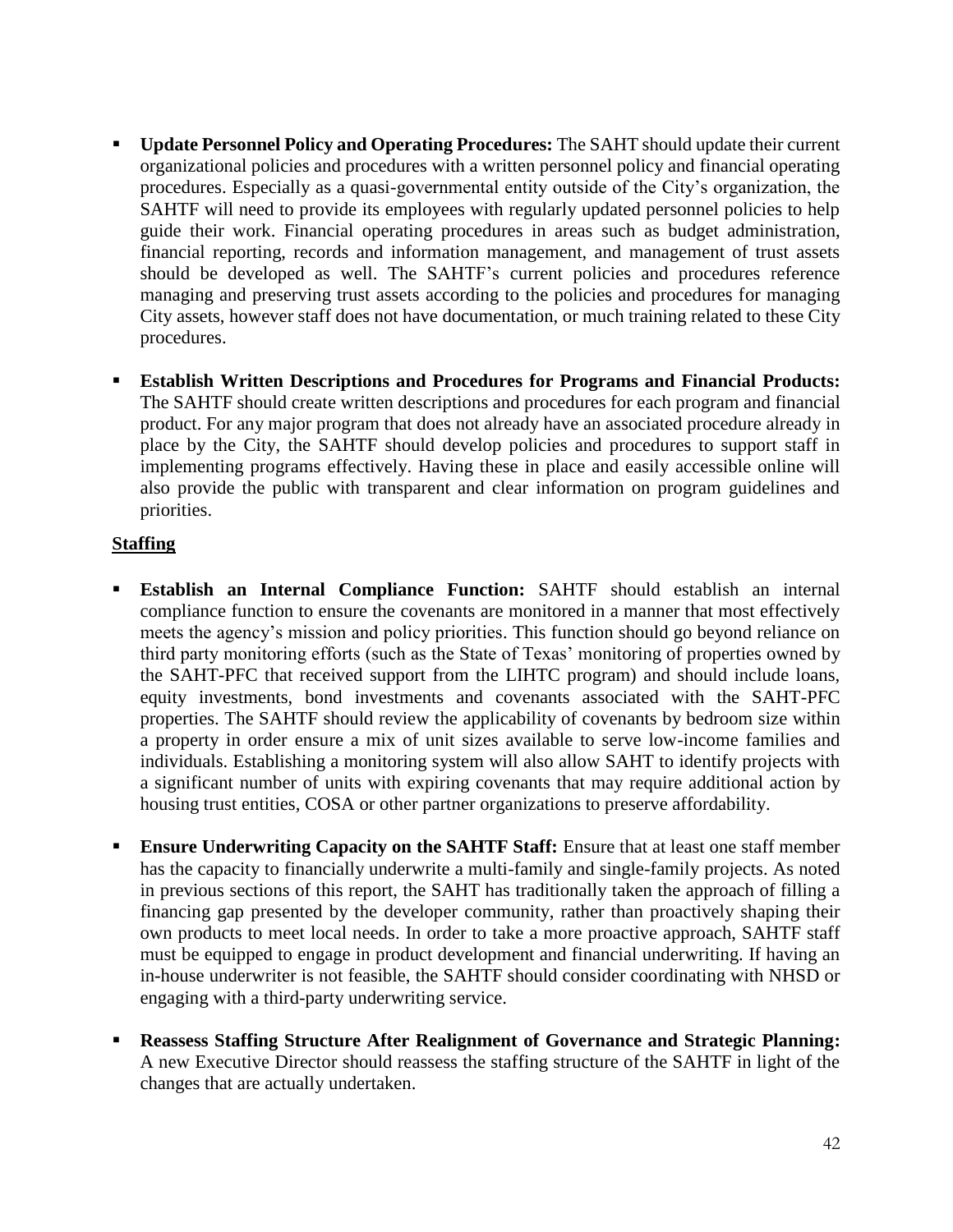- **Update Personnel Policy and Operating Procedures:** The SAHT should update their current organizational policies and procedures with a written personnel policy and financial operating procedures. Especially as a quasi-governmental entity outside of the City's organization, the SAHTF will need to provide its employees with regularly updated personnel policies to help guide their work. Financial operating procedures in areas such as budget administration, financial reporting, records and information management, and management of trust assets should be developed as well. The SAHTF's current policies and procedures reference managing and preserving trust assets according to the policies and procedures for managing City assets, however staff does not have documentation, or much training related to these City procedures.

- **Establish Written Descriptions and Procedures for Programs and Financial Products:** The SAHTF should create written descriptions and procedures for each program and financial product. For any major program that does not already have an associated procedure already in place by the City, the SAHTF should develop policies and procedures to support staff in implementing programs effectively. Having these in place and easily accessible online will also provide the public with transparent and clear information on program guidelines and priorities.

**Staffing**

- **Establish an Internal Compliance Function:** SAHTF should establish an internal compliance function to ensure the covenants are monitored in a manner that most effectively meets the agency's mission and policy priorities. This function should go beyond reliance on third party monitoring efforts (such as the State of Texas' monitoring of properties owned by the SAHT-PFC that received support from the LIHTC program) and should include loans, equity investments, bond investments and covenants associated with the SAHT-PFC properties. The SAHTF should review the applicability of covenants by bedroom size within a property in order ensure a mix of unit sizes available to serve low-income families and individuals. Establishing a monitoring system will also allow SAHT to identify projects with a significant number of units with expiring covenants that may require additional action by housing trust entities, COSA or other partner organizations to preserve affordability.

- **Ensure Underwriting Capacity on the SAHTF Staff:** Ensure that at least one staff member has the capacity to financially underwrite a multi-family and single-family projects. As noted in previous sections of this report, the SAHT has traditionally taken the approach of filling a financing gap presented by the developer community, rather than proactively shaping their own products to meet local needs. In order to take a more proactive approach, SAHTF staff must be equipped to engage in product development and financial underwriting. If having an in-house underwriter is not feasible, the SAHTF should consider coordinating with NHSD or engaging with a third-party underwriting service.

- **Reassess Staffing Structure After Realignment of Governance and Strategic Planning:** A new Executive Director should reassess the staffing structure of the SAHTF in light of the changes that are actually undertaken.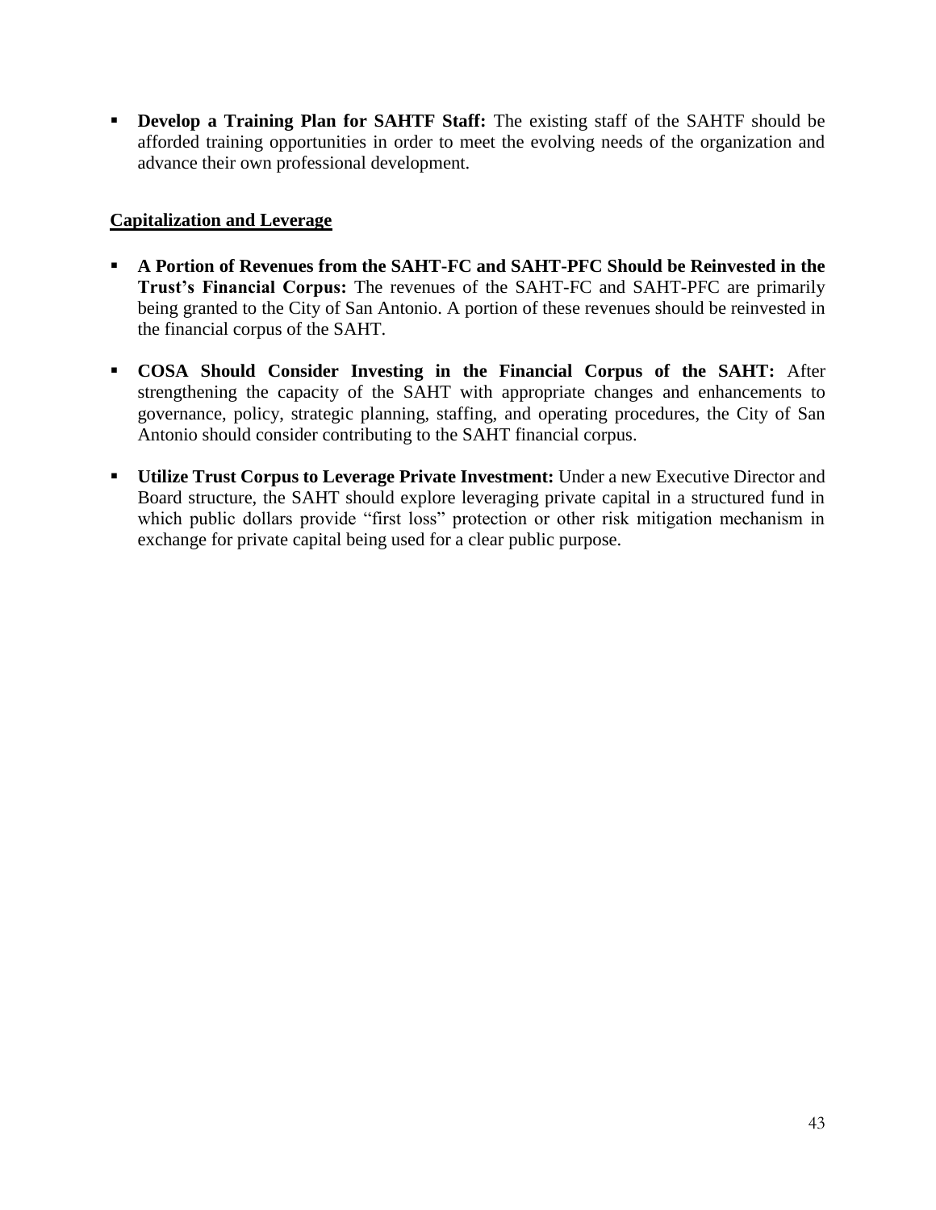- **Develop a Training Plan for SAHTF Staff:** The existing staff of the SAHTF should be afforded training opportunities in order to meet the evolving needs of the organization and advance their own professional development.

## Capitalization and Leverage

- **A Portion of Revenues from the SAHT-FC and SAHT-PFC Should be Reinvested in the Trust's Financial Corpus:** The revenues of the SAHT-FC and SAHT-PFC are primarily being granted to the City of San Antonio. A portion of these revenues should be reinvested in the financial corpus of the SAHT.

- **COSA Should Consider Investing in the Financial Corpus of the SAHT:** After strengthening the capacity of the SAHT with appropriate changes and enhancements to governance, policy, strategic planning, staffing, and operating procedures, the City of San Antonio should consider contributing to the SAHT financial corpus.

- **Utilize Trust Corpus to Leverage Private Investment:** Under a new Executive Director and Board structure, the SAHT should explore leveraging private capital in a structured fund in which public dollars provide "first loss" protection or other risk mitigation mechanism in exchange for private capital being used for a clear public purpose.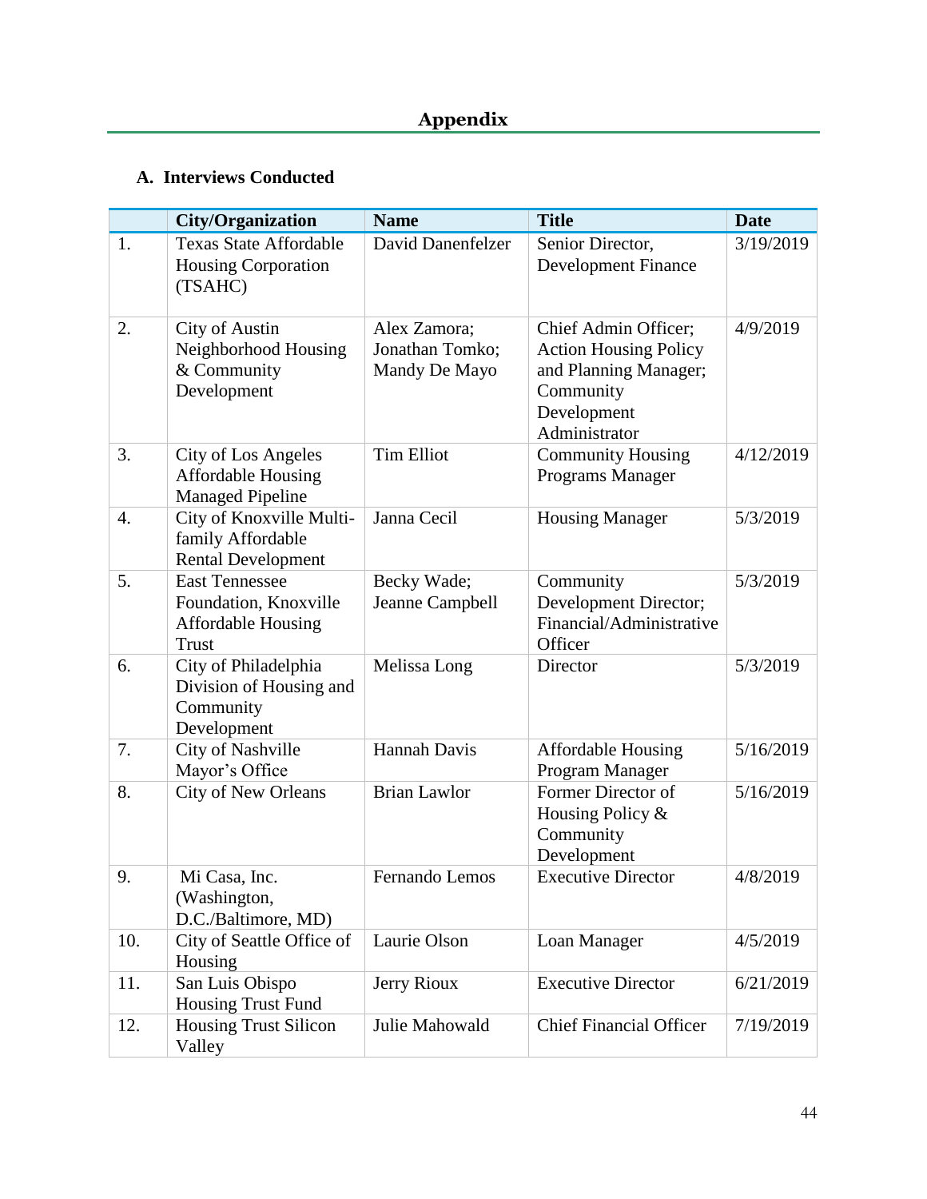# Appendix

## A. Interviews Conducted

| | City/Organization | Name | Title | Date |
|---|---|---|---|---|
| 1. | Texas State Affordable Housing Corporation (TSAHC) | David Danenfelzer | Senior Director, Development Finance | 3/19/2019 |
| 2. | City of Austin Neighborhood Housing & Community Development | Alex Zamora; Jonathan Tomko; Mandy De Mayo | Chief Admin Officer; Action Housing Policy and Planning Manager; Community Development Administrator | 4/9/2019 |
| 3. | City of Los Angeles Affordable Housing Managed Pipeline | Tim Elliot | Community Housing Programs Manager | 4/12/2019 |
| 4. | City of Knoxville Multi-family Affordable Rental Development | Janna Cecil | Housing Manager | 5/3/2019 |
| 5. | East Tennessee Foundation, Knoxville Affordable Housing Trust | Becky Wade; Jeanne Campbell | Community Development Director; Financial/Administrative Officer | 5/3/2019 |
| 6. | City of Philadelphia Division of Housing and Community Development | Melissa Long | Director | 5/3/2019 |
| 7. | City of Nashville Mayor's Office | Hannah Davis | Affordable Housing Program Manager | 5/16/2019 |
| 8. | City of New Orleans | Brian Lawlor | Former Director of Housing Policy & Community Development | 5/16/2019 |
| 9. | Mi Casa, Inc. (Washington, D.C./Baltimore, MD) | Fernando Lemos | Executive Director | 4/8/2019 |
| 10. | City of Seattle Office of Housing | Laurie Olson | Loan Manager | 4/5/2019 |
| 11. | San Luis Obispo Housing Trust Fund | Jerry Rioux | Executive Director | 6/21/2019 |
| 12. | Housing Trust Silicon Valley | Julie Mahowald | Chief Financial Officer | 7/19/2019 |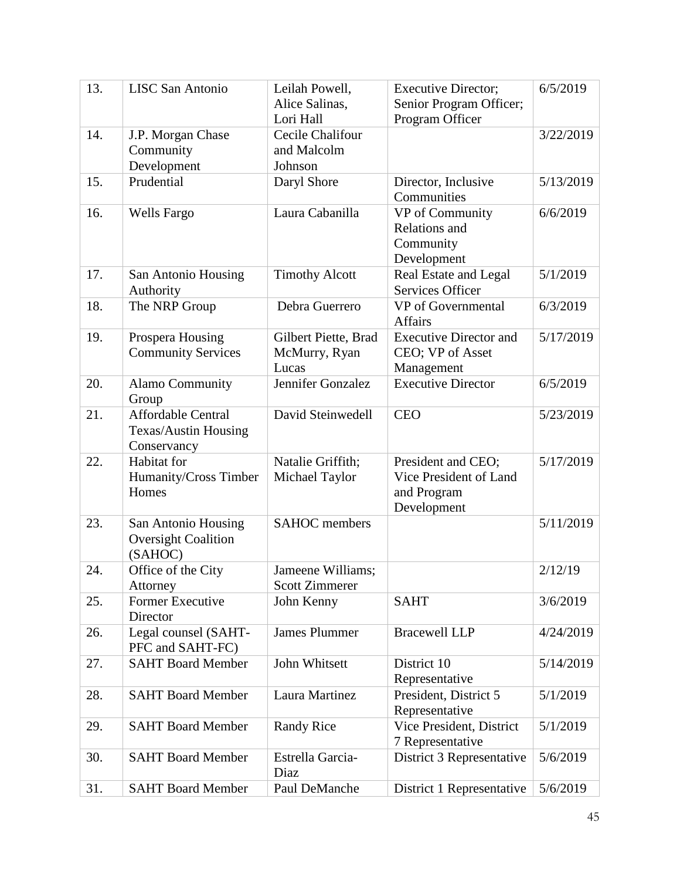| 13. | LISC San Antonio | Leilah Powell, Alice Salinas, Lori Hall | Executive Director; Senior Program Officer; Program Officer | 6/5/2019 |
|---|---|---|---|---|
| 14. | J.P. Morgan Chase Community Development | Cecile Chalifour and Malcolm Johnson | | 3/22/2019 |
| 15. | Prudential | Daryl Shore | Director, Inclusive Communities | 5/13/2019 |
| 16. | Wells Fargo | Laura Cabanilla | VP of Community Relations and Community Development | 6/6/2019 |
| 17. | San Antonio Housing Authority | Timothy Alcott | Real Estate and Legal Services Officer | 5/1/2019 |
| 18. | The NRP Group | Debra Guerrero | VP of Governmental Affairs | 6/3/2019 |
| 19. | Prospera Housing Community Services | Gilbert Piette, Brad McMurry, Ryan Lucas | Executive Director and CEO; VP of Asset Management | 5/17/2019 |
| 20. | Alamo Community Group | Jennifer Gonzalez | Executive Director | 6/5/2019 |
| 21. | Affordable Central Texas/Austin Housing Conservancy | David Steinwedell | CEO | 5/23/2019 |
| 22. | Habitat for Humanity/Cross Timber Homes | Natalie Griffith; Michael Taylor | President and CEO; Vice President of Land and Program Development | 5/17/2019 |
| 23. | San Antonio Housing Oversight Coalition (SAHOC) | SAHOC members | | 5/11/2019 |
| 24. | Office of the City Attorney | Jameene Williams; Scott Zimmerer | | 2/12/19 |
| 25. | Former Executive Director | John Kenny | SAHT | 3/6/2019 |
| 26. | Legal counsel (SAHT-PFC and SAHT-FC) | James Plummer | Bracewell LLP | 4/24/2019 |
| 27. | SAHT Board Member | John Whitsett | District 10 Representative | 5/14/2019 |
| 28. | SAHT Board Member | Laura Martinez | President, District 5 Representative | 5/1/2019 |
| 29. | SAHT Board Member | Randy Rice | Vice President, District 7 Representative | 5/1/2019 |
| 30. | SAHT Board Member | Estrella Garcia-Diaz | District 3 Representative | 5/6/2019 |
| 31. | SAHT Board Member | Paul DeManche | District 1 Representative | 5/6/2019 |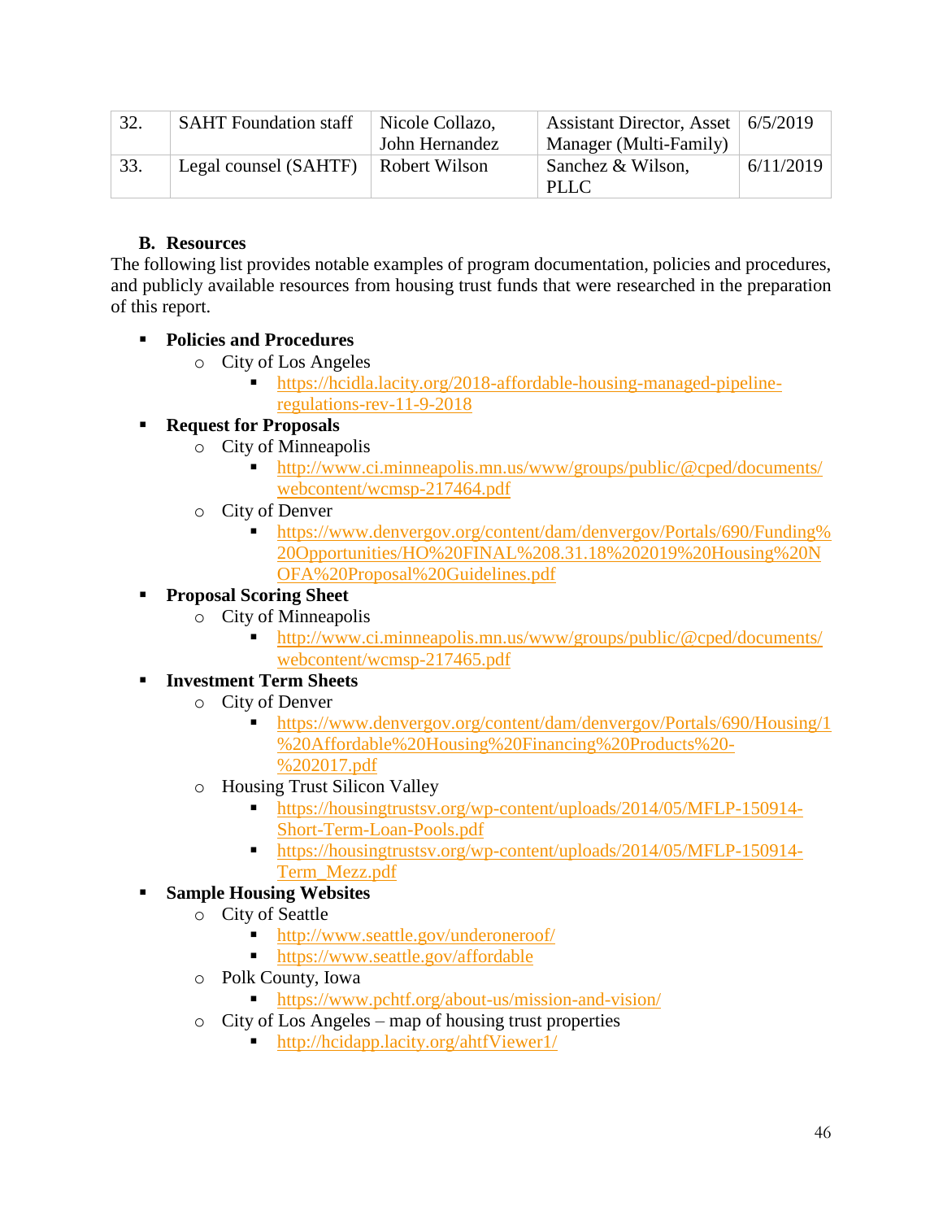| 32. | SAHT Foundation staff | Nicole Collazo, John Hernandez | Assistant Director, Asset Manager (Multi-Family) | 6/5/2019 |
|---|---|---|---|---|
| 33. | Legal counsel (SAHTF) | Robert Wilson | Sanchez & Wilson, PLLC | 6/11/2019 |

### B. Resources

The following list provides notable examples of program documentation, policies and procedures, and publicly available resources from housing trust funds that were researched in the preparation of this report.

- **Policies and Procedures**
  - City of Los Angeles
    - https://hcidla.lacity.org/2018-affordable-housing-managed-pipeline-regulations-rev-11-9-2018
- **Request for Proposals**
  - City of Minneapolis
    - http://www.ci.minneapolis.mn.us/www/groups/public/@cped/documents/webcontent/wcmsp-217464.pdf
  - City of Denver
    - https://www.denvergov.org/content/dam/denvergov/Portals/690/Funding%20Opportunities/HO%20FINAL%208.31.18%202019%20Housing%20NOFA%20Proposal%20Guidelines.pdf
- **Proposal Scoring Sheet**
  - City of Minneapolis
    - http://www.ci.minneapolis.mn.us/www/groups/public/@cped/documents/webcontent/wcmsp-217465.pdf
- **Investment Term Sheets**
  - City of Denver
    - https://www.denvergov.org/content/dam/denvergov/Portals/690/Housing/1%20Affordable%20Housing%20Financing%20Products%20-%202017.pdf
  - Housing Trust Silicon Valley
    - https://housingtrustsv.org/wp-content/uploads/2014/05/MFLP-150914-Short-Term-Loan-Pools.pdf
    - https://housingtrustsv.org/wp-content/uploads/2014/05/MFLP-150914-Term_Mezz.pdf
- **Sample Housing Websites**
  - City of Seattle
    - http://www.seattle.gov/underoneroof/
    - https://www.seattle.gov/affordable
  - Polk County, Iowa
    - https://www.pchtf.org/about-us/mission-and-vision/
  - City of Los Angeles – map of housing trust properties
    - http://hcidapp.lacity.org/ahtfViewer1/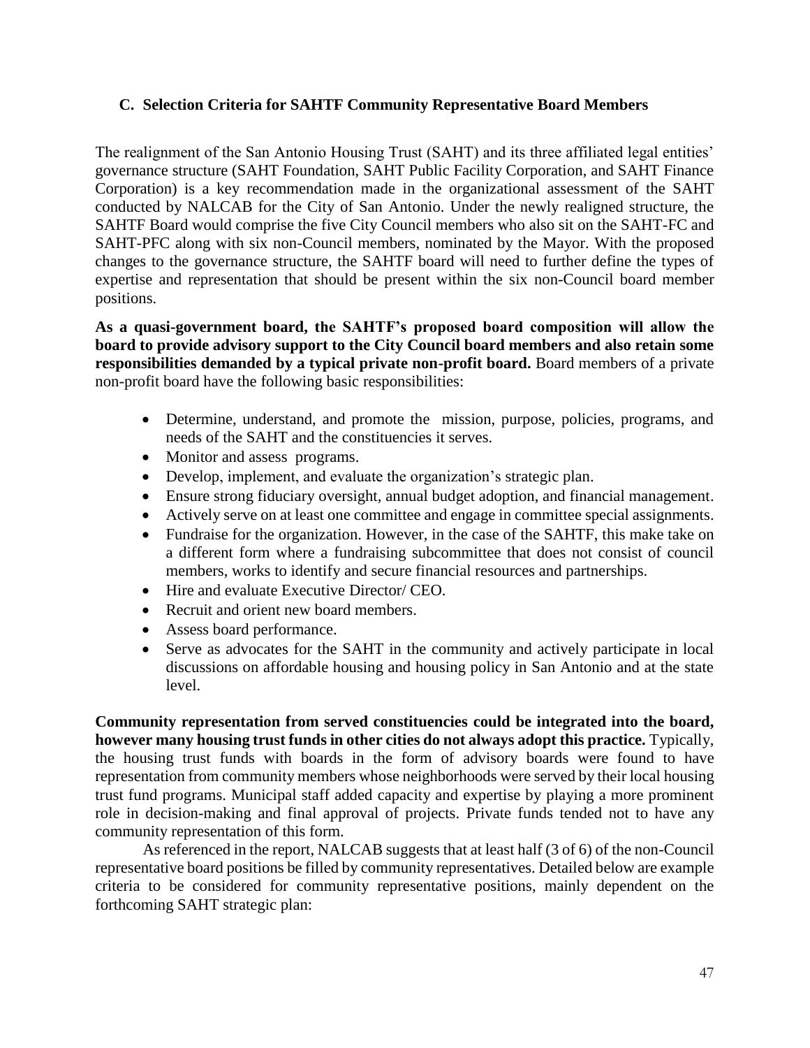### C. Selection Criteria for SAHTF Community Representative Board Members

The realignment of the San Antonio Housing Trust (SAHT) and its three affiliated legal entities' governance structure (SAHT Foundation, SAHT Public Facility Corporation, and SAHT Finance Corporation) is a key recommendation made in the organizational assessment of the SAHT conducted by NALCAB for the City of San Antonio. Under the newly realigned structure, the SAHTF Board would comprise the five City Council members who also sit on the SAHT-FC and SAHT-PFC along with six non-Council members, nominated by the Mayor. With the proposed changes to the governance structure, the SAHTF board will need to further define the types of expertise and representation that should be present within the six non-Council board member positions.

**As a quasi-government board, the SAHTF's proposed board composition will allow the board to provide advisory support to the City Council board members and also retain some responsibilities demanded by a typical private non-profit board.** Board members of a private non-profit board have the following basic responsibilities:

- Determine, understand, and promote the mission, purpose, policies, programs, and needs of the SAHT and the constituencies it serves.
- Monitor and assess programs.
- Develop, implement, and evaluate the organization's strategic plan.
- Ensure strong fiduciary oversight, annual budget adoption, and financial management.
- Actively serve on at least one committee and engage in committee special assignments.
- Fundraise for the organization. However, in the case of the SAHTF, this make take on a different form where a fundraising subcommittee that does not consist of council members, works to identify and secure financial resources and partnerships.
- Hire and evaluate Executive Director/ CEO.
- Recruit and orient new board members.
- Assess board performance.
- Serve as advocates for the SAHT in the community and actively participate in local discussions on affordable housing and housing policy in San Antonio and at the state level.

**Community representation from served constituencies could be integrated into the board, however many housing trust funds in other cities do not always adopt this practice.** Typically, the housing trust funds with boards in the form of advisory boards were found to have representation from community members whose neighborhoods were served by their local housing trust fund programs. Municipal staff added capacity and expertise by playing a more prominent role in decision-making and final approval of projects. Private funds tended not to have any community representation of this form.

As referenced in the report, NALCAB suggests that at least half (3 of 6) of the non-Council representative board positions be filled by community representatives. Detailed below are example criteria to be considered for community representative positions, mainly dependent on the forthcoming SAHT strategic plan: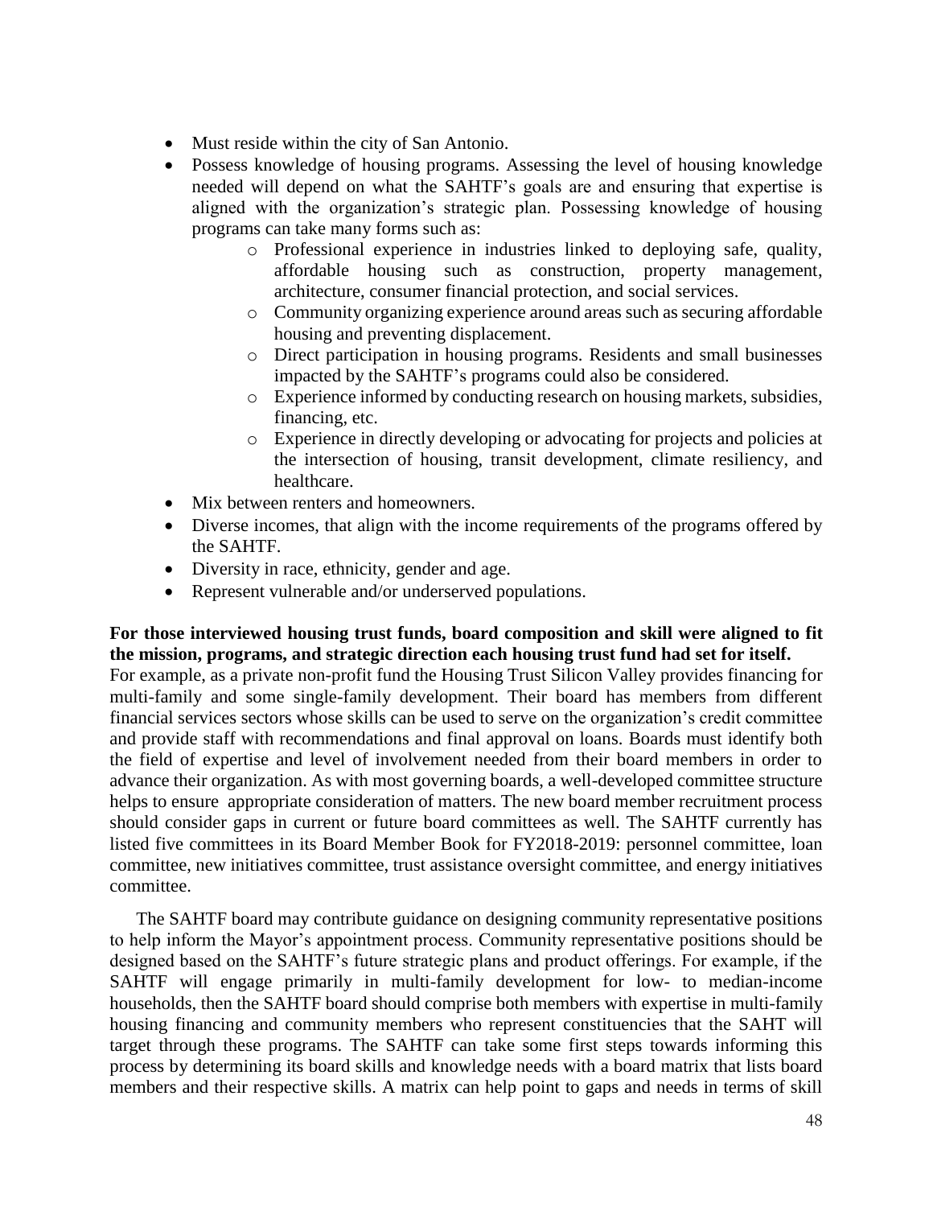- Must reside within the city of San Antonio.
- Possess knowledge of housing programs. Assessing the level of housing knowledge needed will depend on what the SAHTF's goals are and ensuring that expertise is aligned with the organization's strategic plan. Possessing knowledge of housing programs can take many forms such as:
    - Professional experience in industries linked to deploying safe, quality, affordable housing such as construction, property management, architecture, consumer financial protection, and social services.
    - Community organizing experience around areas such as securing affordable housing and preventing displacement.
    - Direct participation in housing programs. Residents and small businesses impacted by the SAHTF's programs could also be considered.
    - Experience informed by conducting research on housing markets, subsidies, financing, etc.
    - Experience in directly developing or advocating for projects and policies at the intersection of housing, transit development, climate resiliency, and healthcare.
- Mix between renters and homeowners.
- Diverse incomes, that align with the income requirements of the programs offered by the SAHTF.
- Diversity in race, ethnicity, gender and age.
- Represent vulnerable and/or underserved populations.

**For those interviewed housing trust funds, board composition and skill were aligned to fit the mission, programs, and strategic direction each housing trust fund had set for itself.** For example, as a private non-profit fund the Housing Trust Silicon Valley provides financing for multi-family and some single-family development. Their board has members from different financial services sectors whose skills can be used to serve on the organization's credit committee and provide staff with recommendations and final approval on loans. Boards must identify both the field of expertise and level of involvement needed from their board members in order to advance their organization. As with most governing boards, a well-developed committee structure helps to ensure appropriate consideration of matters. The new board member recruitment process should consider gaps in current or future board committees as well. The SAHTF currently has listed five committees in its Board Member Book for FY2018-2019: personnel committee, loan committee, new initiatives committee, trust assistance oversight committee, and energy initiatives committee.

The SAHTF board may contribute guidance on designing community representative positions to help inform the Mayor's appointment process. Community representative positions should be designed based on the SAHTF's future strategic plans and product offerings. For example, if the SAHTF will engage primarily in multi-family development for low- to median-income households, then the SAHTF board should comprise both members with expertise in multi-family housing financing and community members who represent constituencies that the SAHT will target through these programs. The SAHTF can take some first steps towards informing this process by determining its board skills and knowledge needs with a board matrix that lists board members and their respective skills. A matrix can help point to gaps and needs in terms of skill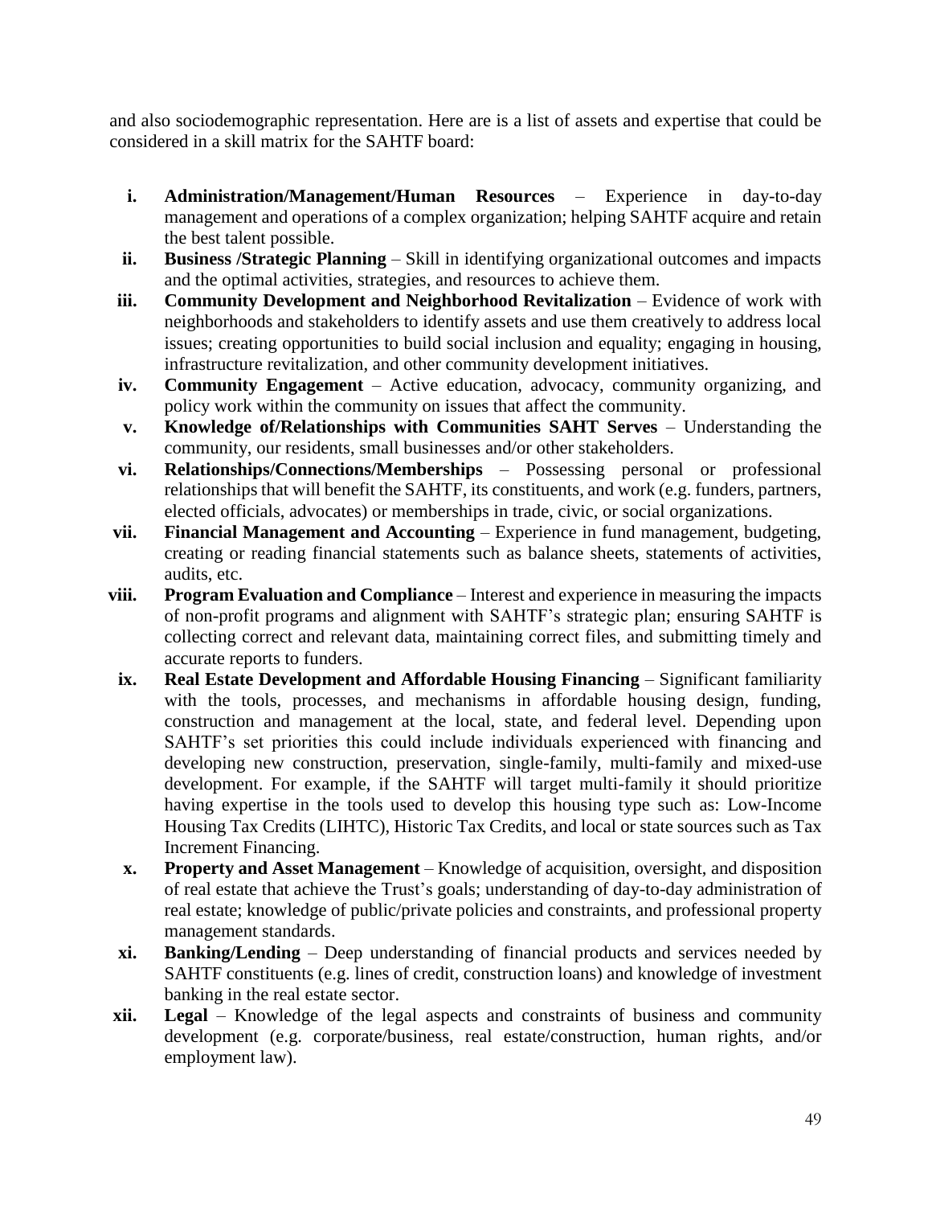and also sociodemographic representation. Here are is a list of assets and expertise that could be considered in a skill matrix for the SAHTF board:

i. **Administration/Management/Human Resources** – Experience in day-to-day management and operations of a complex organization; helping SAHTF acquire and retain the best talent possible.

ii. **Business /Strategic Planning** – Skill in identifying organizational outcomes and impacts and the optimal activities, strategies, and resources to achieve them.

iii. **Community Development and Neighborhood Revitalization** – Evidence of work with neighborhoods and stakeholders to identify assets and use them creatively to address local issues; creating opportunities to build social inclusion and equality; engaging in housing, infrastructure revitalization, and other community development initiatives.

iv. **Community Engagement** – Active education, advocacy, community organizing, and policy work within the community on issues that affect the community.

v. **Knowledge of/Relationships with Communities SAHT Serves** – Understanding the community, our residents, small businesses and/or other stakeholders.

vi. **Relationships/Connections/Memberships** – Possessing personal or professional relationships that will benefit the SAHTF, its constituents, and work (e.g. funders, partners, elected officials, advocates) or memberships in trade, civic, or social organizations.

vii. **Financial Management and Accounting** – Experience in fund management, budgeting, creating or reading financial statements such as balance sheets, statements of activities, audits, etc.

viii. **Program Evaluation and Compliance** – Interest and experience in measuring the impacts of non-profit programs and alignment with SAHTF's strategic plan; ensuring SAHTF is collecting correct and relevant data, maintaining correct files, and submitting timely and accurate reports to funders.

ix. **Real Estate Development and Affordable Housing Financing** – Significant familiarity with the tools, processes, and mechanisms in affordable housing design, funding, construction and management at the local, state, and federal level. Depending upon SAHTF's set priorities this could include individuals experienced with financing and developing new construction, preservation, single-family, multi-family and mixed-use development. For example, if the SAHTF will target multi-family it should prioritize having expertise in the tools used to develop this housing type such as: Low-Income Housing Tax Credits (LIHTC), Historic Tax Credits, and local or state sources such as Tax Increment Financing.

x. **Property and Asset Management** – Knowledge of acquisition, oversight, and disposition of real estate that achieve the Trust's goals; understanding of day-to-day administration of real estate; knowledge of public/private policies and constraints, and professional property management standards.

xi. **Banking/Lending** – Deep understanding of financial products and services needed by SAHTF constituents (e.g. lines of credit, construction loans) and knowledge of investment banking in the real estate sector.

xii. **Legal** – Knowledge of the legal aspects and constraints of business and community development (e.g. corporate/business, real estate/construction, human rights, and/or employment law).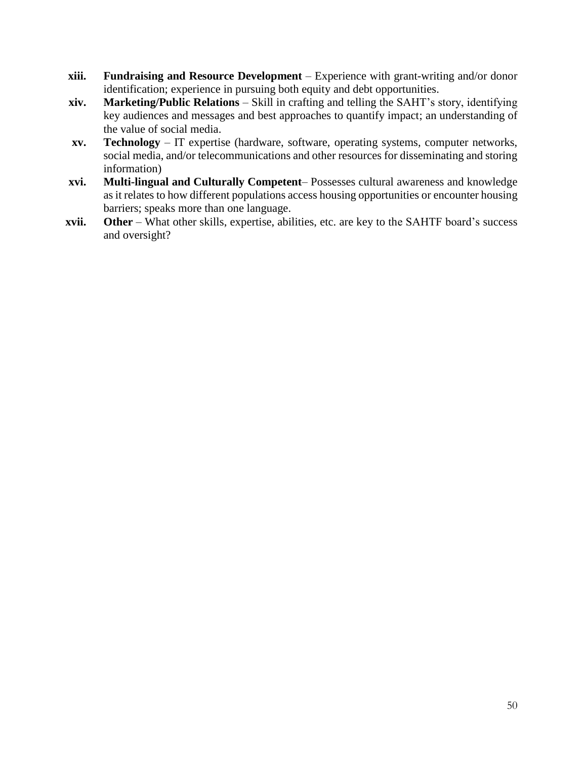- **xiii. Fundraising and Resource Development** – Experience with grant-writing and/or donor identification; experience in pursuing both equity and debt opportunities.
- **xiv. Marketing/Public Relations** – Skill in crafting and telling the SAHT's story, identifying key audiences and messages and best approaches to quantify impact; an understanding of the value of social media.
- **xv. Technology** – IT expertise (hardware, software, operating systems, computer networks, social media, and/or telecommunications and other resources for disseminating and storing information)
- **xvi. Multi-lingual and Culturally Competent**– Possesses cultural awareness and knowledge as it relates to how different populations access housing opportunities or encounter housing barriers; speaks more than one language.
- **xvii. Other** – What other skills, expertise, abilities, etc. are key to the SAHTF board's success and oversight?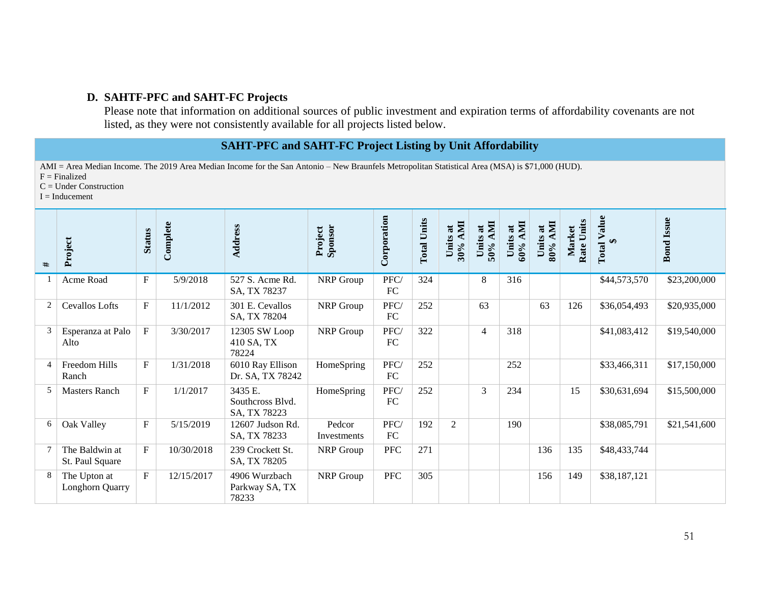### D. SAHTF-PFC and SAHT-FC Projects

Please note that information on additional sources of public investment and expiration terms of affordability covenants are not listed, as they were not consistently available for all projects listed below.

**SAHT-PFC and SAHT-FC Project Listing by Unit Affordability**

AMI = Area Median Income. The 2019 Area Median Income for the San Antonio – New Braunfels Metropolitan Statistical Area (MSA) is $71,000 (HUD).
F = Finalized
C = Under Construction
I = Inducement

| # | Project | Status | Complete | Address | Project Sponsor | Corporation | Total Units | Units at 30% AMI | Units at 50% AMI | Units at 60% AMI | Units at 80% AMI | Market Rate Units | Total Value $ | Bond Issue |
|---|---|---|---|---|---|---|---|---|---|---|---|---|---|---|
| 1 | Acme Road | F | 5/9/2018 | 527 S. Acme Rd. SA, TX 78237 | NRP Group | PFC/ FC | 324 | | 8 | 316 | | | $44,573,570 | $23,200,000 |
| 2 | Cevallos Lofts | F | 11/1/2012 | 301 E. Cevallos SA, TX 78204 | NRP Group | PFC/ FC | 252 | | 63 | | 63 | 126 | $36,054,493 | $20,935,000 |
| 3 | Esperanza at Palo Alto | F | 3/30/2017 | 12305 SW Loop 410 SA, TX 78224 | NRP Group | PFC/ FC | 322 | | 4 | 318 | | | $41,083,412 | $19,540,000 |
| 4 | Freedom Hills Ranch | F | 1/31/2018 | 6010 Ray Ellison Dr. SA, TX 78242 | HomeSpring | PFC/ FC | 252 | | | 252 | | | $33,466,311 | $17,150,000 |
| 5 | Masters Ranch | F | 1/1/2017 | 3435 E. Southcross Blvd. SA, TX 78223 | HomeSpring | PFC/ FC | 252 | | 3 | 234 | | 15 | $30,631,694 | $15,500,000 |
| 6 | Oak Valley | F | 5/15/2019 | 12607 Judson Rd. SA, TX 78233 | Pedcor Investments | PFC/ FC | 192 | 2 | | 190 | | | $38,085,791 | $21,541,600 |
| 7 | The Baldwin at St. Paul Square | F | 10/30/2018 | 239 Crockett St. SA, TX 78205 | NRP Group | PFC | 271 | | | | 136 | 135 | $48,433,744 | |
| 8 | The Upton at Longhorn Quarry | F | 12/15/2017 | 4906 Wurzbach Parkway SA, TX 78233 | NRP Group | PFC | 305 | | | | 156 | 149 | $38,187,121 | |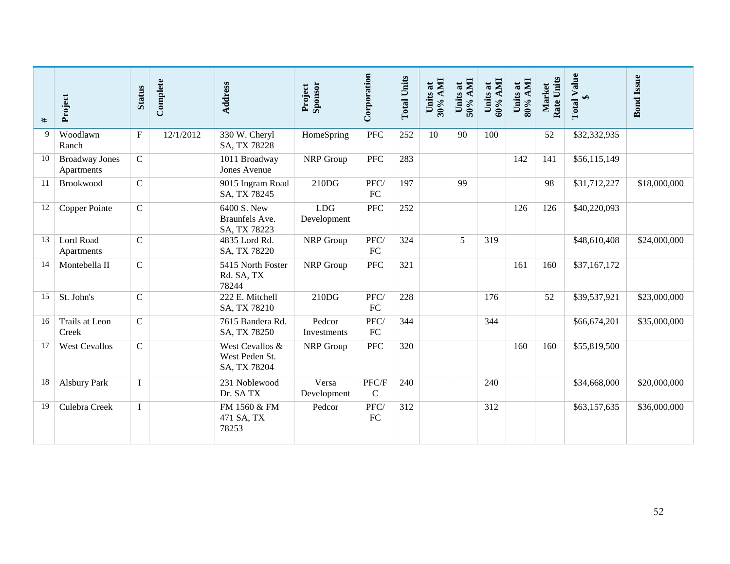| # | Project | Status | Complete | Address | Project Sponsor | Corporation | Total Units | Units at 30% AMI | Units at 50% AMI | Units at 60% AMI | Units at 80% AMI | Market Rate Units | Total Value $ | Bond Issue |
|---|---|---|---|---|---|---|---|---|---|---|---|---|---|---|
| 9 | Woodlawn Ranch | F | 12/1/2012 | 330 W. Cheryl SA, TX 78228 | HomeSpring | PFC | 252 | 10 | 90 | 100 | | 52 | $32,332,935 | |
| 10 | Broadway Jones Apartments | C | | 1011 Broadway Jones Avenue | NRP Group | PFC | 283 | | | | 142 | 141 | $56,115,149 | |
| 11 | Brookwood | C | | 9015 Ingram Road SA, TX 78245 | 210DG | PFC/ FC | 197 | | 99 | | | 98 | $31,712,227 | $18,000,000 |
| 12 | Copper Pointe | C | | 6400 S. New Braunfels Ave. SA, TX 78223 | LDG Development | PFC | 252 | | | | 126 | 126 | $40,220,093 | |
| 13 | Lord Road Apartments | C | | 4835 Lord Rd. SA, TX 78220 | NRP Group | PFC/ FC | 324 | | 5 | 319 | | | $48,610,408 | $24,000,000 |
| 14 | Montebella II | C | | 5415 North Foster Rd. SA, TX 78244 | NRP Group | PFC | 321 | | | | 161 | 160 | $37,167,172 | |
| 15 | St. John's | C | | 222 E. Mitchell SA, TX 78210 | 210DG | PFC/ FC | 228 | | | 176 | | 52 | $39,537,921 | $23,000,000 |
| 16 | Trails at Leon Creek | C | | 7615 Bandera Rd. SA, TX 78250 | Pedcor Investments | PFC/ FC | 344 | | | 344 | | | $66,674,201 | $35,000,000 |
| 17 | West Cevallos | C | | West Cevallos & West Peden St. SA, TX 78204 | NRP Group | PFC | 320 | | | | 160 | 160 | $55,819,500 | |
| 18 | Alsbury Park | I | | 231 Noblewood Dr. SA TX | Versa Development | PFC/FC | 240 | | | 240 | | | $34,668,000 | $20,000,000 |
| 19 | Culebra Creek | I | | FM 1560 & FM 471 SA, TX 78253 | Pedcor | PFC/ FC | 312 | | | 312 | | | $63,157,635 | $36,000,000 |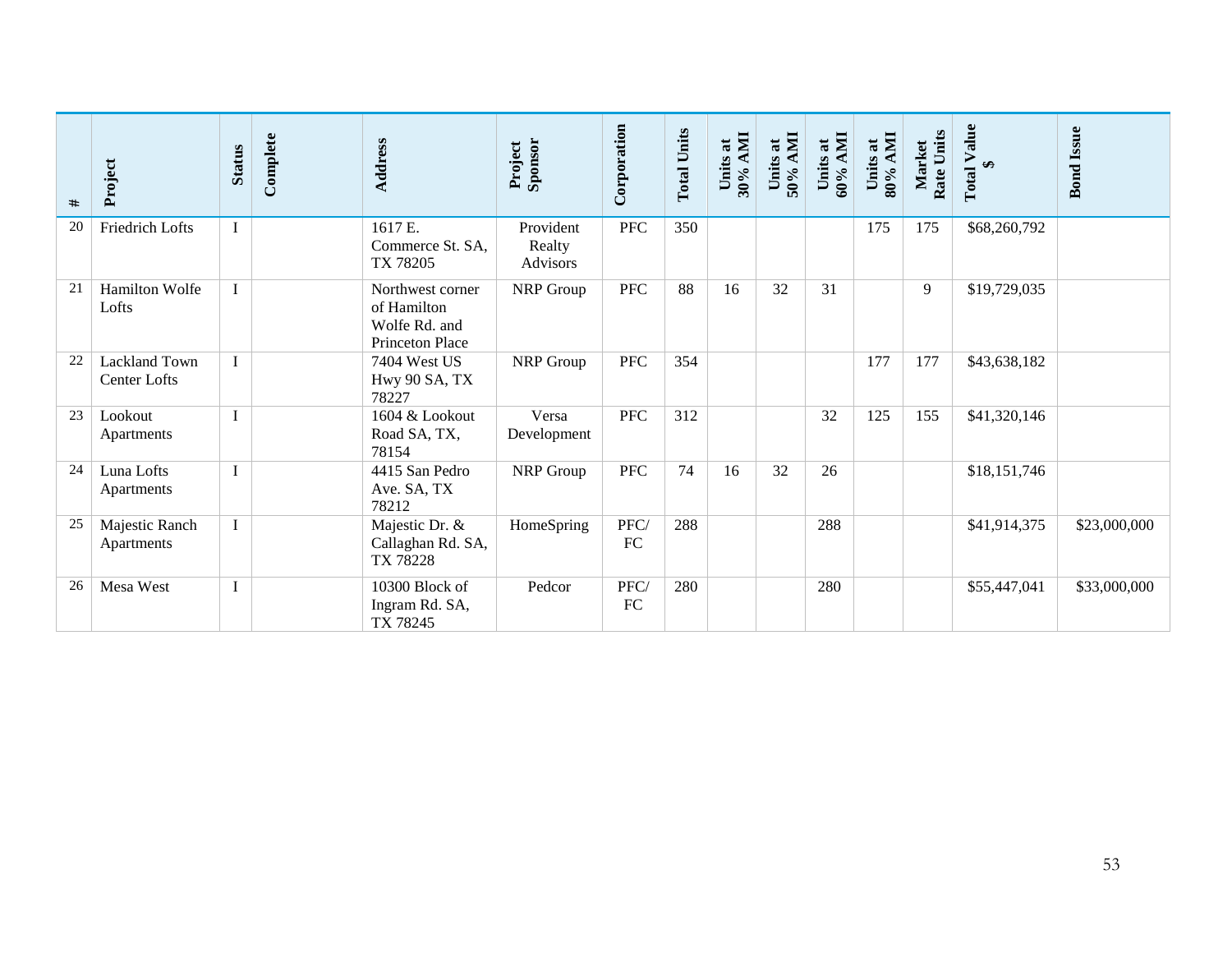| # | Project | Status | Complete | Address | Project Sponsor | Corporation | Total Units | Units at 30% AMI | Units at 50% AMI | Units at 60% AMI | Units at 80% AMI | Market Rate Units | Total Value $ | Bond Issue |
|---|---|---|---|---|---|---|---|---|---|---|---|---|---|---|
| 20 | Friedrich Lofts | I | | 1617 E. Commerce St. SA, TX 78205 | Provident Realty Advisors | PFC | 350 | | | | 175 | 175 | $68,260,792 | |
| 21 | Hamilton Wolfe Lofts | I | | Northwest corner of Hamilton Wolfe Rd. and Princeton Place | NRP Group | PFC | 88 | 16 | 32 | 31 | | 9 | $19,729,035 | |
| 22 | Lackland Town Center Lofts | I | | 7404 West US Hwy 90 SA, TX 78227 | NRP Group | PFC | 354 | | | | 177 | 177 | $43,638,182 | |
| 23 | Lookout Apartments | I | | 1604 & Lookout Road SA, TX, 78154 | Versa Development | PFC | 312 | | | 32 | 125 | 155 | $41,320,146 | |
| 24 | Luna Lofts Apartments | I | | 4415 San Pedro Ave. SA, TX 78212 | NRP Group | PFC | 74 | 16 | 32 | 26 | | | $18,151,746 | |
| 25 | Majestic Ranch Apartments | I | | Majestic Dr. & Callaghan Rd. SA, TX 78228 | HomeSpring | PFC/ FC | 288 | | | 288 | | | $41,914,375 | $23,000,000 |
| 26 | Mesa West | I | | 10300 Block of Ingram Rd. SA, TX 78245 | Pedcor | PFC/ FC | 280 | | | 280 | | | $55,447,041 | $33,000,000 |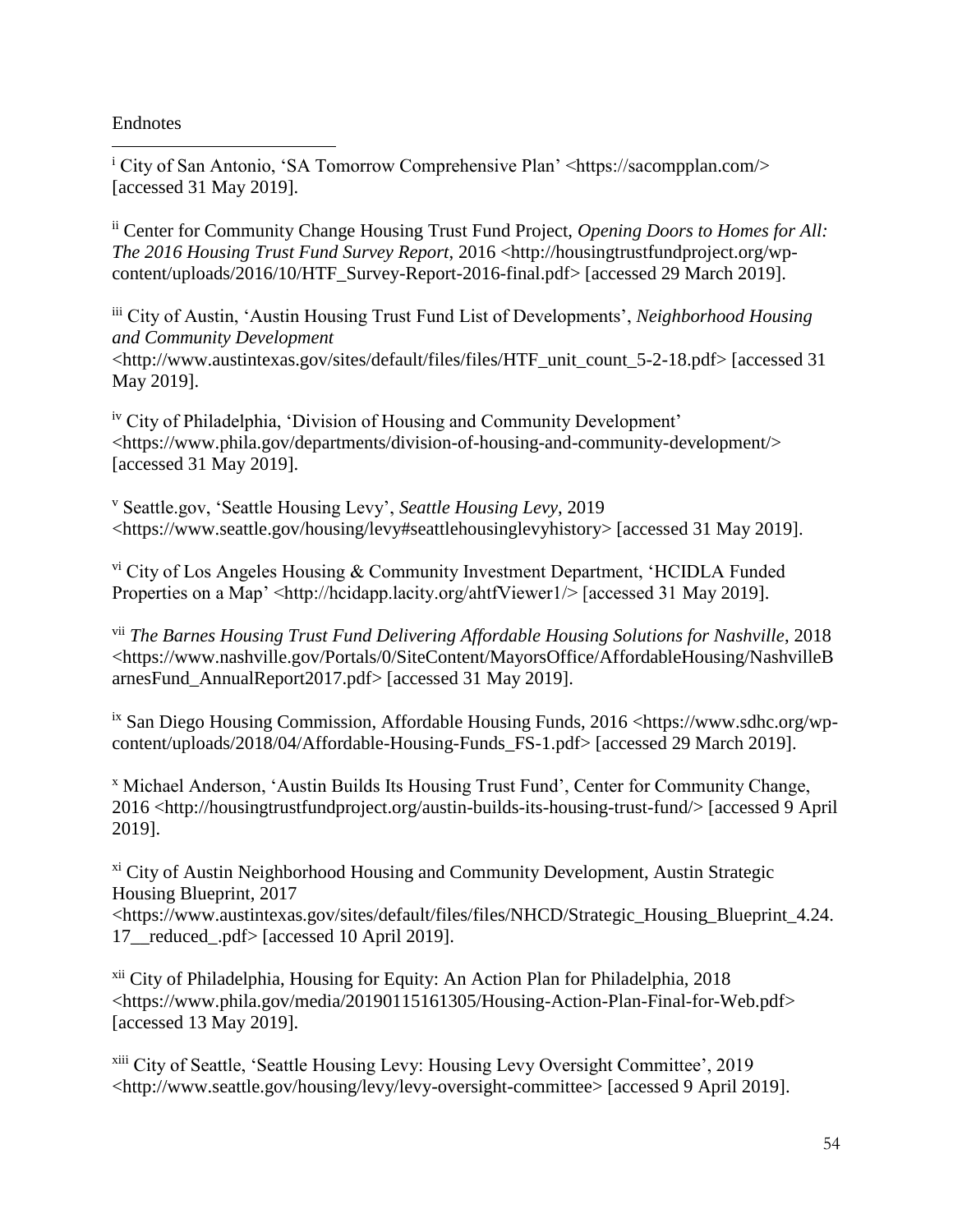Endnotes

[i] City of San Antonio, 'SA Tomorrow Comprehensive Plan' <https://sacompplan.com/> [accessed 31 May 2019].

[ii] Center for Community Change Housing Trust Fund Project, *Opening Doors to Homes for All: The 2016 Housing Trust Fund Survey Report*, 2016 <http://housingtrustfundproject.org/wp-content/uploads/2016/10/HTF_Survey-Report-2016-final.pdf> [accessed 29 March 2019].

[iii] City of Austin, 'Austin Housing Trust Fund List of Developments', *Neighborhood Housing and Community Development* <http://www.austintexas.gov/sites/default/files/files/HTF_unit_count_5-2-18.pdf> [accessed 31 May 2019].

[iv] City of Philadelphia, 'Division of Housing and Community Development' <https://www.phila.gov/departments/division-of-housing-and-community-development/> [accessed 31 May 2019].

[v] Seattle.gov, 'Seattle Housing Levy', *Seattle Housing Levy*, 2019 <https://www.seattle.gov/housing/levy#seattlehousinglevyhistory> [accessed 31 May 2019].

[vi] City of Los Angeles Housing & Community Investment Department, 'HCIDLA Funded Properties on a Map' <http://hcidapp.lacity.org/ahtfViewer1/> [accessed 31 May 2019].

[vii] *The Barnes Housing Trust Fund Delivering Affordable Housing Solutions for Nashville*, 2018 <https://www.nashville.gov/Portals/0/SiteContent/MayorsOffice/AffordableHousing/NashvilleBarnesFund_AnnualReport2017.pdf> [accessed 31 May 2019].

[ix] San Diego Housing Commission, Affordable Housing Funds, 2016 <https://www.sdhc.org/wp-content/uploads/2018/04/Affordable-Housing-Funds_FS-1.pdf> [accessed 29 March 2019].

[x] Michael Anderson, 'Austin Builds Its Housing Trust Fund', Center for Community Change, 2016 <http://housingtrustfundproject.org/austin-builds-its-housing-trust-fund/> [accessed 9 April 2019].

[xi] City of Austin Neighborhood Housing and Community Development, Austin Strategic Housing Blueprint, 2017 <https://www.austintexas.gov/sites/default/files/files/NHCD/Strategic_Housing_Blueprint_4.24.17__reduced_.pdf> [accessed 10 April 2019].

[xii] City of Philadelphia, Housing for Equity: An Action Plan for Philadelphia, 2018 <https://www.phila.gov/media/20190115161305/Housing-Action-Plan-Final-for-Web.pdf> [accessed 13 May 2019].

[xiii] City of Seattle, 'Seattle Housing Levy: Housing Levy Oversight Committee', 2019 <http://www.seattle.gov/housing/levy/levy-oversight-committee> [accessed 9 April 2019].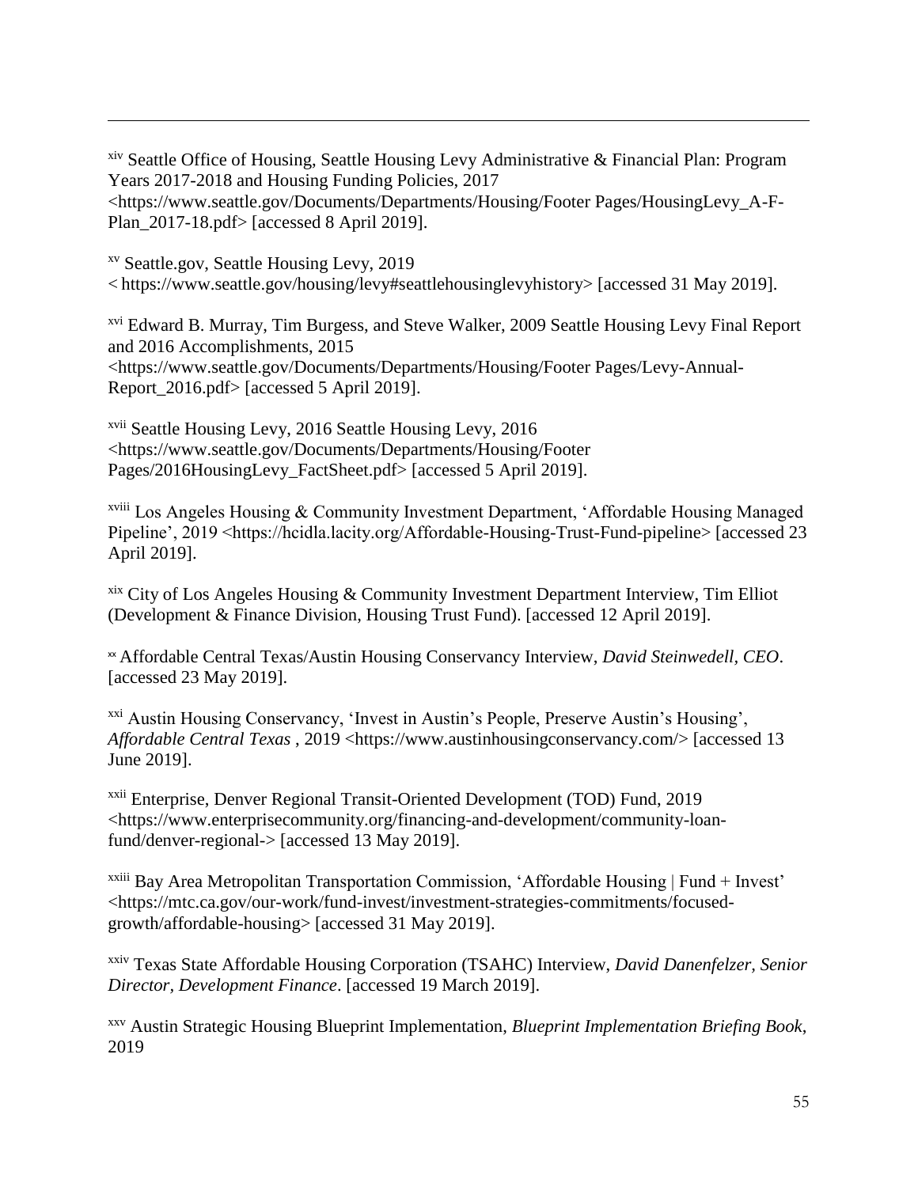[xiv] Seattle Office of Housing, Seattle Housing Levy Administrative & Financial Plan: Program Years 2017-2018 and Housing Funding Policies, 2017 <https://www.seattle.gov/Documents/Departments/Housing/Footer Pages/HousingLevy_A-F-Plan_2017-18.pdf> [accessed 8 April 2019].

[xv] Seattle.gov, Seattle Housing Levy, 2019 < https://www.seattle.gov/housing/levy#seattlehousinglevyhistory> [accessed 31 May 2019].

[xvi] Edward B. Murray, Tim Burgess, and Steve Walker, 2009 Seattle Housing Levy Final Report and 2016 Accomplishments, 2015 <https://www.seattle.gov/Documents/Departments/Housing/Footer Pages/Levy-Annual-Report_2016.pdf> [accessed 5 April 2019].

[xvii] Seattle Housing Levy, 2016 Seattle Housing Levy, 2016 <https://www.seattle.gov/Documents/Departments/Housing/Footer Pages/2016HousingLevy_FactSheet.pdf> [accessed 5 April 2019].

[xviii] Los Angeles Housing & Community Investment Department, 'Affordable Housing Managed Pipeline', 2019 <https://hcidla.lacity.org/Affordable-Housing-Trust-Fund-pipeline> [accessed 23 April 2019].

[xix] City of Los Angeles Housing & Community Investment Department Interview, Tim Elliot (Development & Finance Division, Housing Trust Fund). [accessed 12 April 2019].

[xx] Affordable Central Texas/Austin Housing Conservancy Interview, *David Steinwedell, CEO*. [accessed 23 May 2019].

[xxi] Austin Housing Conservancy, 'Invest in Austin's People, Preserve Austin's Housing', *Affordable Central Texas* , 2019 <https://www.austinhousingconservancy.com/> [accessed 13 June 2019].

[xxii] Enterprise, Denver Regional Transit-Oriented Development (TOD) Fund, 2019 <https://www.enterprisecommunity.org/financing-and-development/community-loan-fund/denver-regional-> [accessed 13 May 2019].

[xxiii] Bay Area Metropolitan Transportation Commission, 'Affordable Housing | Fund + Invest' <https://mtc.ca.gov/our-work/fund-invest/investment-strategies-commitments/focused-growth/affordable-housing> [accessed 31 May 2019].

[xxiv] Texas State Affordable Housing Corporation (TSAHC) Interview, *David Danenfelzer, Senior Director, Development Finance*. [accessed 19 March 2019].

[xxv] Austin Strategic Housing Blueprint Implementation, *Blueprint Implementation Briefing Book*, 2019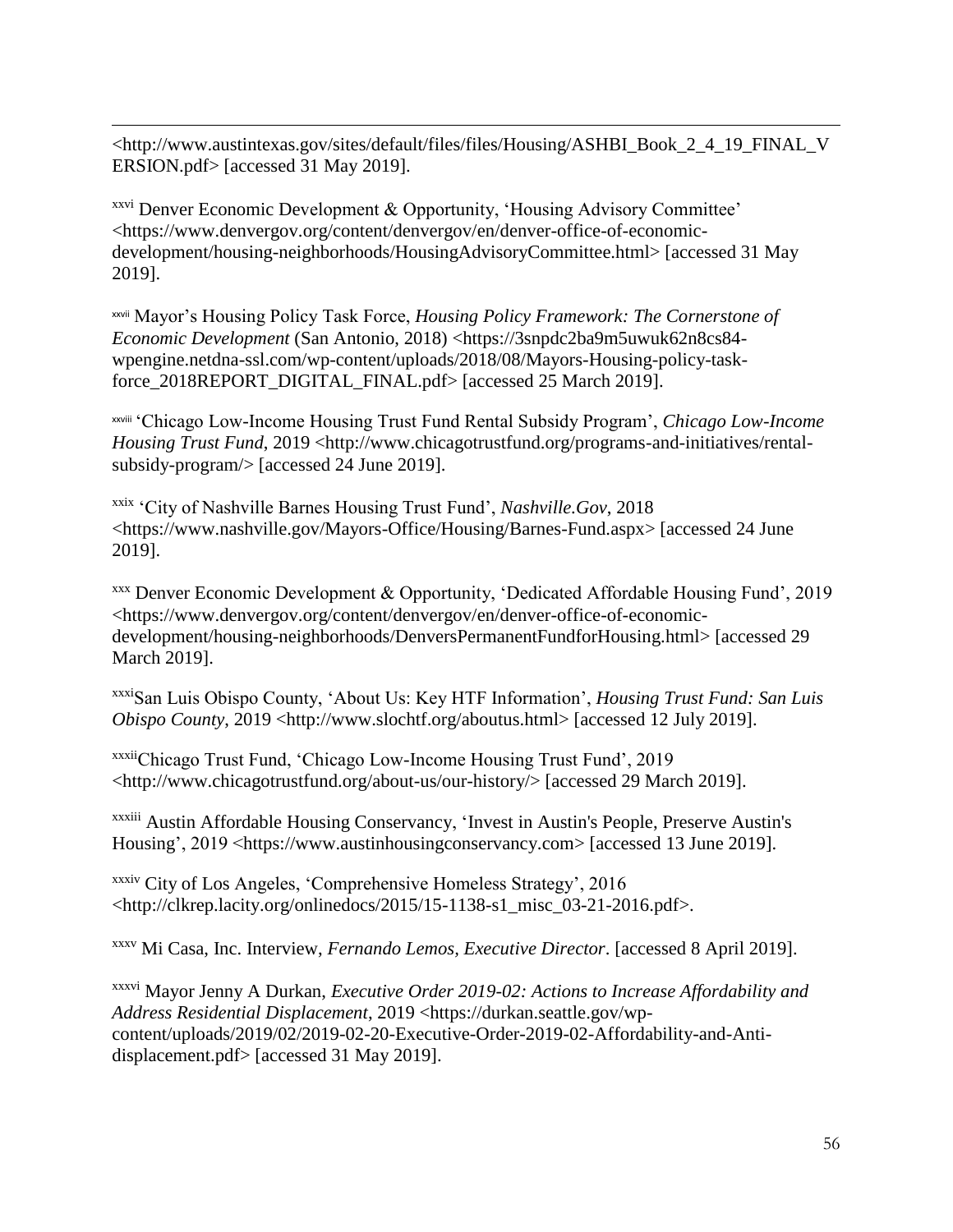<http://www.austintexas.gov/sites/default/files/files/Housing/ASHBI_Book_2_4_19_FINAL_VERSION.pdf> [accessed 31 May 2019].

[xxvi] Denver Economic Development & Opportunity, 'Housing Advisory Committee' <https://www.denvergov.org/content/denvergov/en/denver-office-of-economic-development/housing-neighborhoods/HousingAdvisoryCommittee.html> [accessed 31 May 2019].

[xxvii] Mayor's Housing Policy Task Force, *Housing Policy Framework: The Cornerstone of Economic Development* (San Antonio, 2018) <https://3snpdc2ba9m5uwuk62n8cs84-wpengine.netdna-ssl.com/wp-content/uploads/2018/08/Mayors-Housing-policy-task-force_2018REPORT_DIGITAL_FINAL.pdf> [accessed 25 March 2019].

[xxviii] 'Chicago Low-Income Housing Trust Fund Rental Subsidy Program', *Chicago Low-Income Housing Trust Fund*, 2019 <http://www.chicagotrustfund.org/programs-and-initiatives/rental-subsidy-program/> [accessed 24 June 2019].

[xxix] 'City of Nashville Barnes Housing Trust Fund', *Nashville.Gov*, 2018 <https://www.nashville.gov/Mayors-Office/Housing/Barnes-Fund.aspx> [accessed 24 June 2019].

[xxx] Denver Economic Development & Opportunity, 'Dedicated Affordable Housing Fund', 2019 <https://www.denvergov.org/content/denvergov/en/denver-office-of-economic-development/housing-neighborhoods/DenversPermanentFundforHousing.html> [accessed 29 March 2019].

[xxxi] San Luis Obispo County, 'About Us: Key HTF Information', *Housing Trust Fund: San Luis Obispo County*, 2019 <http://www.slochtf.org/aboutus.html> [accessed 12 July 2019].

[xxxii] Chicago Trust Fund, 'Chicago Low-Income Housing Trust Fund', 2019 <http://www.chicagotrustfund.org/about-us/our-history/> [accessed 29 March 2019].

[xxxiii] Austin Affordable Housing Conservancy, 'Invest in Austin's People, Preserve Austin's Housing', 2019 <https://www.austinhousingconservancy.com> [accessed 13 June 2019].

[xxxiv] City of Los Angeles, 'Comprehensive Homeless Strategy', 2016 <http://clkrep.lacity.org/onlinedocs/2015/15-1138-s1_misc_03-21-2016.pdf>.

[xxxv] Mi Casa, Inc. Interview, *Fernando Lemos, Executive Director*. [accessed 8 April 2019].

[xxxvi] Mayor Jenny A Durkan, *Executive Order 2019-02: Actions to Increase Affordability and Address Residential Displacement*, 2019 <https://durkan.seattle.gov/wp-content/uploads/2019/02/2019-02-20-Executive-Order-2019-02-Affordability-and-Anti-displacement.pdf> [accessed 31 May 2019].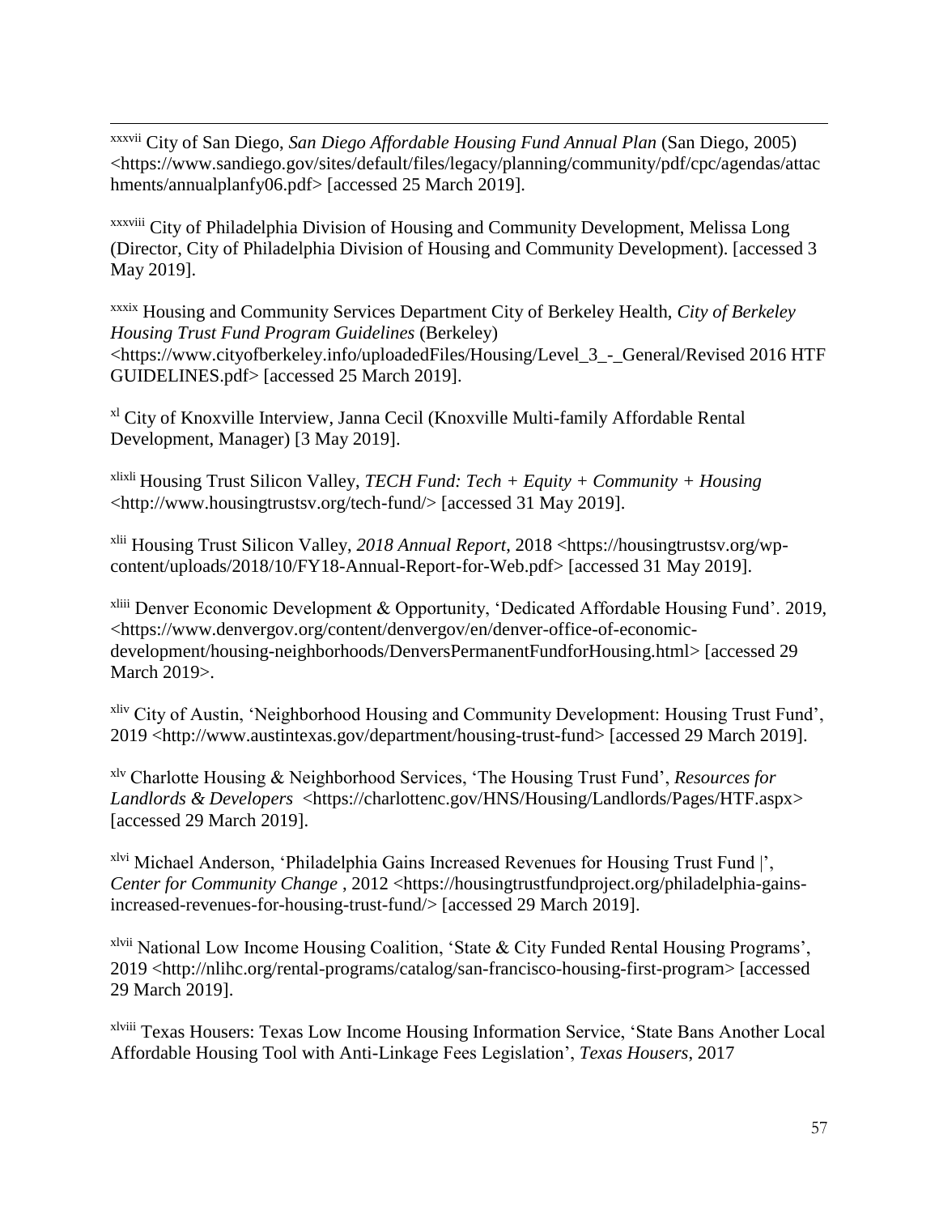[xxxvii] City of San Diego, *San Diego Affordable Housing Fund Annual Plan* (San Diego, 2005) <https://www.sandiego.gov/sites/default/files/legacy/planning/community/pdf/cpc/agendas/attachments/annualplanfy06.pdf> [accessed 25 March 2019].

[xxxviii] City of Philadelphia Division of Housing and Community Development, Melissa Long (Director, City of Philadelphia Division of Housing and Community Development). [accessed 3 May 2019].

[xxxix] Housing and Community Services Department City of Berkeley Health, *City of Berkeley Housing Trust Fund Program Guidelines* (Berkeley) <https://www.cityofberkeley.info/uploadedFiles/Housing/Level_3_-_General/Revised 2016 HTF GUIDELINES.pdf> [accessed 25 March 2019].

[xl] City of Knoxville Interview, Janna Cecil (Knoxville Multi-family Affordable Rental Development, Manager) [3 May 2019].

[xlixli] Housing Trust Silicon Valley, *TECH Fund: Tech + Equity + Community + Housing* <http://www.housingtrustsv.org/tech-fund/> [accessed 31 May 2019].

[xlii] Housing Trust Silicon Valley, *2018 Annual Report*, 2018 <https://housingtrustsv.org/wp-content/uploads/2018/10/FY18-Annual-Report-for-Web.pdf> [accessed 31 May 2019].

[xliii] Denver Economic Development & Opportunity, 'Dedicated Affordable Housing Fund'. 2019, <https://www.denvergov.org/content/denvergov/en/denver-office-of-economic-development/housing-neighborhoods/DenversPermanentFundforHousing.html> [accessed 29 March 2019>.

[xliv] City of Austin, 'Neighborhood Housing and Community Development: Housing Trust Fund', 2019 <http://www.austintexas.gov/department/housing-trust-fund> [accessed 29 March 2019].

[xlv] Charlotte Housing & Neighborhood Services, 'The Housing Trust Fund', *Resources for Landlords & Developers* <https://charlottenc.gov/HNS/Housing/Landlords/Pages/HTF.aspx> [accessed 29 March 2019].

[xlvi] Michael Anderson, 'Philadelphia Gains Increased Revenues for Housing Trust Fund |', *Center for Community Change* , 2012 <https://housingtrustfundproject.org/philadelphia-gains-increased-revenues-for-housing-trust-fund/> [accessed 29 March 2019].

[xlvii] National Low Income Housing Coalition, 'State & City Funded Rental Housing Programs', 2019 <http://nlihc.org/rental-programs/catalog/san-francisco-housing-first-program> [accessed 29 March 2019].

[xlviii] Texas Housers: Texas Low Income Housing Information Service, 'State Bans Another Local Affordable Housing Tool with Anti-Linkage Fees Legislation', *Texas Housers*, 2017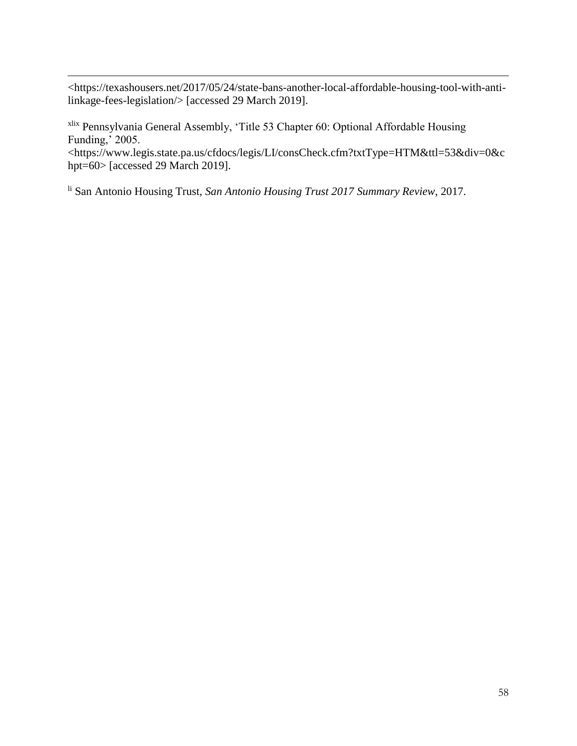<https://texashousers.net/2017/05/24/state-bans-another-local-affordable-housing-tool-with-anti-linkage-fees-legislation/> [accessed 29 March 2019].

[xlix] Pennsylvania General Assembly, 'Title 53 Chapter 60: Optional Affordable Housing Funding,' 2005. <https://www.legis.state.pa.us/cfdocs/legis/LI/consCheck.cfm?txtType=HTM&ttl=53&div=0&chpt=60> [accessed 29 March 2019].

[li] San Antonio Housing Trust, *San Antonio Housing Trust 2017 Summary Review,* 2017.